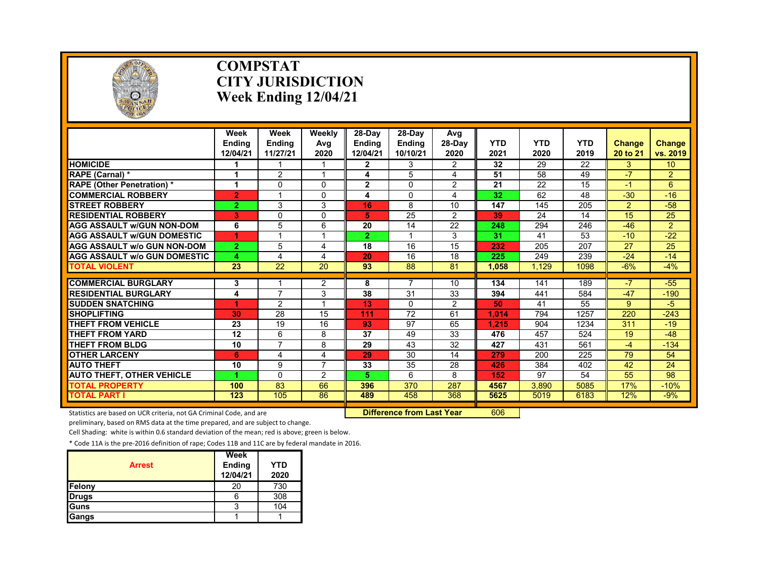# COMPSTAT
# CITY JURISDICTION
# Week Ending 12/04/21

| | Week Ending 12/04/21 | Week Ending 11/27/21 | Weekly Avg 2020 | 28-Day Ending 12/04/21 | 28-Day Ending 10/10/21 | Avg 28-Day 2020 | YTD 2021 | YTD 2020 | YTD 2019 | Change 20 to 21 | Change vs. 2019 |
|---|---|---|---|---|---|---|---|---|---|---|---|
| HOMICIDE | 1 | 1 | 1 | 2 | 3 | 2 | 32 | 29 | 22 | 3 | 10 |
| RAPE (Carnal) * | 1 | 2 | 1 | 4 | 5 | 4 | 51 | 58 | 49 | -7 | 2 |
| RAPE (Other Penetration) * | 1 | 0 | 0 | 2 | 0 | 2 | 21 | 22 | 15 | -1 | 6 |
| COMMERCIAL ROBBERY | 2 | 1 | 0 | 4 | 0 | 4 | 32 | 62 | 48 | -30 | -16 |
| STREET ROBBERY | 2 | 3 | 3 | 16 | 8 | 10 | 147 | 145 | 205 | 2 | -58 |
| RESIDENTIAL ROBBERY | 3 | 0 | 0 | 5 | 25 | 2 | 39 | 24 | 14 | 15 | 25 |
| AGG ASSAULT w/GUN NON-DOM | 6 | 5 | 6 | 20 | 14 | 22 | 248 | 294 | 246 | -46 | 2 |
| AGG ASSAULT w/GUN DOMESTIC | 1 | 1 | 1 | 2 | 1 | 3 | 31 | 41 | 53 | -10 | -22 |
| AGG ASSAULT w/o GUN NON-DOM | 2 | 5 | 4 | 18 | 16 | 15 | 232 | 205 | 207 | 27 | 25 |
| AGG ASSAULT w/o GUN DOMESTIC | 4 | 4 | 4 | 20 | 16 | 18 | 225 | 249 | 239 | -24 | -14 |
| TOTAL VIOLENT | 23 | 22 | 20 | 93 | 88 | 81 | 1,058 | 1,129 | 1098 | -6% | -4% |
| COMMERCIAL BURGLARY | 3 | 1 | 2 | 8 | 7 | 10 | 134 | 141 | 189 | -7 | -55 |
| RESIDENTIAL BURGLARY | 4 | 7 | 3 | 38 | 31 | 33 | 394 | 441 | 584 | -47 | -190 |
| SUDDEN SNATCHING | 1 | 2 | 1 | 13 | 0 | 2 | 50 | 41 | 55 | 9 | -5 |
| SHOPLIFTING | 30 | 28 | 15 | 111 | 72 | 61 | 1,014 | 794 | 1257 | 220 | -243 |
| THEFT FROM VEHICLE | 23 | 19 | 16 | 93 | 97 | 65 | 1,215 | 904 | 1234 | 311 | -19 |
| THEFT FROM YARD | 12 | 6 | 8 | 37 | 49 | 33 | 476 | 457 | 524 | 19 | -48 |
| THEFT FROM BLDG | 10 | 7 | 8 | 29 | 43 | 32 | 427 | 431 | 561 | -4 | -134 |
| OTHER LARCENY | 6 | 4 | 4 | 29 | 30 | 14 | 279 | 200 | 225 | 79 | 54 |
| AUTO THEFT | 10 | 9 | 7 | 33 | 35 | 28 | 426 | 384 | 402 | 42 | 24 |
| AUTO THEFT, OTHER VEHICLE | 1 | 0 | 2 | 5 | 6 | 8 | 152 | 97 | 54 | 55 | 98 |
| TOTAL PROPERTY | 100 | 83 | 66 | 396 | 370 | 287 | 4567 | 3,890 | 5085 | 17% | -10% |
| TOTAL PART I | 123 | 105 | 86 | 489 | 458 | 368 | 5625 | 5019 | 6183 | 12% | -9% |

**Difference from Last Year** 606

Statistics are based on UCR criteria, not GA Criminal Code, and are preliminary, based on RMS data at the time prepared, and are subject to change.

Cell Shading: white is within 0.6 standard deviation of the mean; red is above; green is below.

* Code 11A is the pre-2016 definition of rape; Codes 11B and 11C are by federal mandate in 2016.

| Arrest | Week Ending 12/04/21 | YTD 2020 |
|---|---|---|
| Felony | 20 | 730 |
| Drugs | 6 | 308 |
| Guns | 3 | 104 |
| Gangs | 1 | 1 |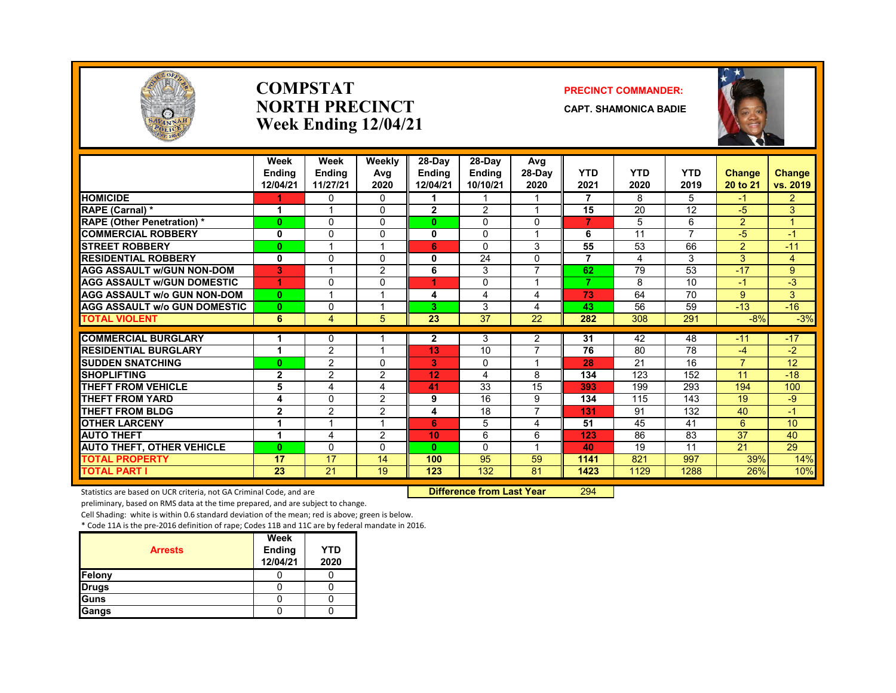# COMPSTAT
# NORTH PRECINCT
# Week Ending 12/04/21

**PRECINCT COMMANDER:**

**CAPT. SHAMONICA BADIE**

| | Week Ending 12/04/21 | Week Ending 11/27/21 | Weekly Avg 2020 | 28-Day Ending 12/04/21 | 28-Day Ending 10/10/21 | Avg 28-Day 2020 | YTD 2021 | YTD 2020 | YTD 2019 | Change 20 to 21 | Change vs. 2019 |
|---|---|---|---|---|---|---|---|---|---|---|---|
| HOMICIDE | 1 | 0 | 0 | 1 | 1 | 1 | 7 | 8 | 5 | -1 | 2 |
| RAPE (Carnal) * | 1 | 1 | 0 | 2 | 2 | 1 | 15 | 20 | 12 | -5 | 3 |
| RAPE (Other Penetration) * | 0 | 0 | 0 | 0 | 0 | 0 | 7 | 5 | 6 | 2 | 1 |
| COMMERCIAL ROBBERY | 0 | 0 | 0 | 0 | 0 | 1 | 6 | 11 | 7 | -5 | -1 |
| STREET ROBBERY | 0 | 1 | 1 | 6 | 0 | 3 | 55 | 53 | 66 | 2 | -11 |
| RESIDENTIAL ROBBERY | 0 | 0 | 0 | 0 | 24 | 0 | 7 | 4 | 3 | 3 | 4 |
| AGG ASSAULT w/GUN NON-DOM | 3 | 1 | 2 | 6 | 3 | 7 | 62 | 79 | 53 | -17 | 9 |
| AGG ASSAULT w/GUN DOMESTIC | 1 | 0 | 0 | 1 | 0 | 1 | 7 | 8 | 10 | -1 | -3 |
| AGG ASSAULT w/o GUN NON-DOM | 0 | 1 | 1 | 4 | 4 | 4 | 73 | 64 | 70 | 9 | 3 |
| AGG ASSAULT w/o GUN DOMESTIC | 0 | 0 | 1 | 3 | 3 | 4 | 43 | 56 | 59 | -13 | -16 |
| TOTAL VIOLENT | 6 | 4 | 5 | 23 | 37 | 22 | 282 | 308 | 291 | -8% | -3% |
| COMMERCIAL BURGLARY | 1 | 0 | 1 | 2 | 3 | 2 | 31 | 42 | 48 | -11 | -17 |
| RESIDENTIAL BURGLARY | 1 | 2 | 1 | 13 | 10 | 7 | 76 | 80 | 78 | -4 | -2 |
| SUDDEN SNATCHING | 0 | 2 | 0 | 3 | 0 | 1 | 28 | 21 | 16 | 7 | 12 |
| SHOPLIFTING | 2 | 2 | 2 | 12 | 4 | 8 | 134 | 123 | 152 | 11 | -18 |
| THEFT FROM VEHICLE | 5 | 4 | 4 | 41 | 33 | 15 | 393 | 199 | 293 | 194 | 100 |
| THEFT FROM YARD | 4 | 0 | 2 | 9 | 16 | 9 | 134 | 115 | 143 | 19 | -9 |
| THEFT FROM BLDG | 2 | 2 | 2 | 4 | 18 | 7 | 131 | 91 | 132 | 40 | -1 |
| OTHER LARCENY | 1 | 1 | 1 | 6 | 5 | 4 | 51 | 45 | 41 | 6 | 10 |
| AUTO THEFT | 1 | 4 | 2 | 10 | 6 | 6 | 123 | 86 | 83 | 37 | 40 |
| AUTO THEFT, OTHER VEHICLE | 0 | 0 | 0 | 0 | 0 | 1 | 40 | 19 | 11 | 21 | 29 |
| TOTAL PROPERTY | 17 | 17 | 14 | 100 | 95 | 59 | 1141 | 821 | 997 | 39% | 14% |
| TOTAL PART I | 23 | 21 | 19 | 123 | 132 | 81 | 1423 | 1129 | 1288 | 26% | 10% |

**Difference from Last Year** 294

Statistics are based on UCR criteria, not GA Criminal Code, and are preliminary, based on RMS data at the time prepared, and are subject to change.

Cell Shading: white is within 0.6 standard deviation of the mean; red is above; green is below.

* Code 11A is the pre-2016 definition of rape; Codes 11B and 11C are by federal mandate in 2016.

| Arrests | Week Ending 12/04/21 | YTD 2020 |
|---|---|---|
| Felony | 0 | 0 |
| Drugs | 0 | 0 |
| Guns | 0 | 0 |
| Gangs | 0 | 0 |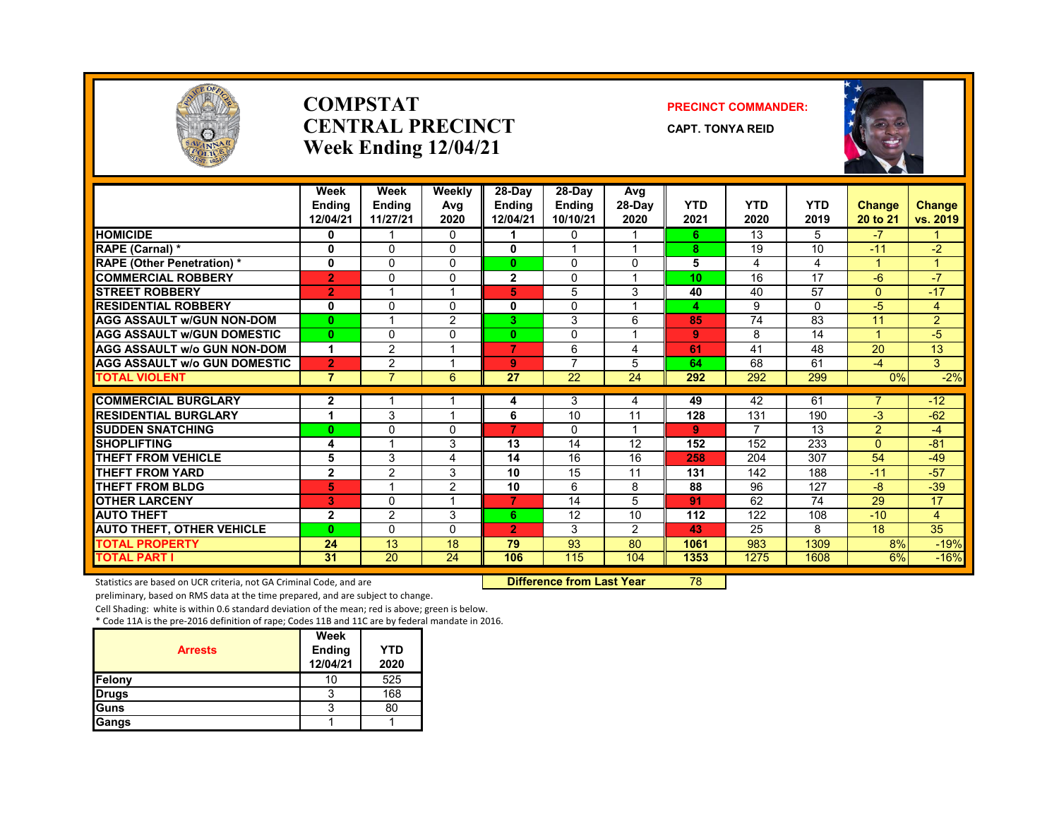# COMPSTAT
# CENTRAL PRECINCT
# Week Ending 12/04/21

**PRECINCT COMMANDER:**

**CAPT. TONYA REID**

| | Week Ending 12/04/21 | Week Ending 11/27/21 | Weekly Avg 2020 | 28-Day Ending 12/04/21 | 28-Day Ending 10/10/21 | Avg 28-Day 2020 | YTD 2021 | YTD 2020 | YTD 2019 | Change 20 to 21 | Change vs. 2019 |
|---|---|---|---|---|---|---|---|---|---|---|---|
| HOMICIDE | 0 | 1 | 0 | 1 | 0 | 1 | 6 | 13 | 5 | -7 | 1 |
| RAPE (Carnal) * | 0 | 0 | 0 | 0 | 1 | 1 | 8 | 19 | 10 | -11 | -2 |
| RAPE (Other Penetration) * | 0 | 0 | 0 | 0 | 0 | 0 | 5 | 4 | 4 | 1 | 1 |
| COMMERCIAL ROBBERY | 2 | 0 | 0 | 2 | 0 | 1 | 10 | 16 | 17 | -6 | -7 |
| STREET ROBBERY | 2 | 1 | 1 | 5 | 5 | 3 | 40 | 40 | 57 | 0 | -17 |
| RESIDENTIAL ROBBERY | 0 | 0 | 0 | 0 | 0 | 1 | 4 | 9 | 0 | -5 | 4 |
| AGG ASSAULT w/GUN NON-DOM | 0 | 1 | 2 | 3 | 3 | 6 | 85 | 74 | 83 | 11 | 2 |
| AGG ASSAULT w/GUN DOMESTIC | 0 | 0 | 0 | 0 | 0 | 1 | 9 | 8 | 14 | 1 | -5 |
| AGG ASSAULT w/o GUN NON-DOM | 1 | 2 | 1 | 7 | 6 | 4 | 61 | 41 | 48 | 20 | 13 |
| AGG ASSAULT w/o GUN DOMESTIC | 2 | 2 | 1 | 9 | 7 | 5 | 64 | 68 | 61 | -4 | 3 |
| TOTAL VIOLENT | 7 | 7 | 6 | 27 | 22 | 24 | 292 | 292 | 299 | 0% | -2% |
| COMMERCIAL BURGLARY | 2 | 1 | 1 | 4 | 3 | 4 | 49 | 42 | 61 | 7 | -12 |
| RESIDENTIAL BURGLARY | 1 | 3 | 1 | 6 | 10 | 11 | 128 | 131 | 190 | -3 | -62 |
| SUDDEN SNATCHING | 0 | 0 | 0 | 7 | 0 | 1 | 9 | 7 | 13 | 2 | -4 |
| SHOPLIFTING | 4 | 1 | 3 | 13 | 14 | 12 | 152 | 152 | 233 | 0 | -81 |
| THEFT FROM VEHICLE | 5 | 3 | 4 | 14 | 16 | 16 | 258 | 204 | 307 | 54 | -49 |
| THEFT FROM YARD | 2 | 2 | 3 | 10 | 15 | 11 | 131 | 142 | 188 | -11 | -57 |
| THEFT FROM BLDG | 5 | 1 | 2 | 10 | 6 | 8 | 88 | 96 | 127 | -8 | -39 |
| OTHER LARCENY | 3 | 0 | 1 | 7 | 14 | 5 | 91 | 62 | 74 | 29 | 17 |
| AUTO THEFT | 2 | 2 | 3 | 6 | 12 | 10 | 112 | 122 | 108 | -10 | 4 |
| AUTO THEFT, OTHER VEHICLE | 0 | 0 | 0 | 2 | 3 | 2 | 43 | 25 | 8 | 18 | 35 |
| TOTAL PROPERTY | 24 | 13 | 18 | 79 | 93 | 80 | 1061 | 983 | 1309 | 8% | -19% |
| TOTAL PART I | 31 | 20 | 24 | 106 | 115 | 104 | 1353 | 1275 | 1608 | 6% | -16% |

**Difference from Last Year** 78

Statistics are based on UCR criteria, not GA Criminal Code, and are preliminary, based on RMS data at the time prepared, and are subject to change.

Cell Shading: white is within 0.6 standard deviation of the mean; red is above; green is below.

* Code 11A is the pre-2016 definition of rape; Codes 11B and 11C are by federal mandate in 2016.

| Arrests | Week Ending 12/04/21 | YTD 2020 |
|---|---|---|
| Felony | 10 | 525 |
| Drugs | 3 | 168 |
| Guns | 3 | 80 |
| Gangs | 1 | 1 |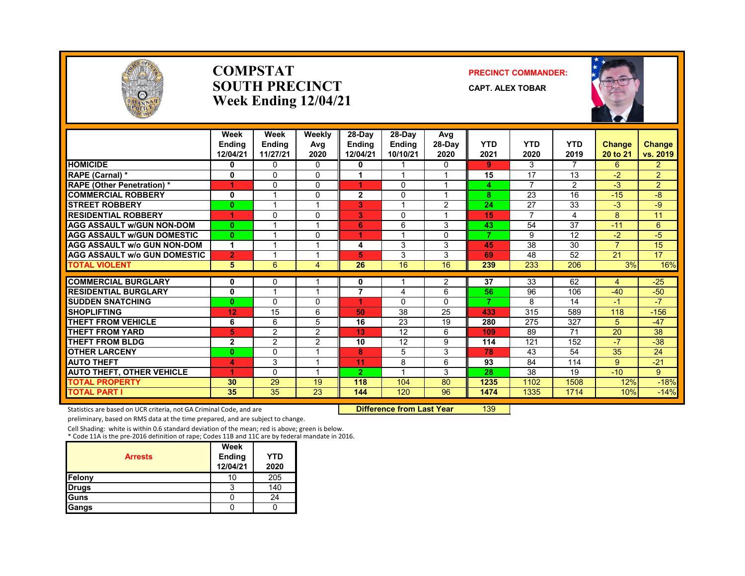# COMPSTAT
# SOUTH PRECINCT
## Week Ending 12/04/21

**PRECINCT COMMANDER:**

**CAPT. ALEX TOBAR**

| | Week Ending 12/04/21 | Week Ending 11/27/21 | Weekly Avg 2020 | 28-Day Ending 12/04/21 | 28-Day Ending 10/10/21 | Avg 28-Day 2020 | YTD 2021 | YTD 2020 | YTD 2019 | Change 20 to 21 | Change vs. 2019 |
|---|---|---|---|---|---|---|---|---|---|---|---|
| **HOMICIDE** | 0 | 0 | 0 | 0 | 1 | 0 | 9 | 3 | 7 | 6 | 2 |
| **RAPE (Carnal) *** | 0 | 0 | 0 | 1 | 1 | 1 | 15 | 17 | 13 | -2 | 2 |
| **RAPE (Other Penetration) *** | 1 | 0 | 0 | 1 | 0 | 1 | 4 | 7 | 2 | -3 | 2 |
| **COMMERCIAL ROBBERY** | 0 | 1 | 0 | 2 | 0 | 1 | 8 | 23 | 16 | -15 | -8 |
| **STREET ROBBERY** | 0 | 1 | 1 | 3 | 1 | 2 | 24 | 27 | 33 | -3 | -9 |
| **RESIDENTIAL ROBBERY** | 1 | 0 | 0 | 3 | 0 | 1 | 15 | 7 | 4 | 8 | 11 |
| **AGG ASSAULT w/GUN NON-DOM** | 0 | 1 | 1 | 6 | 6 | 3 | 43 | 54 | 37 | -11 | 6 |
| **AGG ASSAULT w/GUN DOMESTIC** | 0 | 1 | 0 | 1 | 1 | 0 | 7 | 9 | 12 | -2 | -5 |
| **AGG ASSAULT w/o GUN NON-DOM** | 1 | 1 | 1 | 4 | 3 | 3 | 45 | 38 | 30 | 7 | 15 |
| **AGG ASSAULT w/o GUN DOMESTIC** | 2 | 1 | 1 | 5 | 3 | 3 | 69 | 48 | 52 | 21 | 17 |
| **TOTAL VIOLENT** | 5 | 6 | 4 | 26 | 16 | 16 | 239 | 233 | 206 | 3% | 16% |
| **COMMERCIAL BURGLARY** | 0 | 0 | 1 | 0 | 1 | 2 | 37 | 33 | 62 | 4 | -25 |
| **RESIDENTIAL BURGLARY** | 0 | 1 | 1 | 7 | 4 | 6 | 56 | 96 | 106 | -40 | -50 |
| **SUDDEN SNATCHING** | 0 | 0 | 0 | 1 | 0 | 0 | 7 | 8 | 14 | -1 | -7 |
| **SHOPLIFTING** | 12 | 15 | 6 | 50 | 38 | 25 | 433 | 315 | 589 | 118 | -156 |
| **THEFT FROM VEHICLE** | 6 | 6 | 5 | 16 | 23 | 19 | 280 | 275 | 327 | 5 | -47 |
| **THEFT FROM YARD** | 5 | 2 | 2 | 13 | 12 | 6 | 109 | 89 | 71 | 20 | 38 |
| **THEFT FROM BLDG** | 2 | 2 | 2 | 10 | 12 | 9 | 114 | 121 | 152 | -7 | -38 |
| **OTHER LARCENY** | 0 | 0 | 1 | 8 | 5 | 3 | 78 | 43 | 54 | 35 | 24 |
| **AUTO THEFT** | 4 | 3 | 1 | 11 | 8 | 6 | 93 | 84 | 114 | 9 | -21 |
| **AUTO THEFT, OTHER VEHICLE** | 1 | 0 | 1 | 2 | 1 | 3 | 28 | 38 | 19 | -10 | 9 |
| **TOTAL PROPERTY** | 30 | 29 | 19 | 118 | 104 | 80 | 1235 | 1102 | 1508 | 12% | -18% |
| **TOTAL PART I** | 35 | 35 | 23 | 144 | 120 | 96 | 1474 | 1335 | 1714 | 10% | -14% |

**Difference from Last Year** 139

Statistics are based on UCR criteria, not GA Criminal Code, and are preliminary, based on RMS data at the time prepared, and are subject to change.

Cell Shading: white is within 0.6 standard deviation of the mean; red is above; green is below.

\* Code 11A is the pre-2016 definition of rape; Codes 11B and 11C are by federal mandate in 2016.

| Arrests | Week Ending 12/04/21 | YTD 2020 |
|---|---|---|
| Felony | 10 | 205 |
| Drugs | 3 | 140 |
| Guns | 0 | 24 |
| Gangs | 0 | 0 |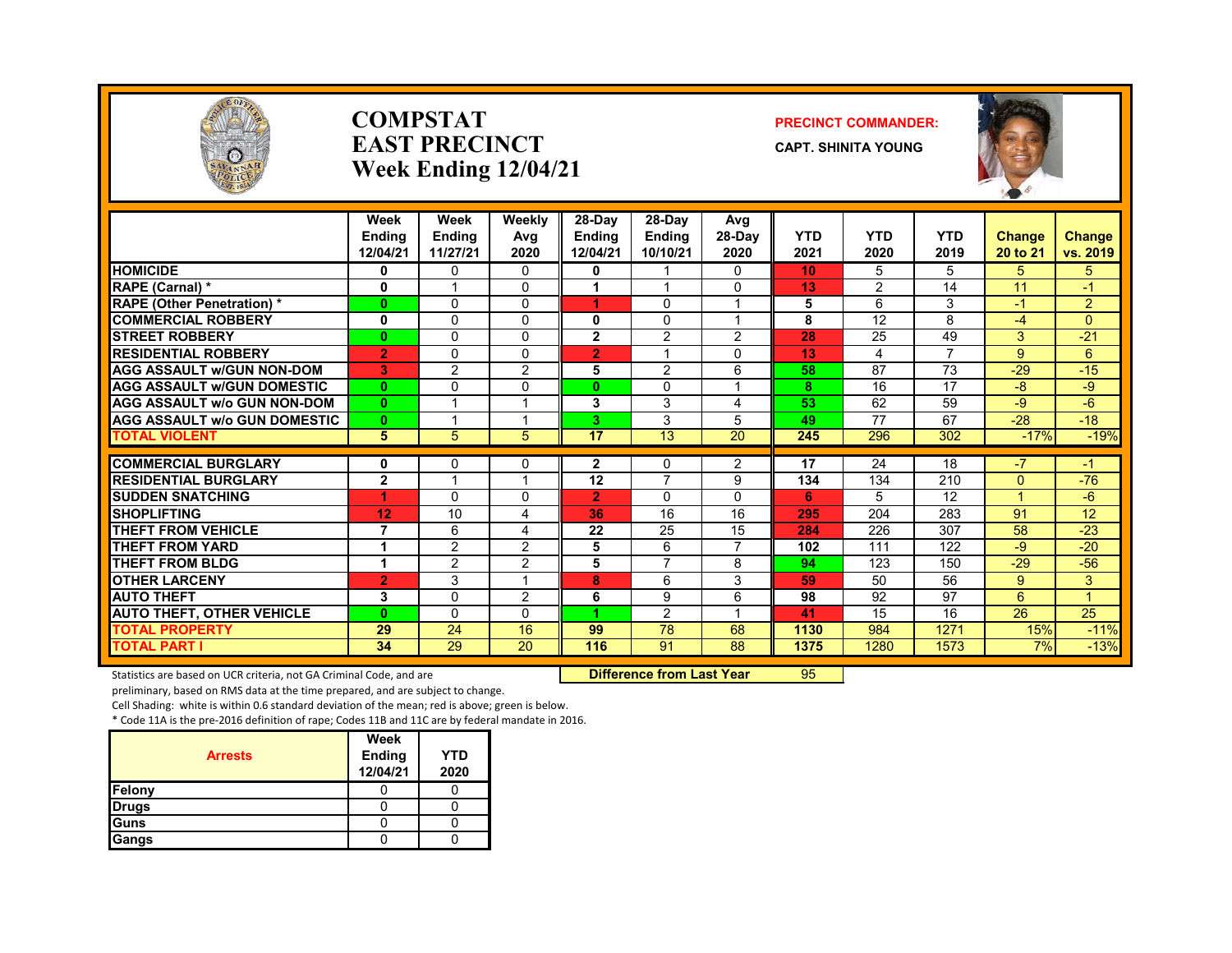# COMPSTAT
# EAST PRECINCT
## Week Ending 12/04/21

**PRECINCT COMMANDER:**

**CAPT. SHINITA YOUNG**

| | Week Ending 12/04/21 | Week Ending 11/27/21 | Weekly Avg 2020 | 28-Day Ending 12/04/21 | 28-Day Ending 10/10/21 | Avg 28-Day 2020 | YTD 2021 | YTD 2020 | YTD 2019 | Change 20 to 21 | Change vs. 2019 |
|---|---|---|---|---|---|---|---|---|---|---|---|
| HOMICIDE | 0 | 0 | 0 | 0 | 1 | 0 | 10 | 5 | 5 | 5 | 5 |
| RAPE (Carnal) * | 0 | 1 | 0 | 1 | 1 | 0 | 13 | 2 | 14 | 11 | -1 |
| RAPE (Other Penetration) * | 0 | 0 | 0 | 1 | 0 | 1 | 5 | 6 | 3 | -1 | 2 |
| COMMERCIAL ROBBERY | 0 | 0 | 0 | 0 | 0 | 1 | 8 | 12 | 8 | -4 | 0 |
| STREET ROBBERY | 0 | 0 | 0 | 2 | 2 | 2 | 28 | 25 | 49 | 3 | -21 |
| RESIDENTIAL ROBBERY | 2 | 0 | 0 | 2 | 1 | 0 | 13 | 4 | 7 | 9 | 6 |
| AGG ASSAULT w/GUN NON-DOM | 3 | 2 | 2 | 5 | 2 | 6 | 58 | 87 | 73 | -29 | -15 |
| AGG ASSAULT w/GUN DOMESTIC | 0 | 0 | 0 | 0 | 0 | 1 | 8 | 16 | 17 | -8 | -9 |
| AGG ASSAULT w/o GUN NON-DOM | 0 | 1 | 1 | 3 | 3 | 4 | 53 | 62 | 59 | -9 | -6 |
| AGG ASSAULT w/o GUN DOMESTIC | 0 | 1 | 1 | 3 | 3 | 5 | 49 | 77 | 67 | -28 | -18 |
| TOTAL VIOLENT | 5 | 5 | 5 | 17 | 13 | 20 | 245 | 296 | 302 | -17% | -19% |
| COMMERCIAL BURGLARY | 0 | 0 | 0 | 2 | 0 | 2 | 17 | 24 | 18 | -7 | -1 |
| RESIDENTIAL BURGLARY | 2 | 1 | 1 | 12 | 7 | 9 | 134 | 134 | 210 | 0 | -76 |
| SUDDEN SNATCHING | 1 | 0 | 0 | 2 | 0 | 0 | 6 | 5 | 12 | 1 | -6 |
| SHOPLIFTING | 12 | 10 | 4 | 36 | 16 | 16 | 295 | 204 | 283 | 91 | 12 |
| THEFT FROM VEHICLE | 7 | 6 | 4 | 22 | 25 | 15 | 284 | 226 | 307 | 58 | -23 |
| THEFT FROM YARD | 1 | 2 | 2 | 5 | 6 | 7 | 102 | 111 | 122 | -9 | -20 |
| THEFT FROM BLDG | 1 | 2 | 2 | 5 | 7 | 8 | 94 | 123 | 150 | -29 | -56 |
| OTHER LARCENY | 2 | 3 | 1 | 8 | 6 | 3 | 59 | 50 | 56 | 9 | 3 |
| AUTO THEFT | 3 | 0 | 2 | 6 | 9 | 6 | 98 | 92 | 97 | 6 | 1 |
| AUTO THEFT, OTHER VEHICLE | 0 | 0 | 0 | 1 | 2 | 1 | 41 | 15 | 16 | 26 | 25 |
| TOTAL PROPERTY | 29 | 24 | 16 | 99 | 78 | 68 | 1130 | 984 | 1271 | 15% | -11% |
| TOTAL PART I | 34 | 29 | 20 | 116 | 91 | 88 | 1375 | 1280 | 1573 | 7% | -13% |

**Difference from Last Year** 95

Statistics are based on UCR criteria, not GA Criminal Code, and are preliminary, based on RMS data at the time prepared, and are subject to change.

Cell Shading: white is within 0.6 standard deviation of the mean; red is above; green is below.

* Code 11A is the pre-2016 definition of rape; Codes 11B and 11C are by federal mandate in 2016.

| Arrests | Week Ending 12/04/21 | YTD 2020 |
|---|---|---|
| Felony | 0 | 0 |
| Drugs | 0 | 0 |
| Guns | 0 | 0 |
| Gangs | 0 | 0 |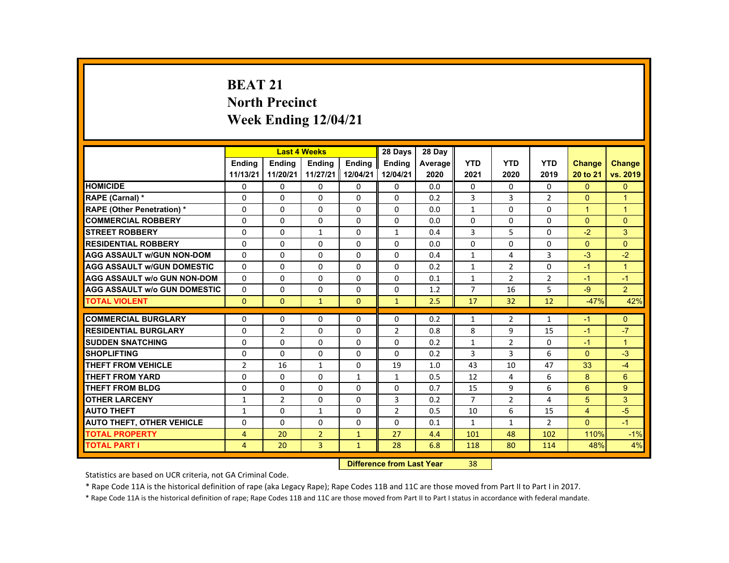# BEAT 21
## North Precinct
## Week Ending 12/04/21

| | Last 4 Weeks | | | | 28 Days | 28 Day | | | | | |
|---|---|---|---|---|---|---|---|---|---|---|---|
| | Ending 11/13/21 | Ending 11/20/21 | Ending 11/27/21 | Ending 12/04/21 | Ending 12/04/21 | Average 2020 | YTD 2021 | YTD 2020 | YTD 2019 | Change 20 to 21 | Change vs. 2019 |
| HOMICIDE | 0 | 0 | 0 | 0 | 0 | 0.0 | 0 | 0 | 0 | 0 | 0 |
| RAPE (Carnal) * | 0 | 0 | 0 | 0 | 0 | 0.2 | 3 | 3 | 2 | 0 | 1 |
| RAPE (Other Penetration) * | 0 | 0 | 0 | 0 | 0 | 0.0 | 1 | 0 | 0 | 1 | 1 |
| COMMERCIAL ROBBERY | 0 | 0 | 0 | 0 | 0 | 0.0 | 0 | 0 | 0 | 0 | 0 |
| STREET ROBBERY | 0 | 0 | 1 | 0 | 1 | 0.4 | 3 | 5 | 0 | -2 | 3 |
| RESIDENTIAL ROBBERY | 0 | 0 | 0 | 0 | 0 | 0.0 | 0 | 0 | 0 | 0 | 0 |
| AGG ASSAULT w/GUN NON-DOM | 0 | 0 | 0 | 0 | 0 | 0.4 | 1 | 4 | 3 | -3 | -2 |
| AGG ASSAULT w/GUN DOMESTIC | 0 | 0 | 0 | 0 | 0 | 0.2 | 1 | 2 | 0 | -1 | 1 |
| AGG ASSAULT w/o GUN NON-DOM | 0 | 0 | 0 | 0 | 0 | 0.1 | 1 | 2 | 2 | -1 | -1 |
| AGG ASSAULT w/o GUN DOMESTIC | 0 | 0 | 0 | 0 | 0 | 1.2 | 7 | 16 | 5 | -9 | 2 |
| TOTAL VIOLENT | 0 | 0 | 1 | 0 | 1 | 2.5 | 17 | 32 | 12 | -47% | 42% |
| COMMERCIAL BURGLARY | 0 | 0 | 0 | 0 | 0 | 0.2 | 1 | 2 | 1 | -1 | 0 |
| RESIDENTIAL BURGLARY | 0 | 2 | 0 | 0 | 2 | 0.8 | 8 | 9 | 15 | -1 | -7 |
| SUDDEN SNATCHING | 0 | 0 | 0 | 0 | 0 | 0.2 | 1 | 2 | 0 | -1 | 1 |
| SHOPLIFTING | 0 | 0 | 0 | 0 | 0 | 0.2 | 3 | 3 | 6 | 0 | -3 |
| THEFT FROM VEHICLE | 2 | 16 | 1 | 0 | 19 | 1.0 | 43 | 10 | 47 | 33 | -4 |
| THEFT FROM YARD | 0 | 0 | 0 | 1 | 1 | 0.5 | 12 | 4 | 6 | 8 | 6 |
| THEFT FROM BLDG | 0 | 0 | 0 | 0 | 0 | 0.7 | 15 | 9 | 6 | 6 | 9 |
| OTHER LARCENY | 1 | 2 | 0 | 0 | 3 | 0.2 | 7 | 2 | 4 | 5 | 3 |
| AUTO THEFT | 1 | 0 | 1 | 0 | 2 | 0.5 | 10 | 6 | 15 | 4 | -5 |
| AUTO THEFT, OTHER VEHICLE | 0 | 0 | 0 | 0 | 0 | 0.1 | 1 | 1 | 2 | 0 | -1 |
| TOTAL PROPERTY | 4 | 20 | 2 | 1 | 27 | 4.4 | 101 | 48 | 102 | 110% | -1% |
| TOTAL PART I | 4 | 20 | 3 | 1 | 28 | 6.8 | 118 | 80 | 114 | 48% | 4% |

**Difference from Last Year** 38

Statistics are based on UCR criteria, not GA Criminal Code.

* Rape Code 11A is the historical definition of rape (aka Legacy Rape); Rape Codes 11B and 11C are those moved from Part II to Part I in 2017.

* Rape Code 11A is the historical definition of rape; Rape Codes 11B and 11C are those moved from Part II to Part I status in accordance with federal mandate.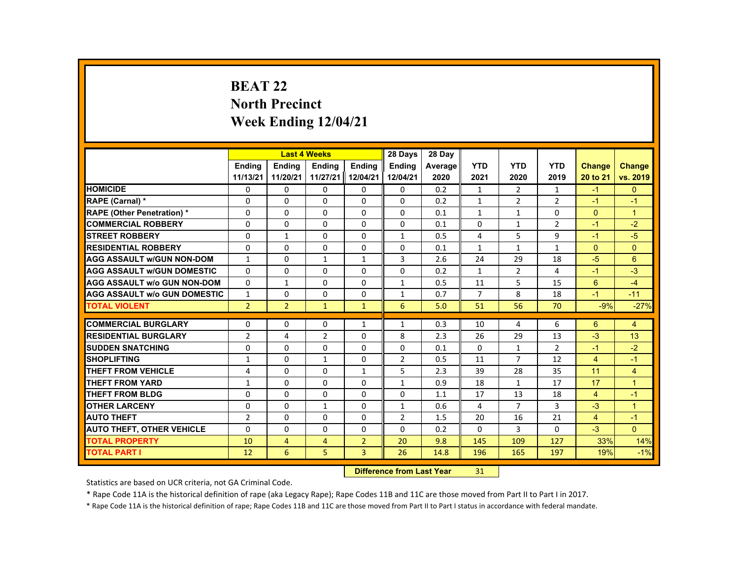# BEAT 22
## North Precinct
## Week Ending 12/04/21

| | Last 4 Weeks | | | | 28 Days | 28 Day | | | | | |
|---|---|---|---|---|---|---|---|---|---|---|---|
| | Ending 11/13/21 | Ending 11/20/21 | Ending 11/27/21 | Ending 12/04/21 | Ending 12/04/21 | Average 2020 | YTD 2021 | YTD 2020 | YTD 2019 | Change 20 to 21 | Change vs. 2019 |
| **HOMICIDE** | 0 | 0 | 0 | 0 | 0 | 0.2 | 1 | 2 | 1 | -1 | 0 |
| **RAPE (Carnal) *** | 0 | 0 | 0 | 0 | 0 | 0.2 | 1 | 2 | 2 | -1 | -1 |
| **RAPE (Other Penetration) *** | 0 | 0 | 0 | 0 | 0 | 0.1 | 1 | 1 | 0 | 0 | 1 |
| **COMMERCIAL ROBBERY** | 0 | 0 | 0 | 0 | 0 | 0.1 | 0 | 1 | 2 | -1 | -2 |
| **STREET ROBBERY** | 0 | 1 | 0 | 0 | 1 | 0.5 | 4 | 5 | 9 | -1 | -5 |
| **RESIDENTIAL ROBBERY** | 0 | 0 | 0 | 0 | 0 | 0.1 | 1 | 1 | 1 | 0 | 0 |
| **AGG ASSAULT w/GUN NON-DOM** | 1 | 0 | 1 | 1 | 3 | 2.6 | 24 | 29 | 18 | -5 | 6 |
| **AGG ASSAULT w/GUN DOMESTIC** | 0 | 0 | 0 | 0 | 0 | 0.2 | 1 | 2 | 4 | -1 | -3 |
| **AGG ASSAULT w/o GUN NON-DOM** | 0 | 1 | 0 | 0 | 1 | 0.5 | 11 | 5 | 15 | 6 | -4 |
| **AGG ASSAULT w/o GUN DOMESTIC** | 1 | 0 | 0 | 0 | 1 | 0.7 | 7 | 8 | 18 | -1 | -11 |
| **TOTAL VIOLENT** | 2 | 2 | 1 | 1 | 6 | 5.0 | 51 | 56 | 70 | -9% | -27% |
| **COMMERCIAL BURGLARY** | 0 | 0 | 0 | 1 | 1 | 0.3 | 10 | 4 | 6 | 6 | 4 |
| **RESIDENTIAL BURGLARY** | 2 | 4 | 2 | 0 | 8 | 2.3 | 26 | 29 | 13 | -3 | 13 |
| **SUDDEN SNATCHING** | 0 | 0 | 0 | 0 | 0 | 0.1 | 0 | 1 | 2 | -1 | -2 |
| **SHOPLIFTING** | 1 | 0 | 1 | 0 | 2 | 0.5 | 11 | 7 | 12 | 4 | -1 |
| **THEFT FROM VEHICLE** | 4 | 0 | 0 | 1 | 5 | 2.3 | 39 | 28 | 35 | 11 | 4 |
| **THEFT FROM YARD** | 1 | 0 | 0 | 0 | 1 | 0.9 | 18 | 1 | 17 | 17 | 1 |
| **THEFT FROM BLDG** | 0 | 0 | 0 | 0 | 0 | 1.1 | 17 | 13 | 18 | 4 | -1 |
| **OTHER LARCENY** | 0 | 0 | 1 | 0 | 1 | 0.6 | 4 | 7 | 3 | -3 | 1 |
| **AUTO THEFT** | 2 | 0 | 0 | 0 | 2 | 1.5 | 20 | 16 | 21 | 4 | -1 |
| **AUTO THEFT, OTHER VEHICLE** | 0 | 0 | 0 | 0 | 0 | 0.2 | 0 | 3 | 0 | -3 | 0 |
| **TOTAL PROPERTY** | 10 | 4 | 4 | 2 | 20 | 9.8 | 145 | 109 | 127 | 33% | 14% |
| **TOTAL PART I** | 12 | 6 | 5 | 3 | 26 | 14.8 | 196 | 165 | 197 | 19% | -1% |

**Difference from Last Year** 31

Statistics are based on UCR criteria, not GA Criminal Code.

* Rape Code 11A is the historical definition of rape (aka Legacy Rape); Rape Codes 11B and 11C are those moved from Part II to Part I in 2017.

* Rape Code 11A is the historical definition of rape; Rape Codes 11B and 11C are those moved from Part II to Part I status in accordance with federal mandate.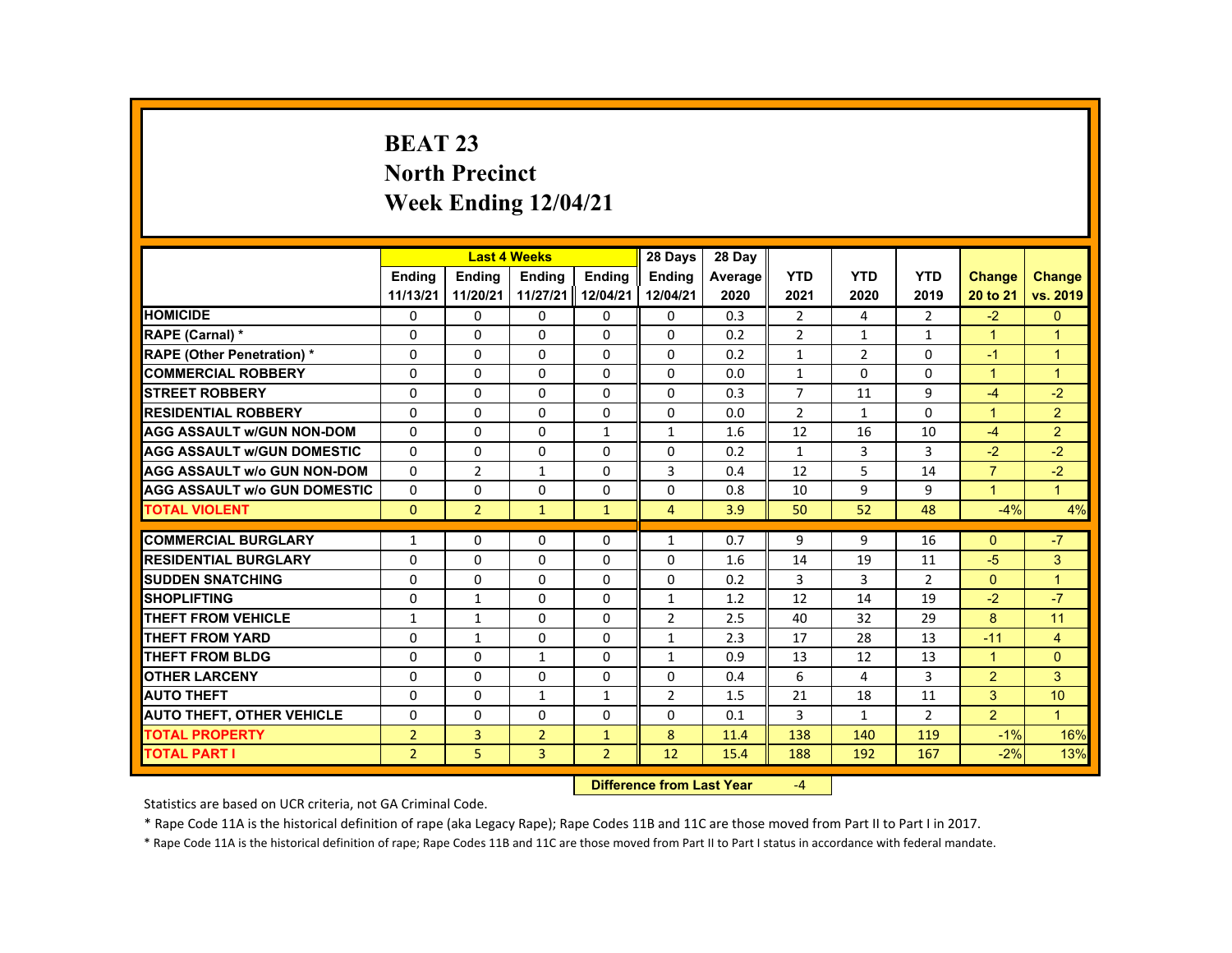# BEAT 23
## North Precinct
## Week Ending 12/04/21

| | Last 4 Weeks | | | | 28 Days | 28 Day | | | | | |
|---|---|---|---|---|---|---|---|---|---|---|---|
| | Ending 11/13/21 | Ending 11/20/21 | Ending 11/27/21 | Ending 12/04/21 | Ending 12/04/21 | Average 2020 | YTD 2021 | YTD 2020 | YTD 2019 | Change 20 to 21 | Change vs. 2019 |
| HOMICIDE | 0 | 0 | 0 | 0 | 0 | 0.3 | 2 | 4 | 2 | -2 | 0 |
| RAPE (Carnal) * | 0 | 0 | 0 | 0 | 0 | 0.2 | 2 | 1 | 1 | 1 | 1 |
| RAPE (Other Penetration) * | 0 | 0 | 0 | 0 | 0 | 0.2 | 1 | 2 | 0 | -1 | 1 |
| COMMERCIAL ROBBERY | 0 | 0 | 0 | 0 | 0 | 0.0 | 1 | 0 | 0 | 1 | 1 |
| STREET ROBBERY | 0 | 0 | 0 | 0 | 0 | 0.3 | 7 | 11 | 9 | -4 | -2 |
| RESIDENTIAL ROBBERY | 0 | 0 | 0 | 0 | 0 | 0.0 | 2 | 1 | 0 | 1 | 2 |
| AGG ASSAULT w/GUN NON-DOM | 0 | 0 | 0 | 1 | 1 | 1.6 | 12 | 16 | 10 | -4 | 2 |
| AGG ASSAULT w/GUN DOMESTIC | 0 | 0 | 0 | 0 | 0 | 0.2 | 1 | 3 | 3 | -2 | -2 |
| AGG ASSAULT w/o GUN NON-DOM | 0 | 2 | 1 | 0 | 3 | 0.4 | 12 | 5 | 14 | 7 | -2 |
| AGG ASSAULT w/o GUN DOMESTIC | 0 | 0 | 0 | 0 | 0 | 0.8 | 10 | 9 | 9 | 1 | 1 |
| TOTAL VIOLENT | 0 | 2 | 1 | 1 | 4 | 3.9 | 50 | 52 | 48 | -4% | 4% |
| COMMERCIAL BURGLARY | 1 | 0 | 0 | 0 | 1 | 0.7 | 9 | 9 | 16 | 0 | -7 |
| RESIDENTIAL BURGLARY | 0 | 0 | 0 | 0 | 0 | 1.6 | 14 | 19 | 11 | -5 | 3 |
| SUDDEN SNATCHING | 0 | 0 | 0 | 0 | 0 | 0.2 | 3 | 3 | 2 | 0 | 1 |
| SHOPLIFTING | 0 | 1 | 0 | 0 | 1 | 1.2 | 12 | 14 | 19 | -2 | -7 |
| THEFT FROM VEHICLE | 1 | 1 | 0 | 0 | 2 | 2.5 | 40 | 32 | 29 | 8 | 11 |
| THEFT FROM YARD | 0 | 1 | 0 | 0 | 1 | 2.3 | 17 | 28 | 13 | -11 | 4 |
| THEFT FROM BLDG | 0 | 0 | 1 | 0 | 1 | 0.9 | 13 | 12 | 13 | 1 | 0 |
| OTHER LARCENY | 0 | 0 | 0 | 0 | 0 | 0.4 | 6 | 4 | 3 | 2 | 3 |
| AUTO THEFT | 0 | 0 | 1 | 1 | 2 | 1.5 | 21 | 18 | 11 | 3 | 10 |
| AUTO THEFT, OTHER VEHICLE | 0 | 0 | 0 | 0 | 0 | 0.1 | 3 | 1 | 2 | 2 | 1 |
| TOTAL PROPERTY | 2 | 3 | 2 | 1 | 8 | 11.4 | 138 | 140 | 119 | -1% | 16% |
| TOTAL PART I | 2 | 5 | 3 | 2 | 12 | 15.4 | 188 | 192 | 167 | -2% | 13% |

**Difference from Last Year** -4

Statistics are based on UCR criteria, not GA Criminal Code.

* Rape Code 11A is the historical definition of rape (aka Legacy Rape); Rape Codes 11B and 11C are those moved from Part II to Part I in 2017.

* Rape Code 11A is the historical definition of rape; Rape Codes 11B and 11C are those moved from Part II to Part I status in accordance with federal mandate.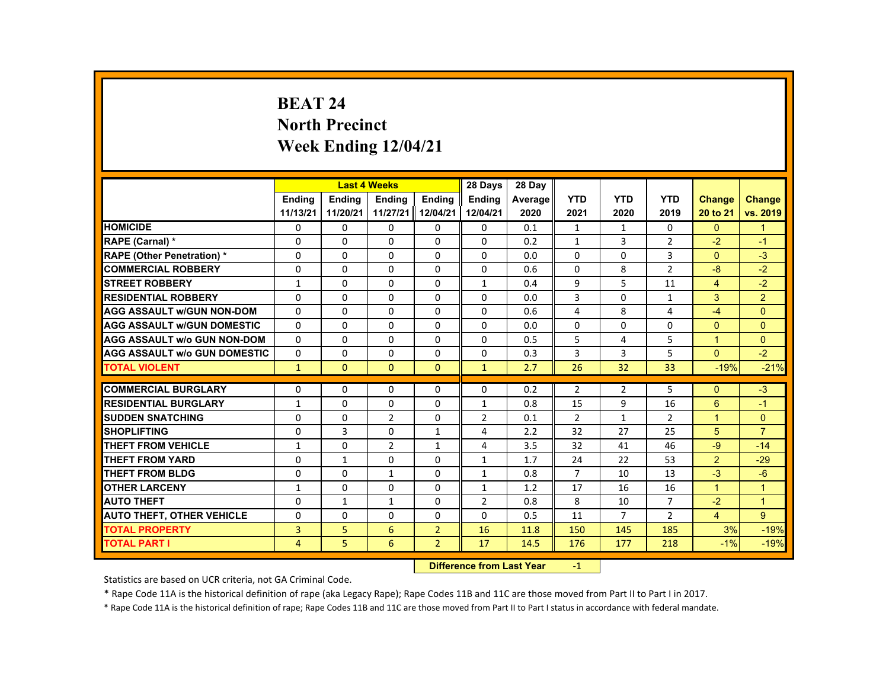# BEAT 24
## North Precinct
## Week Ending 12/04/21

| | Last 4 Weeks | | | | 28 Days | 28 Day | | | | | |
|---|---|---|---|---|---|---|---|---|---|---|---|
| | Ending 11/13/21 | Ending 11/20/21 | Ending 11/27/21 | Ending 12/04/21 | Ending 12/04/21 | Average 2020 | YTD 2021 | YTD 2020 | YTD 2019 | Change 20 to 21 | Change vs. 2019 |
| HOMICIDE | 0 | 0 | 0 | 0 | 0 | 0.1 | 1 | 1 | 0 | 0 | 1 |
| RAPE (Carnal) * | 0 | 0 | 0 | 0 | 0 | 0.2 | 1 | 3 | 2 | -2 | -1 |
| RAPE (Other Penetration) * | 0 | 0 | 0 | 0 | 0 | 0.0 | 0 | 0 | 3 | 0 | -3 |
| COMMERCIAL ROBBERY | 0 | 0 | 0 | 0 | 0 | 0.6 | 0 | 8 | 2 | -8 | -2 |
| STREET ROBBERY | 1 | 0 | 0 | 0 | 1 | 0.4 | 9 | 5 | 11 | 4 | -2 |
| RESIDENTIAL ROBBERY | 0 | 0 | 0 | 0 | 0 | 0.0 | 3 | 0 | 1 | 3 | 2 |
| AGG ASSAULT w/GUN NON-DOM | 0 | 0 | 0 | 0 | 0 | 0.6 | 4 | 8 | 4 | -4 | 0 |
| AGG ASSAULT w/GUN DOMESTIC | 0 | 0 | 0 | 0 | 0 | 0.0 | 0 | 0 | 0 | 0 | 0 |
| AGG ASSAULT w/o GUN NON-DOM | 0 | 0 | 0 | 0 | 0 | 0.5 | 5 | 4 | 5 | 1 | 0 |
| AGG ASSAULT w/o GUN DOMESTIC | 0 | 0 | 0 | 0 | 0 | 0.3 | 3 | 3 | 5 | 0 | -2 |
| TOTAL VIOLENT | 1 | 0 | 0 | 0 | 1 | 2.7 | 26 | 32 | 33 | -19% | -21% |
| COMMERCIAL BURGLARY | 0 | 0 | 0 | 0 | 0 | 0.2 | 2 | 2 | 5 | 0 | -3 |
| RESIDENTIAL BURGLARY | 1 | 0 | 0 | 0 | 1 | 0.8 | 15 | 9 | 16 | 6 | -1 |
| SUDDEN SNATCHING | 0 | 0 | 2 | 0 | 2 | 0.1 | 2 | 1 | 2 | 1 | 0 |
| SHOPLIFTING | 0 | 3 | 0 | 1 | 4 | 2.2 | 32 | 27 | 25 | 5 | 7 |
| THEFT FROM VEHICLE | 1 | 0 | 2 | 1 | 4 | 3.5 | 32 | 41 | 46 | -9 | -14 |
| THEFT FROM YARD | 0 | 1 | 0 | 0 | 1 | 1.7 | 24 | 22 | 53 | 2 | -29 |
| THEFT FROM BLDG | 0 | 0 | 1 | 0 | 1 | 0.8 | 7 | 10 | 13 | -3 | -6 |
| OTHER LARCENY | 1 | 0 | 0 | 0 | 1 | 1.2 | 17 | 16 | 16 | 1 | 1 |
| AUTO THEFT | 0 | 1 | 1 | 0 | 2 | 0.8 | 8 | 10 | 7 | -2 | 1 |
| AUTO THEFT, OTHER VEHICLE | 0 | 0 | 0 | 0 | 0 | 0.5 | 11 | 7 | 2 | 4 | 9 |
| TOTAL PROPERTY | 3 | 5 | 6 | 2 | 16 | 11.8 | 150 | 145 | 185 | 3% | -19% |
| TOTAL PART I | 4 | 5 | 6 | 2 | 17 | 14.5 | 176 | 177 | 218 | -1% | -19% |

**Difference from Last Year** -1

Statistics are based on UCR criteria, not GA Criminal Code.

* Rape Code 11A is the historical definition of rape (aka Legacy Rape); Rape Codes 11B and 11C are those moved from Part II to Part I in 2017.

* Rape Code 11A is the historical definition of rape; Rape Codes 11B and 11C are those moved from Part II to Part I status in accordance with federal mandate.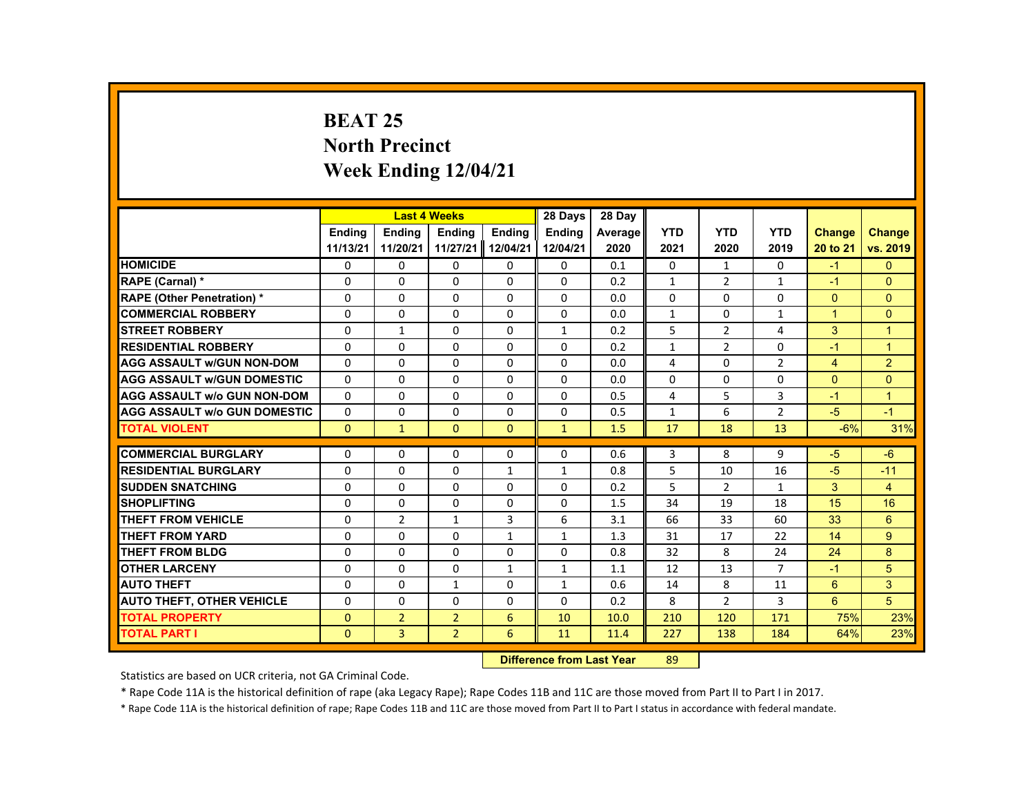# BEAT 25
## North Precinct
## Week Ending 12/04/21

| | Last 4 Weeks | | | | 28 Days | 28 Day | | | | | |
|---|---|---|---|---|---|---|---|---|---|---|---|
| | Ending 11/13/21 | Ending 11/20/21 | Ending 11/27/21 | Ending 12/04/21 | Ending 12/04/21 | Average 2020 | YTD 2021 | YTD 2020 | YTD 2019 | Change 20 to 21 | Change vs. 2019 |
| HOMICIDE | 0 | 0 | 0 | 0 | 0 | 0.1 | 0 | 1 | 0 | -1 | 0 |
| RAPE (Carnal) * | 0 | 0 | 0 | 0 | 0 | 0.2 | 1 | 2 | 1 | -1 | 0 |
| RAPE (Other Penetration) * | 0 | 0 | 0 | 0 | 0 | 0.0 | 0 | 0 | 0 | 0 | 0 |
| COMMERCIAL ROBBERY | 0 | 0 | 0 | 0 | 0 | 0.0 | 1 | 0 | 1 | 1 | 0 |
| STREET ROBBERY | 0 | 1 | 0 | 0 | 1 | 0.2 | 5 | 2 | 4 | 3 | 1 |
| RESIDENTIAL ROBBERY | 0 | 0 | 0 | 0 | 0 | 0.2 | 1 | 2 | 0 | -1 | 1 |
| AGG ASSAULT w/GUN NON-DOM | 0 | 0 | 0 | 0 | 0 | 0.0 | 4 | 0 | 2 | 4 | 2 |
| AGG ASSAULT w/GUN DOMESTIC | 0 | 0 | 0 | 0 | 0 | 0.0 | 0 | 0 | 0 | 0 | 0 |
| AGG ASSAULT w/o GUN NON-DOM | 0 | 0 | 0 | 0 | 0 | 0.5 | 4 | 5 | 3 | -1 | 1 |
| AGG ASSAULT w/o GUN DOMESTIC | 0 | 0 | 0 | 0 | 0 | 0.5 | 1 | 6 | 2 | -5 | -1 |
| TOTAL VIOLENT | 0 | 1 | 0 | 0 | 1 | 1.5 | 17 | 18 | 13 | -6% | 31% |
| COMMERCIAL BURGLARY | 0 | 0 | 0 | 0 | 0 | 0.6 | 3 | 8 | 9 | -5 | -6 |
| RESIDENTIAL BURGLARY | 0 | 0 | 0 | 1 | 1 | 0.8 | 5 | 10 | 16 | -5 | -11 |
| SUDDEN SNATCHING | 0 | 0 | 0 | 0 | 0 | 0.2 | 5 | 2 | 1 | 3 | 4 |
| SHOPLIFTING | 0 | 0 | 0 | 0 | 0 | 1.5 | 34 | 19 | 18 | 15 | 16 |
| THEFT FROM VEHICLE | 0 | 2 | 1 | 3 | 6 | 3.1 | 66 | 33 | 60 | 33 | 6 |
| THEFT FROM YARD | 0 | 0 | 0 | 1 | 1 | 1.3 | 31 | 17 | 22 | 14 | 9 |
| THEFT FROM BLDG | 0 | 0 | 0 | 0 | 0 | 0.8 | 32 | 8 | 24 | 24 | 8 |
| OTHER LARCENY | 0 | 0 | 0 | 1 | 1 | 1.1 | 12 | 13 | 7 | -1 | 5 |
| AUTO THEFT | 0 | 0 | 1 | 0 | 1 | 0.6 | 14 | 8 | 11 | 6 | 3 |
| AUTO THEFT, OTHER VEHICLE | 0 | 0 | 0 | 0 | 0 | 0.2 | 8 | 2 | 3 | 6 | 5 |
| TOTAL PROPERTY | 0 | 2 | 2 | 6 | 10 | 10.0 | 210 | 120 | 171 | 75% | 23% |
| TOTAL PART I | 0 | 3 | 2 | 6 | 11 | 11.4 | 227 | 138 | 184 | 64% | 23% |

**Difference from Last Year** 89

Statistics are based on UCR criteria, not GA Criminal Code.

* Rape Code 11A is the historical definition of rape (aka Legacy Rape); Rape Codes 11B and 11C are those moved from Part II to Part I in 2017.

* Rape Code 11A is the historical definition of rape; Rape Codes 11B and 11C are those moved from Part II to Part I status in accordance with federal mandate.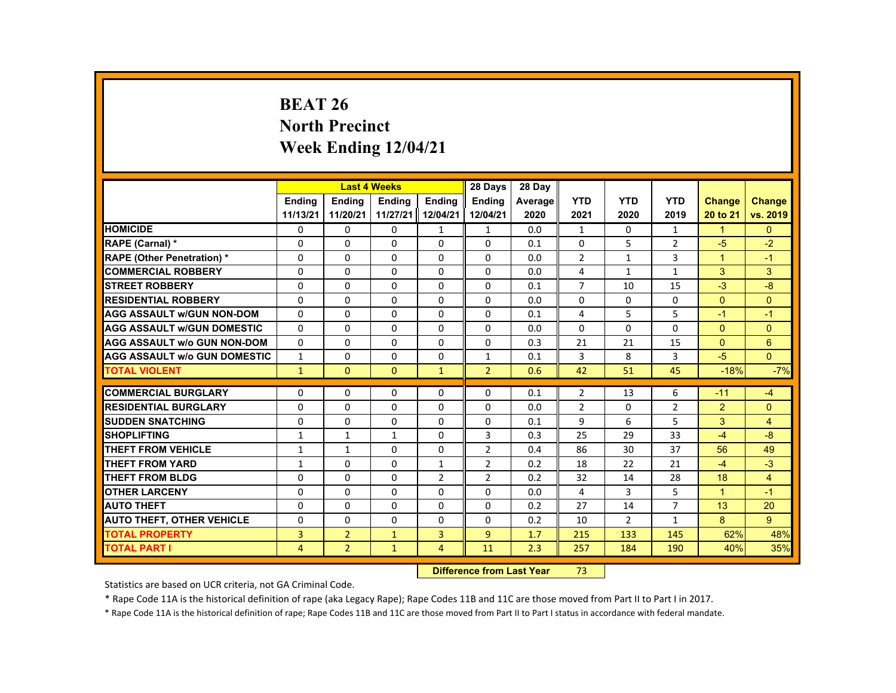# BEAT 26
## North Precinct
## Week Ending 12/04/21

| | Last 4 Weeks | | | | 28 Days | 28 Day | | | | | |
|---|---|---|---|---|---|---|---|---|---|---|---|
| | Ending 11/13/21 | Ending 11/20/21 | Ending 11/27/21 | Ending 12/04/21 | Ending 12/04/21 | Average 2020 | YTD 2021 | YTD 2020 | YTD 2019 | Change 20 to 21 | Change vs. 2019 |
| HOMICIDE | 0 | 0 | 0 | 1 | 1 | 0.0 | 1 | 0 | 1 | 1 | 0 |
| RAPE (Carnal) * | 0 | 0 | 0 | 0 | 0 | 0.1 | 0 | 5 | 2 | -5 | -2 |
| RAPE (Other Penetration) * | 0 | 0 | 0 | 0 | 0 | 0.0 | 2 | 1 | 3 | 1 | -1 |
| COMMERCIAL ROBBERY | 0 | 0 | 0 | 0 | 0 | 0.0 | 4 | 1 | 1 | 3 | 3 |
| STREET ROBBERY | 0 | 0 | 0 | 0 | 0 | 0.1 | 7 | 10 | 15 | -3 | -8 |
| RESIDENTIAL ROBBERY | 0 | 0 | 0 | 0 | 0 | 0.0 | 0 | 0 | 0 | 0 | 0 |
| AGG ASSAULT w/GUN NON-DOM | 0 | 0 | 0 | 0 | 0 | 0.1 | 4 | 5 | 5 | -1 | -1 |
| AGG ASSAULT w/GUN DOMESTIC | 0 | 0 | 0 | 0 | 0 | 0.0 | 0 | 0 | 0 | 0 | 0 |
| AGG ASSAULT w/o GUN NON-DOM | 0 | 0 | 0 | 0 | 0 | 0.3 | 21 | 21 | 15 | 0 | 6 |
| AGG ASSAULT w/o GUN DOMESTIC | 1 | 0 | 0 | 0 | 1 | 0.1 | 3 | 8 | 3 | -5 | 0 |
| TOTAL VIOLENT | 1 | 0 | 0 | 1 | 2 | 0.6 | 42 | 51 | 45 | -18% | -7% |
| COMMERCIAL BURGLARY | 0 | 0 | 0 | 0 | 0 | 0.1 | 2 | 13 | 6 | -11 | -4 |
| RESIDENTIAL BURGLARY | 0 | 0 | 0 | 0 | 0 | 0.0 | 2 | 0 | 2 | 2 | 0 |
| SUDDEN SNATCHING | 0 | 0 | 0 | 0 | 0 | 0.1 | 9 | 6 | 5 | 3 | 4 |
| SHOPLIFTING | 1 | 1 | 1 | 0 | 3 | 0.3 | 25 | 29 | 33 | -4 | -8 |
| THEFT FROM VEHICLE | 1 | 1 | 0 | 0 | 2 | 0.4 | 86 | 30 | 37 | 56 | 49 |
| THEFT FROM YARD | 1 | 0 | 0 | 1 | 2 | 0.2 | 18 | 22 | 21 | -4 | -3 |
| THEFT FROM BLDG | 0 | 0 | 0 | 2 | 2 | 0.2 | 32 | 14 | 28 | 18 | 4 |
| OTHER LARCENY | 0 | 0 | 0 | 0 | 0 | 0.0 | 4 | 3 | 5 | 1 | -1 |
| AUTO THEFT | 0 | 0 | 0 | 0 | 0 | 0.2 | 27 | 14 | 7 | 13 | 20 |
| AUTO THEFT, OTHER VEHICLE | 0 | 0 | 0 | 0 | 0 | 0.2 | 10 | 2 | 1 | 8 | 9 |
| TOTAL PROPERTY | 3 | 2 | 1 | 3 | 9 | 1.7 | 215 | 133 | 145 | 62% | 48% |
| TOTAL PART I | 4 | 2 | 1 | 4 | 11 | 2.3 | 257 | 184 | 190 | 40% | 35% |

**Difference from Last Year** 73

Statistics are based on UCR criteria, not GA Criminal Code.

* Rape Code 11A is the historical definition of rape (aka Legacy Rape); Rape Codes 11B and 11C are those moved from Part II to Part I in 2017.

* Rape Code 11A is the historical definition of rape; Rape Codes 11B and 11C are those moved from Part II to Part I status in accordance with federal mandate.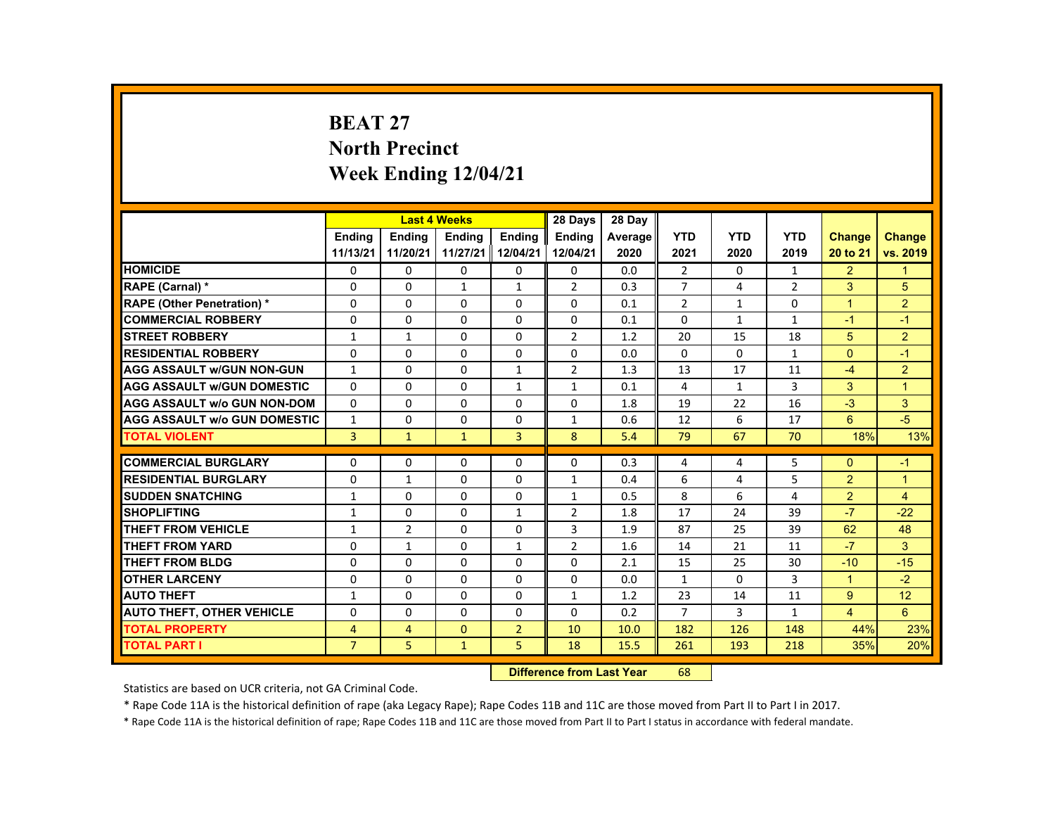# BEAT 27
# North Precinct
# Week Ending 12/04/21

| | Last 4 Weeks | | | | 28 Days | 28 Day | | | | | |
|---|---|---|---|---|---|---|---|---|---|---|---|
| | Ending 11/13/21 | Ending 11/20/21 | Ending 11/27/21 | Ending 12/04/21 | Ending 12/04/21 | Average 2020 | YTD 2021 | YTD 2020 | YTD 2019 | Change 20 to 21 | Change vs. 2019 |
| **HOMICIDE** | 0 | 0 | 0 | 0 | 0 | 0.0 | 2 | 0 | 1 | 2 | 1 |
| **RAPE (Carnal) *** | 0 | 0 | 1 | 1 | 2 | 0.3 | 7 | 4 | 2 | 3 | 5 |
| **RAPE (Other Penetration) *** | 0 | 0 | 0 | 0 | 0 | 0.1 | 2 | 1 | 0 | 1 | 2 |
| **COMMERCIAL ROBBERY** | 0 | 0 | 0 | 0 | 0 | 0.1 | 0 | 1 | 1 | -1 | -1 |
| **STREET ROBBERY** | 1 | 1 | 0 | 0 | 2 | 1.2 | 20 | 15 | 18 | 5 | 2 |
| **RESIDENTIAL ROBBERY** | 0 | 0 | 0 | 0 | 0 | 0.0 | 0 | 0 | 1 | 0 | -1 |
| **AGG ASSAULT w/GUN NON-GUN** | 1 | 0 | 0 | 1 | 2 | 1.3 | 13 | 17 | 11 | -4 | 2 |
| **AGG ASSAULT w/GUN DOMESTIC** | 0 | 0 | 0 | 1 | 1 | 0.1 | 4 | 1 | 3 | 3 | 1 |
| **AGG ASSAULT w/o GUN NON-DOM** | 0 | 0 | 0 | 0 | 0 | 1.8 | 19 | 22 | 16 | -3 | 3 |
| **AGG ASSAULT w/o GUN DOMESTIC** | 1 | 0 | 0 | 0 | 1 | 0.6 | 12 | 6 | 17 | 6 | -5 |
| **TOTAL VIOLENT** | 3 | 1 | 1 | 3 | 8 | 5.4 | 79 | 67 | 70 | 18% | 13% |
| **COMMERCIAL BURGLARY** | 0 | 0 | 0 | 0 | 0 | 0.3 | 4 | 4 | 5 | 0 | -1 |
| **RESIDENTIAL BURGLARY** | 0 | 1 | 0 | 0 | 1 | 0.4 | 6 | 4 | 5 | 2 | 1 |
| **SUDDEN SNATCHING** | 1 | 0 | 0 | 0 | 1 | 0.5 | 8 | 6 | 4 | 2 | 4 |
| **SHOPLIFTING** | 1 | 0 | 0 | 1 | 2 | 1.8 | 17 | 24 | 39 | -7 | -22 |
| **THEFT FROM VEHICLE** | 1 | 2 | 0 | 0 | 3 | 1.9 | 87 | 25 | 39 | 62 | 48 |
| **THEFT FROM YARD** | 0 | 1 | 0 | 1 | 2 | 1.6 | 14 | 21 | 11 | -7 | 3 |
| **THEFT FROM BLDG** | 0 | 0 | 0 | 0 | 0 | 2.1 | 15 | 25 | 30 | -10 | -15 |
| **OTHER LARCENY** | 0 | 0 | 0 | 0 | 0 | 0.0 | 1 | 0 | 3 | 1 | -2 |
| **AUTO THEFT** | 1 | 0 | 0 | 0 | 1 | 1.2 | 23 | 14 | 11 | 9 | 12 |
| **AUTO THEFT, OTHER VEHICLE** | 0 | 0 | 0 | 0 | 0 | 0.2 | 7 | 3 | 1 | 4 | 6 |
| **TOTAL PROPERTY** | 4 | 4 | 0 | 2 | 10 | 10.0 | 182 | 126 | 148 | 44% | 23% |
| **TOTAL PART I** | 7 | 5 | 1 | 5 | 18 | 15.5 | 261 | 193 | 218 | 35% | 20% |

**Difference from Last Year** 68

Statistics are based on UCR criteria, not GA Criminal Code.

* Rape Code 11A is the historical definition of rape (aka Legacy Rape); Rape Codes 11B and 11C are those moved from Part II to Part I in 2017.

* Rape Code 11A is the historical definition of rape; Rape Codes 11B and 11C are those moved from Part II to Part I status in accordance with federal mandate.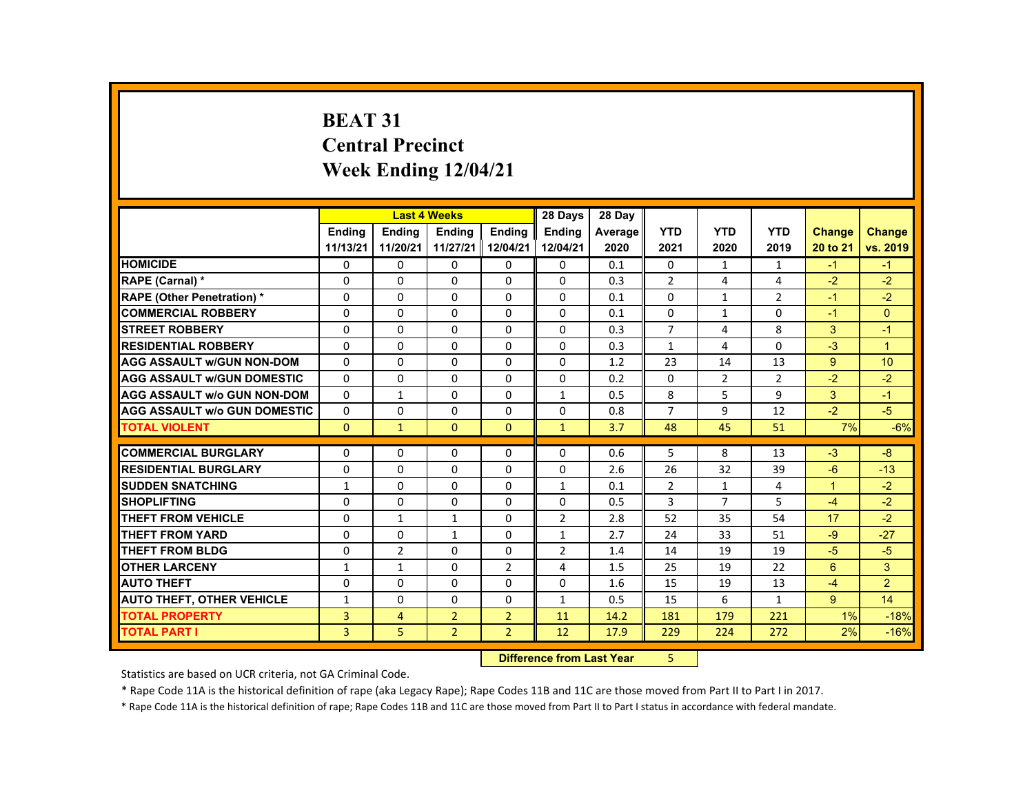# BEAT 31
## Central Precinct
## Week Ending 12/04/21

| | Last 4 Weeks | | | | 28 Days | 28 Day | | | | | |
|---|---|---|---|---|---|---|---|---|---|---|---|
| | Ending 11/13/21 | Ending 11/20/21 | Ending 11/27/21 | Ending 12/04/21 | Ending 12/04/21 | Average 2020 | YTD 2021 | YTD 2020 | YTD 2019 | Change 20 to 21 | Change vs. 2019 |
| HOMICIDE | 0 | 0 | 0 | 0 | 0 | 0.1 | 0 | 1 | 1 | -1 | -1 |
| RAPE (Carnal) * | 0 | 0 | 0 | 0 | 0 | 0.3 | 2 | 4 | 4 | -2 | -2 |
| RAPE (Other Penetration) * | 0 | 0 | 0 | 0 | 0 | 0.1 | 0 | 1 | 2 | -1 | -2 |
| COMMERCIAL ROBBERY | 0 | 0 | 0 | 0 | 0 | 0.1 | 0 | 1 | 0 | -1 | 0 |
| STREET ROBBERY | 0 | 0 | 0 | 0 | 0 | 0.3 | 7 | 4 | 8 | 3 | -1 |
| RESIDENTIAL ROBBERY | 0 | 0 | 0 | 0 | 0 | 0.3 | 1 | 4 | 0 | -3 | 1 |
| AGG ASSAULT w/GUN NON-DOM | 0 | 0 | 0 | 0 | 0 | 1.2 | 23 | 14 | 13 | 9 | 10 |
| AGG ASSAULT w/GUN DOMESTIC | 0 | 0 | 0 | 0 | 0 | 0.2 | 0 | 2 | 2 | -2 | -2 |
| AGG ASSAULT w/o GUN NON-DOM | 0 | 1 | 0 | 0 | 1 | 0.5 | 8 | 5 | 9 | 3 | -1 |
| AGG ASSAULT w/o GUN DOMESTIC | 0 | 0 | 0 | 0 | 0 | 0.8 | 7 | 9 | 12 | -2 | -5 |
| TOTAL VIOLENT | 0 | 1 | 0 | 0 | 1 | 3.7 | 48 | 45 | 51 | 7% | -6% |
| COMMERCIAL BURGLARY | 0 | 0 | 0 | 0 | 0 | 0.6 | 5 | 8 | 13 | -3 | -8 |
| RESIDENTIAL BURGLARY | 0 | 0 | 0 | 0 | 0 | 2.6 | 26 | 32 | 39 | -6 | -13 |
| SUDDEN SNATCHING | 1 | 0 | 0 | 0 | 1 | 0.1 | 2 | 1 | 4 | 1 | -2 |
| SHOPLIFTING | 0 | 0 | 0 | 0 | 0 | 0.5 | 3 | 7 | 5 | -4 | -2 |
| THEFT FROM VEHICLE | 0 | 1 | 1 | 0 | 2 | 2.8 | 52 | 35 | 54 | 17 | -2 |
| THEFT FROM YARD | 0 | 0 | 1 | 0 | 1 | 2.7 | 24 | 33 | 51 | -9 | -27 |
| THEFT FROM BLDG | 0 | 2 | 0 | 0 | 2 | 1.4 | 14 | 19 | 19 | -5 | -5 |
| OTHER LARCENY | 1 | 1 | 0 | 2 | 4 | 1.5 | 25 | 19 | 22 | 6 | 3 |
| AUTO THEFT | 0 | 0 | 0 | 0 | 0 | 1.6 | 15 | 19 | 13 | -4 | 2 |
| AUTO THEFT, OTHER VEHICLE | 1 | 0 | 0 | 0 | 1 | 0.5 | 15 | 6 | 1 | 9 | 14 |
| TOTAL PROPERTY | 3 | 4 | 2 | 2 | 11 | 14.2 | 181 | 179 | 221 | 1% | -18% |
| TOTAL PART I | 3 | 5 | 2 | 2 | 12 | 17.9 | 229 | 224 | 272 | 2% | -16% |

**Difference from Last Year** 5

Statistics are based on UCR criteria, not GA Criminal Code.

* Rape Code 11A is the historical definition of rape (aka Legacy Rape); Rape Codes 11B and 11C are those moved from Part II to Part I in 2017.

* Rape Code 11A is the historical definition of rape; Rape Codes 11B and 11C are those moved from Part II to Part I status in accordance with federal mandate.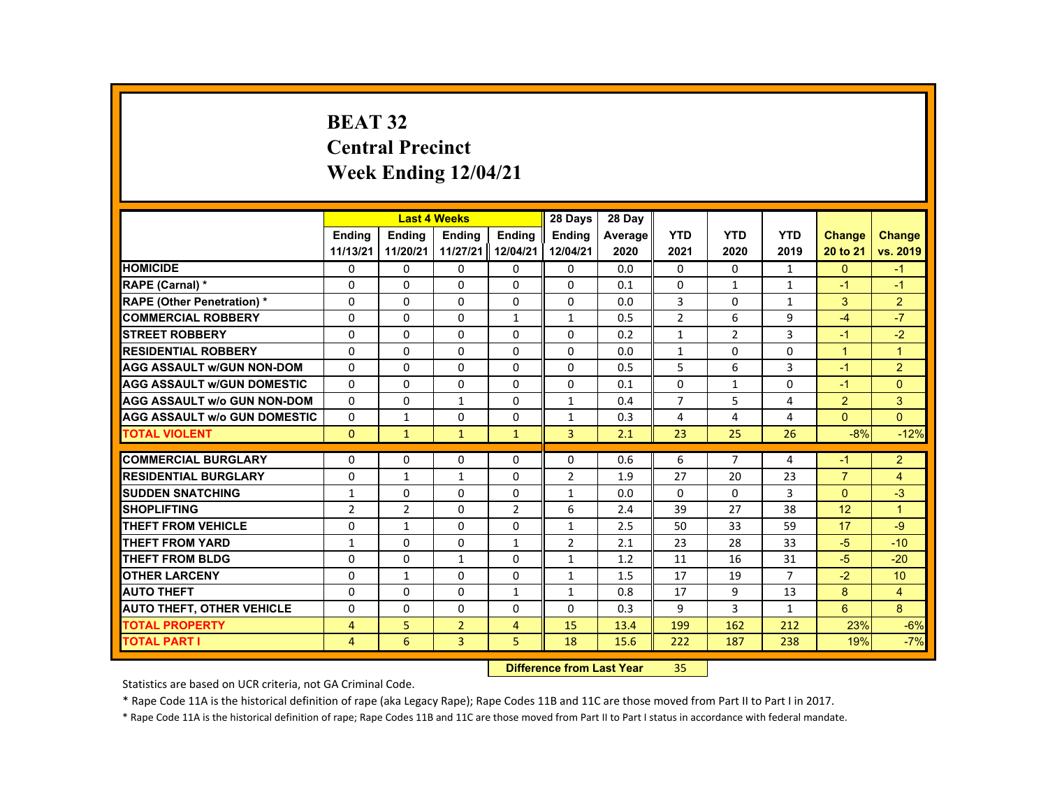# BEAT 32
## Central Precinct
## Week Ending 12/04/21

| | Last 4 Weeks | | | | 28 Days | 28 Day | | | | | |
|---|---|---|---|---|---|---|---|---|---|---|---|
| | Ending 11/13/21 | Ending 11/20/21 | Ending 11/27/21 | Ending 12/04/21 | Ending 12/04/21 | Average 2020 | YTD 2021 | YTD 2020 | YTD 2019 | Change 20 to 21 | Change vs. 2019 |
| HOMICIDE | 0 | 0 | 0 | 0 | 0 | 0.0 | 0 | 0 | 1 | 0 | -1 |
| RAPE (Carnal) * | 0 | 0 | 0 | 0 | 0 | 0.1 | 0 | 1 | 1 | -1 | -1 |
| RAPE (Other Penetration) * | 0 | 0 | 0 | 0 | 0 | 0.0 | 3 | 0 | 1 | 3 | 2 |
| COMMERCIAL ROBBERY | 0 | 0 | 0 | 1 | 1 | 0.5 | 2 | 6 | 9 | -4 | -7 |
| STREET ROBBERY | 0 | 0 | 0 | 0 | 0 | 0.2 | 1 | 2 | 3 | -1 | -2 |
| RESIDENTIAL ROBBERY | 0 | 0 | 0 | 0 | 0 | 0.0 | 1 | 0 | 0 | 1 | 1 |
| AGG ASSAULT w/GUN NON-DOM | 0 | 0 | 0 | 0 | 0 | 0.5 | 5 | 6 | 3 | -1 | 2 |
| AGG ASSAULT w/GUN DOMESTIC | 0 | 0 | 0 | 0 | 0 | 0.1 | 0 | 1 | 0 | -1 | 0 |
| AGG ASSAULT w/o GUN NON-DOM | 0 | 0 | 1 | 0 | 1 | 0.4 | 7 | 5 | 4 | 2 | 3 |
| AGG ASSAULT w/o GUN DOMESTIC | 0 | 1 | 0 | 0 | 1 | 0.3 | 4 | 4 | 4 | 0 | 0 |
| TOTAL VIOLENT | 0 | 1 | 1 | 1 | 3 | 2.1 | 23 | 25 | 26 | -8% | -12% |
| COMMERCIAL BURGLARY | 0 | 0 | 0 | 0 | 0 | 0.6 | 6 | 7 | 4 | -1 | 2 |
| RESIDENTIAL BURGLARY | 0 | 1 | 1 | 0 | 2 | 1.9 | 27 | 20 | 23 | 7 | 4 |
| SUDDEN SNATCHING | 1 | 0 | 0 | 0 | 1 | 0.0 | 0 | 0 | 3 | 0 | -3 |
| SHOPLIFTING | 2 | 2 | 0 | 2 | 6 | 2.4 | 39 | 27 | 38 | 12 | 1 |
| THEFT FROM VEHICLE | 0 | 1 | 0 | 0 | 1 | 2.5 | 50 | 33 | 59 | 17 | -9 |
| THEFT FROM YARD | 1 | 0 | 0 | 1 | 2 | 2.1 | 23 | 28 | 33 | -5 | -10 |
| THEFT FROM BLDG | 0 | 0 | 1 | 0 | 1 | 1.2 | 11 | 16 | 31 | -5 | -20 |
| OTHER LARCENY | 0 | 1 | 0 | 0 | 1 | 1.5 | 17 | 19 | 7 | -2 | 10 |
| AUTO THEFT | 0 | 0 | 0 | 1 | 1 | 0.8 | 17 | 9 | 13 | 8 | 4 |
| AUTO THEFT, OTHER VEHICLE | 0 | 0 | 0 | 0 | 0 | 0.3 | 9 | 3 | 1 | 6 | 8 |
| TOTAL PROPERTY | 4 | 5 | 2 | 4 | 15 | 13.4 | 199 | 162 | 212 | 23% | -6% |
| TOTAL PART I | 4 | 6 | 3 | 5 | 18 | 15.6 | 222 | 187 | 238 | 19% | -7% |

**Difference from Last Year** 35

Statistics are based on UCR criteria, not GA Criminal Code.

* Rape Code 11A is the historical definition of rape (aka Legacy Rape); Rape Codes 11B and 11C are those moved from Part II to Part I in 2017.

* Rape Code 11A is the historical definition of rape; Rape Codes 11B and 11C are those moved from Part II to Part I status in accordance with federal mandate.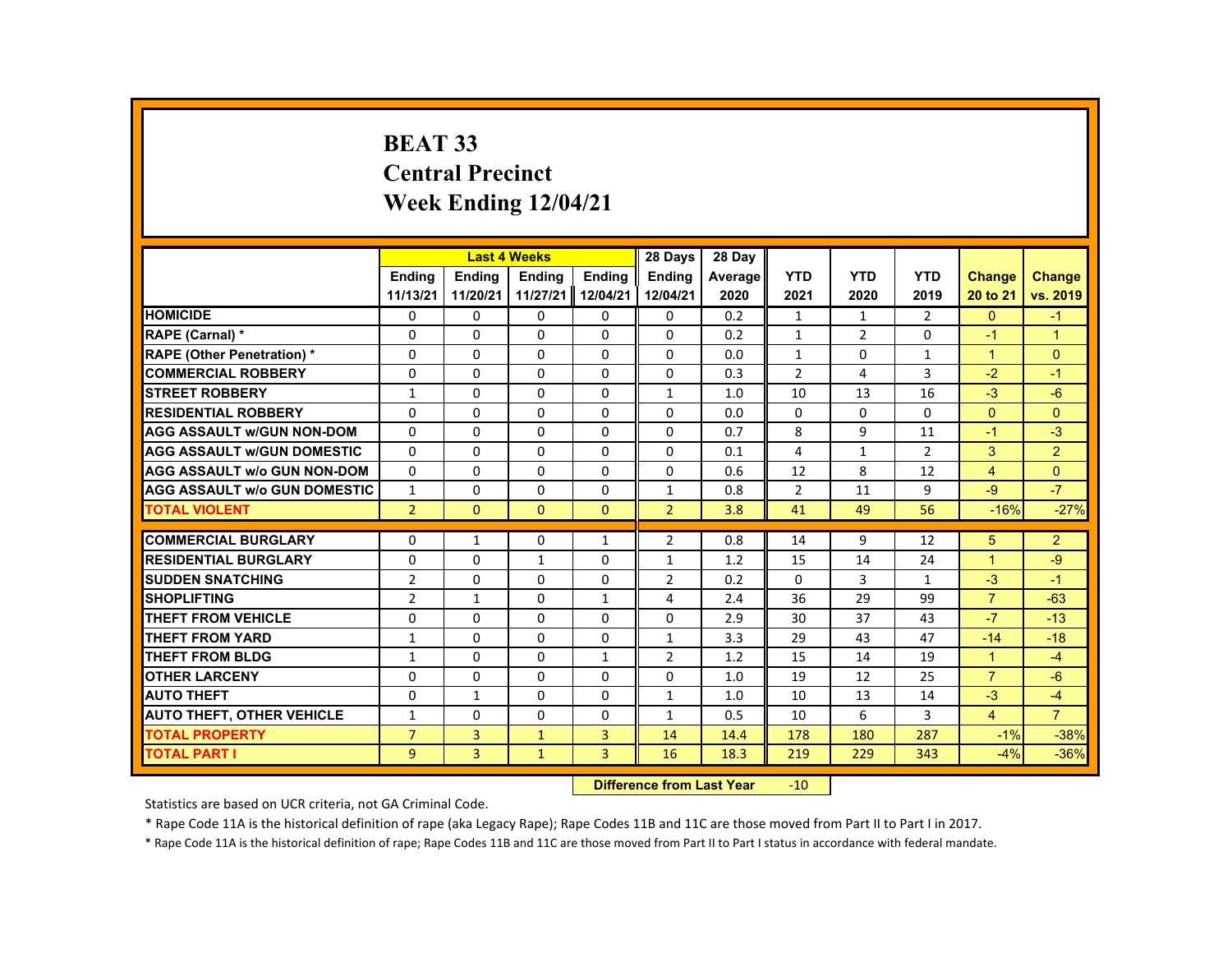# BEAT 33
## Central Precinct
## Week Ending 12/04/21

| | Last 4 Weeks | | | | 28 Days | 28 Day | | | | | |
|---|---|---|---|---|---|---|---|---|---|---|---|
| | Ending 11/13/21 | Ending 11/20/21 | Ending 11/27/21 | Ending 12/04/21 | Ending 12/04/21 | Average 2020 | YTD 2021 | YTD 2020 | YTD 2019 | Change 20 to 21 | Change vs. 2019 |
| HOMICIDE | 0 | 0 | 0 | 0 | 0 | 0.2 | 1 | 1 | 2 | 0 | -1 |
| RAPE (Carnal) * | 0 | 0 | 0 | 0 | 0 | 0.2 | 1 | 2 | 0 | -1 | 1 |
| RAPE (Other Penetration) * | 0 | 0 | 0 | 0 | 0 | 0.0 | 1 | 0 | 1 | 1 | 0 |
| COMMERCIAL ROBBERY | 0 | 0 | 0 | 0 | 0 | 0.3 | 2 | 4 | 3 | -2 | -1 |
| STREET ROBBERY | 1 | 0 | 0 | 0 | 1 | 1.0 | 10 | 13 | 16 | -3 | -6 |
| RESIDENTIAL ROBBERY | 0 | 0 | 0 | 0 | 0 | 0.0 | 0 | 0 | 0 | 0 | 0 |
| AGG ASSAULT w/GUN NON-DOM | 0 | 0 | 0 | 0 | 0 | 0.7 | 8 | 9 | 11 | -1 | -3 |
| AGG ASSAULT w/GUN DOMESTIC | 0 | 0 | 0 | 0 | 0 | 0.1 | 4 | 1 | 2 | 3 | 2 |
| AGG ASSAULT w/o GUN NON-DOM | 0 | 0 | 0 | 0 | 0 | 0.6 | 12 | 8 | 12 | 4 | 0 |
| AGG ASSAULT w/o GUN DOMESTIC | 1 | 0 | 0 | 0 | 1 | 0.8 | 2 | 11 | 9 | -9 | -7 |
| TOTAL VIOLENT | 2 | 0 | 0 | 0 | 2 | 3.8 | 41 | 49 | 56 | -16% | -27% |
| COMMERCIAL BURGLARY | 0 | 1 | 0 | 1 | 2 | 0.8 | 14 | 9 | 12 | 5 | 2 |
| RESIDENTIAL BURGLARY | 0 | 0 | 1 | 0 | 1 | 1.2 | 15 | 14 | 24 | 1 | -9 |
| SUDDEN SNATCHING | 2 | 0 | 0 | 0 | 2 | 0.2 | 0 | 3 | 1 | -3 | -1 |
| SHOPLIFTING | 2 | 1 | 0 | 1 | 4 | 2.4 | 36 | 29 | 99 | 7 | -63 |
| THEFT FROM VEHICLE | 0 | 0 | 0 | 0 | 0 | 2.9 | 30 | 37 | 43 | -7 | -13 |
| THEFT FROM YARD | 1 | 0 | 0 | 0 | 1 | 3.3 | 29 | 43 | 47 | -14 | -18 |
| THEFT FROM BLDG | 1 | 0 | 0 | 1 | 2 | 1.2 | 15 | 14 | 19 | 1 | -4 |
| OTHER LARCENY | 0 | 0 | 0 | 0 | 0 | 1.0 | 19 | 12 | 25 | 7 | -6 |
| AUTO THEFT | 0 | 1 | 0 | 0 | 1 | 1.0 | 10 | 13 | 14 | -3 | -4 |
| AUTO THEFT, OTHER VEHICLE | 1 | 0 | 0 | 0 | 1 | 0.5 | 10 | 6 | 3 | 4 | 7 |
| TOTAL PROPERTY | 7 | 3 | 1 | 3 | 14 | 14.4 | 178 | 180 | 287 | -1% | -38% |
| TOTAL PART I | 9 | 3 | 1 | 3 | 16 | 18.3 | 219 | 229 | 343 | -4% | -36% |

**Difference from Last Year** -10

Statistics are based on UCR criteria, not GA Criminal Code.

* Rape Code 11A is the historical definition of rape (aka Legacy Rape); Rape Codes 11B and 11C are those moved from Part II to Part I in 2017.

* Rape Code 11A is the historical definition of rape; Rape Codes 11B and 11C are those moved from Part II to Part I status in accordance with federal mandate.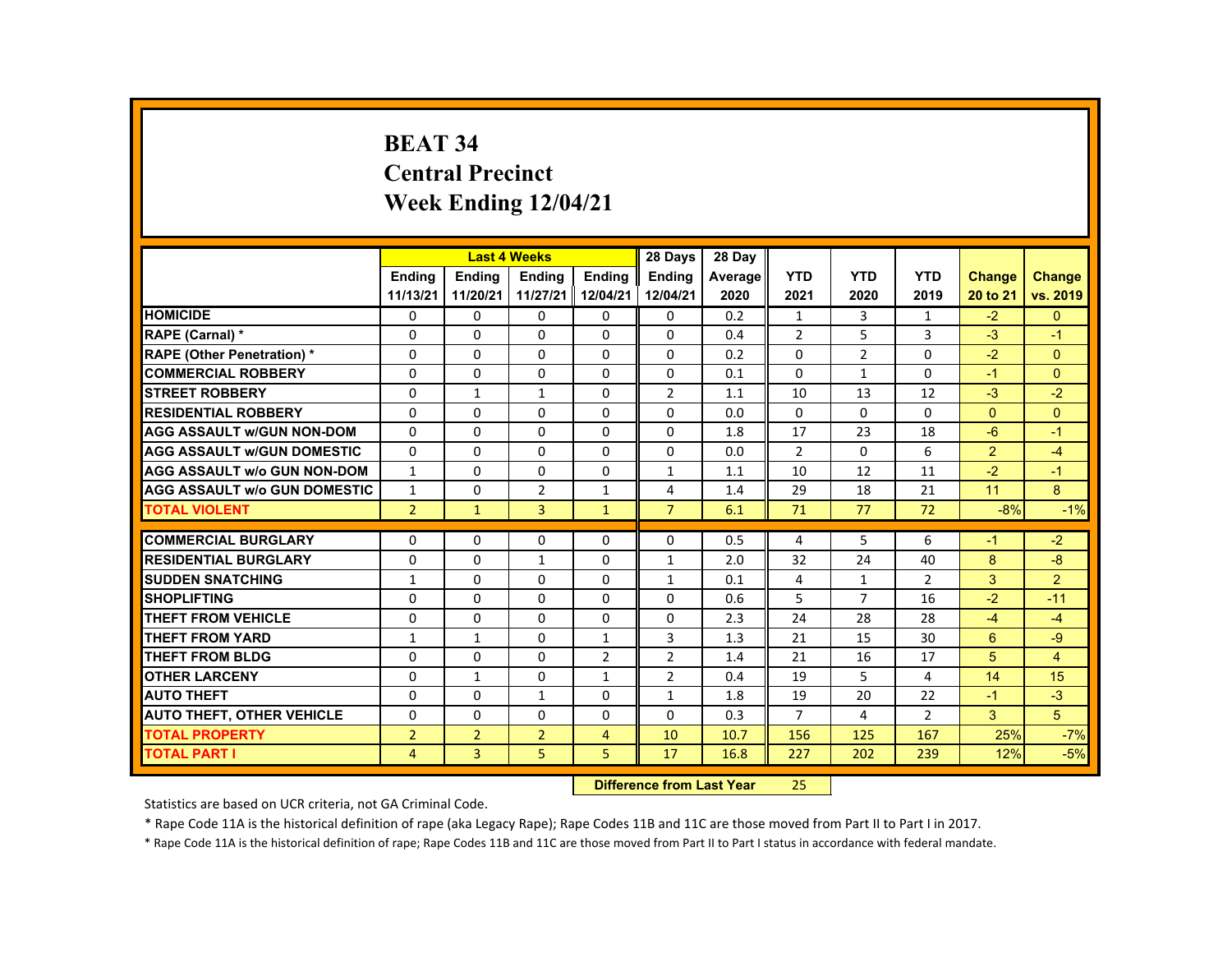# BEAT 34
## Central Precinct
## Week Ending 12/04/21

| | Last 4 Weeks | | | | 28 Days | 28 Day | | | | | |
|---|---|---|---|---|---|---|---|---|---|---|---|
| | Ending 11/13/21 | Ending 11/20/21 | Ending 11/27/21 | Ending 12/04/21 | Ending 12/04/21 | Average 2020 | YTD 2021 | YTD 2020 | YTD 2019 | Change 20 to 21 | Change vs. 2019 |
| HOMICIDE | 0 | 0 | 0 | 0 | 0 | 0.2 | 1 | 3 | 1 | -2 | 0 |
| RAPE (Carnal) * | 0 | 0 | 0 | 0 | 0 | 0.4 | 2 | 5 | 3 | -3 | -1 |
| RAPE (Other Penetration) * | 0 | 0 | 0 | 0 | 0 | 0.2 | 0 | 2 | 0 | -2 | 0 |
| COMMERCIAL ROBBERY | 0 | 0 | 0 | 0 | 0 | 0.1 | 0 | 1 | 0 | -1 | 0 |
| STREET ROBBERY | 0 | 1 | 1 | 0 | 2 | 1.1 | 10 | 13 | 12 | -3 | -2 |
| RESIDENTIAL ROBBERY | 0 | 0 | 0 | 0 | 0 | 0.0 | 0 | 0 | 0 | 0 | 0 |
| AGG ASSAULT w/GUN NON-DOM | 0 | 0 | 0 | 0 | 0 | 1.8 | 17 | 23 | 18 | -6 | -1 |
| AGG ASSAULT w/GUN DOMESTIC | 0 | 0 | 0 | 0 | 0 | 0.0 | 2 | 0 | 6 | 2 | -4 |
| AGG ASSAULT w/o GUN NON-DOM | 1 | 0 | 0 | 0 | 1 | 1.1 | 10 | 12 | 11 | -2 | -1 |
| AGG ASSAULT w/o GUN DOMESTIC | 1 | 0 | 2 | 1 | 4 | 1.4 | 29 | 18 | 21 | 11 | 8 |
| TOTAL VIOLENT | 2 | 1 | 3 | 1 | 7 | 6.1 | 71 | 77 | 72 | -8% | -1% |
| COMMERCIAL BURGLARY | 0 | 0 | 0 | 0 | 0 | 0.5 | 4 | 5 | 6 | -1 | -2 |
| RESIDENTIAL BURGLARY | 0 | 0 | 1 | 0 | 1 | 2.0 | 32 | 24 | 40 | 8 | -8 |
| SUDDEN SNATCHING | 1 | 0 | 0 | 0 | 1 | 0.1 | 4 | 1 | 2 | 3 | 2 |
| SHOPLIFTING | 0 | 0 | 0 | 0 | 0 | 0.6 | 5 | 7 | 16 | -2 | -11 |
| THEFT FROM VEHICLE | 0 | 0 | 0 | 0 | 0 | 2.3 | 24 | 28 | 28 | -4 | -4 |
| THEFT FROM YARD | 1 | 1 | 0 | 1 | 3 | 1.3 | 21 | 15 | 30 | 6 | -9 |
| THEFT FROM BLDG | 0 | 0 | 0 | 2 | 2 | 1.4 | 21 | 16 | 17 | 5 | 4 |
| OTHER LARCENY | 0 | 1 | 0 | 1 | 2 | 0.4 | 19 | 5 | 4 | 14 | 15 |
| AUTO THEFT | 0 | 0 | 1 | 0 | 1 | 1.8 | 19 | 20 | 22 | -1 | -3 |
| AUTO THEFT, OTHER VEHICLE | 0 | 0 | 0 | 0 | 0 | 0.3 | 7 | 4 | 2 | 3 | 5 |
| TOTAL PROPERTY | 2 | 2 | 2 | 4 | 10 | 10.7 | 156 | 125 | 167 | 25% | -7% |
| TOTAL PART I | 4 | 3 | 5 | 5 | 17 | 16.8 | 227 | 202 | 239 | 12% | -5% |

| Difference from Last Year | 25 |
|---|---|

Statistics are based on UCR criteria, not GA Criminal Code.

* Rape Code 11A is the historical definition of rape (aka Legacy Rape); Rape Codes 11B and 11C are those moved from Part II to Part I in 2017.

* Rape Code 11A is the historical definition of rape; Rape Codes 11B and 11C are those moved from Part II to Part I status in accordance with federal mandate.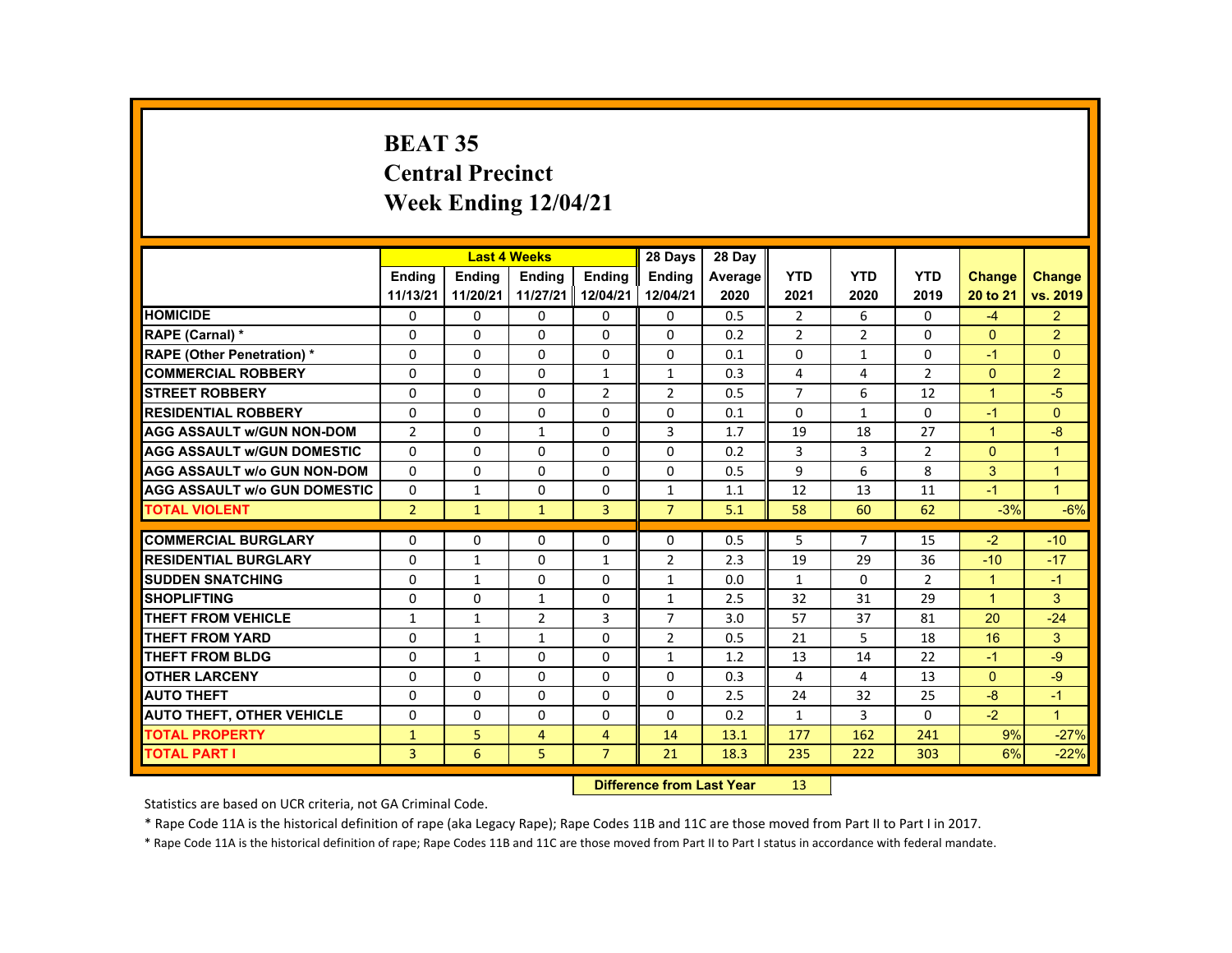# BEAT 35
## Central Precinct
## Week Ending 12/04/21

| | Last 4 Weeks | | | | 28 Days | 28 Day | | | | | |
|---|---|---|---|---|---|---|---|---|---|---|---|
| | Ending 11/13/21 | Ending 11/20/21 | Ending 11/27/21 | Ending 12/04/21 | Ending 12/04/21 | Average 2020 | YTD 2021 | YTD 2020 | YTD 2019 | Change 20 to 21 | Change vs. 2019 |
| HOMICIDE | 0 | 0 | 0 | 0 | 0 | 0.5 | 2 | 6 | 0 | -4 | 2 |
| RAPE (Carnal) * | 0 | 0 | 0 | 0 | 0 | 0.2 | 2 | 2 | 0 | 0 | 2 |
| RAPE (Other Penetration) * | 0 | 0 | 0 | 0 | 0 | 0.1 | 0 | 1 | 0 | -1 | 0 |
| COMMERCIAL ROBBERY | 0 | 0 | 0 | 1 | 1 | 0.3 | 4 | 4 | 2 | 0 | 2 |
| STREET ROBBERY | 0 | 0 | 0 | 2 | 2 | 0.5 | 7 | 6 | 12 | 1 | -5 |
| RESIDENTIAL ROBBERY | 0 | 0 | 0 | 0 | 0 | 0.1 | 0 | 1 | 0 | -1 | 0 |
| AGG ASSAULT w/GUN NON-DOM | 2 | 0 | 1 | 0 | 3 | 1.7 | 19 | 18 | 27 | 1 | -8 |
| AGG ASSAULT w/GUN DOMESTIC | 0 | 0 | 0 | 0 | 0 | 0.2 | 3 | 3 | 2 | 0 | 1 |
| AGG ASSAULT w/o GUN NON-DOM | 0 | 0 | 0 | 0 | 0 | 0.5 | 9 | 6 | 8 | 3 | 1 |
| AGG ASSAULT w/o GUN DOMESTIC | 0 | 1 | 0 | 0 | 1 | 1.1 | 12 | 13 | 11 | -1 | 1 |
| TOTAL VIOLENT | 2 | 1 | 1 | 3 | 7 | 5.1 | 58 | 60 | 62 | -3% | -6% |
| COMMERCIAL BURGLARY | 0 | 0 | 0 | 0 | 0 | 0.5 | 5 | 7 | 15 | -2 | -10 |
| RESIDENTIAL BURGLARY | 0 | 1 | 0 | 1 | 2 | 2.3 | 19 | 29 | 36 | -10 | -17 |
| SUDDEN SNATCHING | 0 | 1 | 0 | 0 | 1 | 0.0 | 1 | 0 | 2 | 1 | -1 |
| SHOPLIFTING | 0 | 0 | 1 | 0 | 1 | 2.5 | 32 | 31 | 29 | 1 | 3 |
| THEFT FROM VEHICLE | 1 | 1 | 2 | 3 | 7 | 3.0 | 57 | 37 | 81 | 20 | -24 |
| THEFT FROM YARD | 0 | 1 | 1 | 0 | 2 | 0.5 | 21 | 5 | 18 | 16 | 3 |
| THEFT FROM BLDG | 0 | 1 | 0 | 0 | 1 | 1.2 | 13 | 14 | 22 | -1 | -9 |
| OTHER LARCENY | 0 | 0 | 0 | 0 | 0 | 0.3 | 4 | 4 | 13 | 0 | -9 |
| AUTO THEFT | 0 | 0 | 0 | 0 | 0 | 2.5 | 24 | 32 | 25 | -8 | -1 |
| AUTO THEFT, OTHER VEHICLE | 0 | 0 | 0 | 0 | 0 | 0.2 | 1 | 3 | 0 | -2 | 1 |
| TOTAL PROPERTY | 1 | 5 | 4 | 4 | 14 | 13.1 | 177 | 162 | 241 | 9% | -27% |
| TOTAL PART I | 3 | 6 | 5 | 7 | 21 | 18.3 | 235 | 222 | 303 | 6% | -22% |

**Difference from Last Year** 13

Statistics are based on UCR criteria, not GA Criminal Code.

* Rape Code 11A is the historical definition of rape (aka Legacy Rape); Rape Codes 11B and 11C are those moved from Part II to Part I in 2017.

* Rape Code 11A is the historical definition of rape; Rape Codes 11B and 11C are those moved from Part II to Part I status in accordance with federal mandate.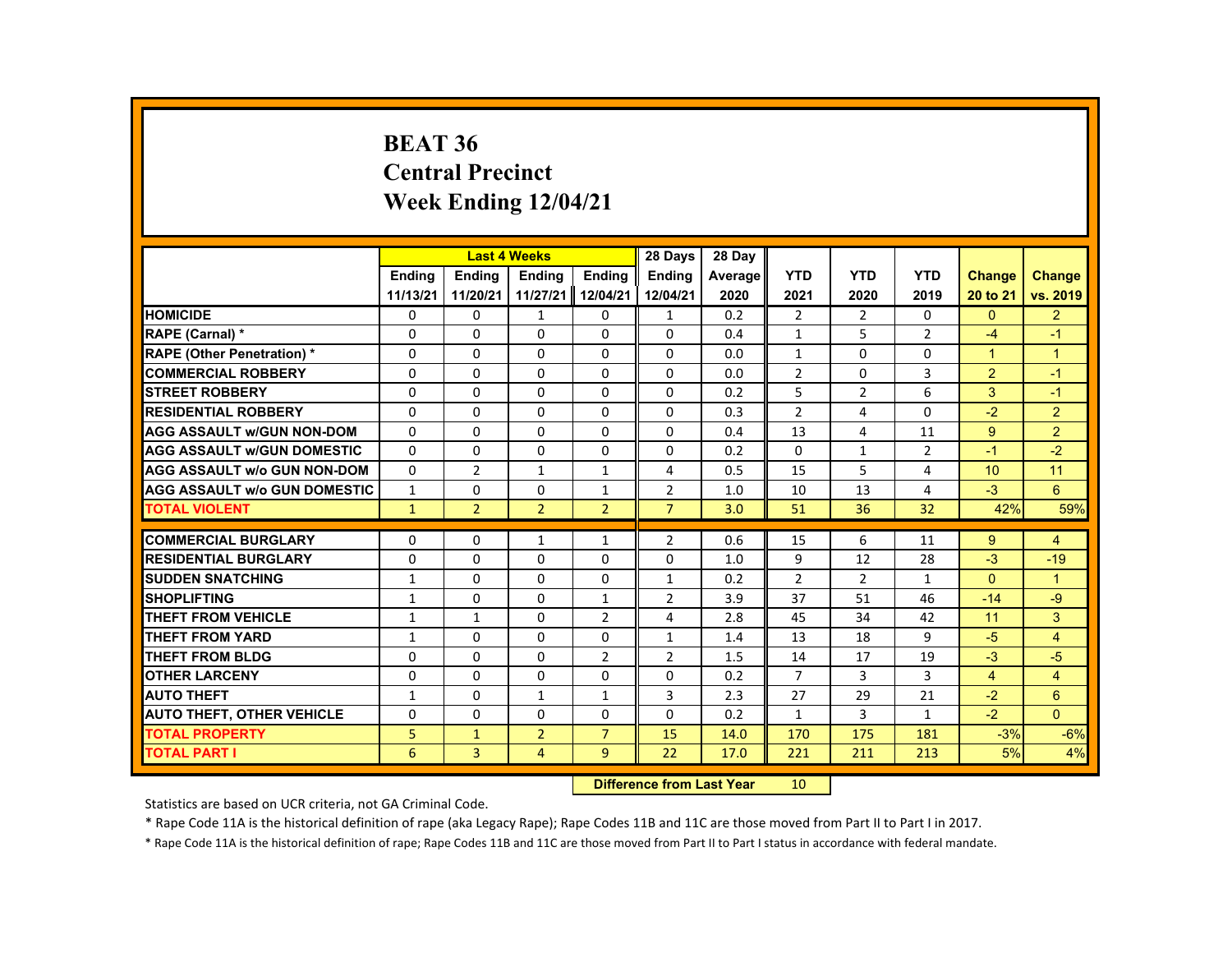# BEAT 36
## Central Precinct
## Week Ending 12/04/21

| | Last 4 Weeks | | | | 28 Days | 28 Day | | | | | |
|---|---|---|---|---|---|---|---|---|---|---|---|
| | Ending 11/13/21 | Ending 11/20/21 | Ending 11/27/21 | Ending 12/04/21 | Ending 12/04/21 | Average 2020 | YTD 2021 | YTD 2020 | YTD 2019 | Change 20 to 21 | Change vs. 2019 |
| HOMICIDE | 0 | 0 | 1 | 0 | 1 | 0.2 | 2 | 2 | 0 | 0 | 2 |
| RAPE (Carnal) * | 0 | 0 | 0 | 0 | 0 | 0.4 | 1 | 5 | 2 | -4 | -1 |
| RAPE (Other Penetration) * | 0 | 0 | 0 | 0 | 0 | 0.0 | 1 | 0 | 0 | 1 | 1 |
| COMMERCIAL ROBBERY | 0 | 0 | 0 | 0 | 0 | 0.0 | 2 | 0 | 3 | 2 | -1 |
| STREET ROBBERY | 0 | 0 | 0 | 0 | 0 | 0.2 | 5 | 2 | 6 | 3 | -1 |
| RESIDENTIAL ROBBERY | 0 | 0 | 0 | 0 | 0 | 0.3 | 2 | 4 | 0 | -2 | 2 |
| AGG ASSAULT w/GUN NON-DOM | 0 | 0 | 0 | 0 | 0 | 0.4 | 13 | 4 | 11 | 9 | 2 |
| AGG ASSAULT w/GUN DOMESTIC | 0 | 0 | 0 | 0 | 0 | 0.2 | 0 | 1 | 2 | -1 | -2 |
| AGG ASSAULT w/o GUN NON-DOM | 0 | 2 | 1 | 1 | 4 | 0.5 | 15 | 5 | 4 | 10 | 11 |
| AGG ASSAULT w/o GUN DOMESTIC | 1 | 0 | 0 | 1 | 2 | 1.0 | 10 | 13 | 4 | -3 | 6 |
| TOTAL VIOLENT | 1 | 2 | 2 | 2 | 7 | 3.0 | 51 | 36 | 32 | 42% | 59% |
| COMMERCIAL BURGLARY | 0 | 0 | 1 | 1 | 2 | 0.6 | 15 | 6 | 11 | 9 | 4 |
| RESIDENTIAL BURGLARY | 0 | 0 | 0 | 0 | 0 | 1.0 | 9 | 12 | 28 | -3 | -19 |
| SUDDEN SNATCHING | 1 | 0 | 0 | 0 | 1 | 0.2 | 2 | 2 | 1 | 0 | 1 |
| SHOPLIFTING | 1 | 0 | 0 | 1 | 2 | 3.9 | 37 | 51 | 46 | -14 | -9 |
| THEFT FROM VEHICLE | 1 | 1 | 0 | 2 | 4 | 2.8 | 45 | 34 | 42 | 11 | 3 |
| THEFT FROM YARD | 1 | 0 | 0 | 0 | 1 | 1.4 | 13 | 18 | 9 | -5 | 4 |
| THEFT FROM BLDG | 0 | 0 | 0 | 2 | 2 | 1.5 | 14 | 17 | 19 | -3 | -5 |
| OTHER LARCENY | 0 | 0 | 0 | 0 | 0 | 0.2 | 7 | 3 | 3 | 4 | 4 |
| AUTO THEFT | 1 | 0 | 1 | 1 | 3 | 2.3 | 27 | 29 | 21 | -2 | 6 |
| AUTO THEFT, OTHER VEHICLE | 0 | 0 | 0 | 0 | 0 | 0.2 | 1 | 3 | 1 | -2 | 0 |
| TOTAL PROPERTY | 5 | 1 | 2 | 7 | 15 | 14.0 | 170 | 175 | 181 | -3% | -6% |
| TOTAL PART I | 6 | 3 | 4 | 9 | 22 | 17.0 | 221 | 211 | 213 | 5% | 4% |

**Difference from Last Year** 10

Statistics are based on UCR criteria, not GA Criminal Code.

* Rape Code 11A is the historical definition of rape (aka Legacy Rape); Rape Codes 11B and 11C are those moved from Part II to Part I in 2017.

* Rape Code 11A is the historical definition of rape; Rape Codes 11B and 11C are those moved from Part II to Part I status in accordance with federal mandate.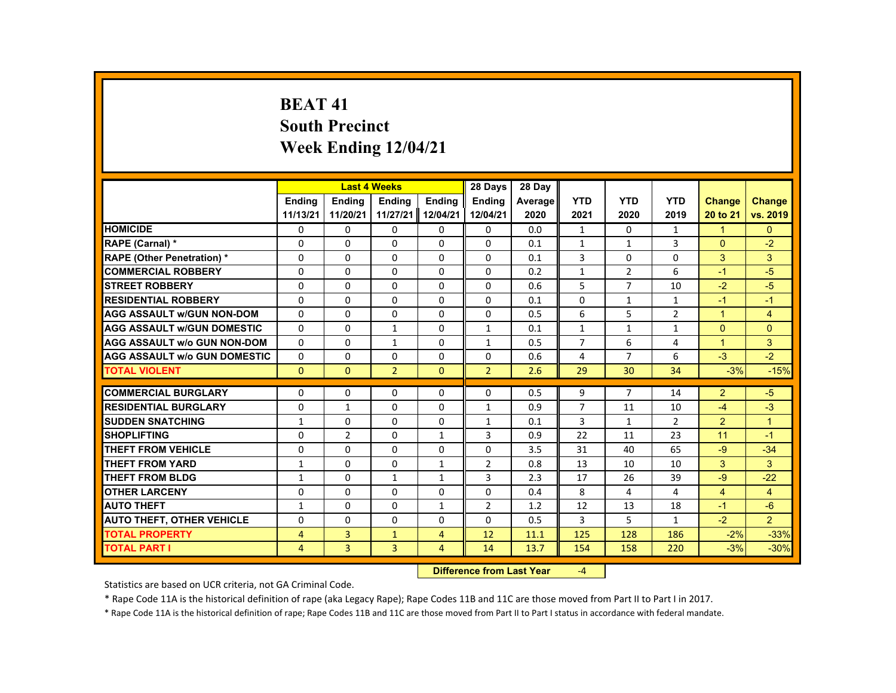# BEAT 41
## South Precinct
## Week Ending 12/04/21

| | Last 4 Weeks | | | | 28 Days | 28 Day | | | | | |
|---|---|---|---|---|---|---|---|---|---|---|---|
| | Ending 11/13/21 | Ending 11/20/21 | Ending 11/27/21 | Ending 12/04/21 | Ending 12/04/21 | Average 2020 | YTD 2021 | YTD 2020 | YTD 2019 | Change 20 to 21 | Change vs. 2019 |
| HOMICIDE | 0 | 0 | 0 | 0 | 0 | 0.0 | 1 | 0 | 1 | 1 | 0 |
| RAPE (Carnal) * | 0 | 0 | 0 | 0 | 0 | 0.1 | 1 | 1 | 3 | 0 | -2 |
| RAPE (Other Penetration) * | 0 | 0 | 0 | 0 | 0 | 0.1 | 3 | 0 | 0 | 3 | 3 |
| COMMERCIAL ROBBERY | 0 | 0 | 0 | 0 | 0 | 0.2 | 1 | 2 | 6 | -1 | -5 |
| STREET ROBBERY | 0 | 0 | 0 | 0 | 0 | 0.6 | 5 | 7 | 10 | -2 | -5 |
| RESIDENTIAL ROBBERY | 0 | 0 | 0 | 0 | 0 | 0.1 | 0 | 1 | 1 | -1 | -1 |
| AGG ASSAULT w/GUN NON-DOM | 0 | 0 | 0 | 0 | 0 | 0.5 | 6 | 5 | 2 | 1 | 4 |
| AGG ASSAULT w/GUN DOMESTIC | 0 | 0 | 1 | 0 | 1 | 0.1 | 1 | 1 | 1 | 0 | 0 |
| AGG ASSAULT w/o GUN NON-DOM | 0 | 0 | 1 | 0 | 1 | 0.5 | 7 | 6 | 4 | 1 | 3 |
| AGG ASSAULT w/o GUN DOMESTIC | 0 | 0 | 0 | 0 | 0 | 0.6 | 4 | 7 | 6 | -3 | -2 |
| TOTAL VIOLENT | 0 | 0 | 2 | 0 | 2 | 2.6 | 29 | 30 | 34 | -3% | -15% |
| COMMERCIAL BURGLARY | 0 | 0 | 0 | 0 | 0 | 0.5 | 9 | 7 | 14 | 2 | -5 |
| RESIDENTIAL BURGLARY | 0 | 1 | 0 | 0 | 1 | 0.9 | 7 | 11 | 10 | -4 | -3 |
| SUDDEN SNATCHING | 1 | 0 | 0 | 0 | 1 | 0.1 | 3 | 1 | 2 | 2 | 1 |
| SHOPLIFTING | 0 | 2 | 0 | 1 | 3 | 0.9 | 22 | 11 | 23 | 11 | -1 |
| THEFT FROM VEHICLE | 0 | 0 | 0 | 0 | 0 | 3.5 | 31 | 40 | 65 | -9 | -34 |
| THEFT FROM YARD | 1 | 0 | 0 | 1 | 2 | 0.8 | 13 | 10 | 10 | 3 | 3 |
| THEFT FROM BLDG | 1 | 0 | 1 | 1 | 3 | 2.3 | 17 | 26 | 39 | -9 | -22 |
| OTHER LARCENY | 0 | 0 | 0 | 0 | 0 | 0.4 | 8 | 4 | 4 | 4 | 4 |
| AUTO THEFT | 1 | 0 | 0 | 1 | 2 | 1.2 | 12 | 13 | 18 | -1 | -6 |
| AUTO THEFT, OTHER VEHICLE | 0 | 0 | 0 | 0 | 0 | 0.5 | 3 | 5 | 1 | -2 | 2 |
| TOTAL PROPERTY | 4 | 3 | 1 | 4 | 12 | 11.1 | 125 | 128 | 186 | -2% | -33% |
| TOTAL PART I | 4 | 3 | 3 | 4 | 14 | 13.7 | 154 | 158 | 220 | -3% | -30% |

**Difference from Last Year** -4

Statistics are based on UCR criteria, not GA Criminal Code.

* Rape Code 11A is the historical definition of rape (aka Legacy Rape); Rape Codes 11B and 11C are those moved from Part II to Part I in 2017.

* Rape Code 11A is the historical definition of rape; Rape Codes 11B and 11C are those moved from Part II to Part I status in accordance with federal mandate.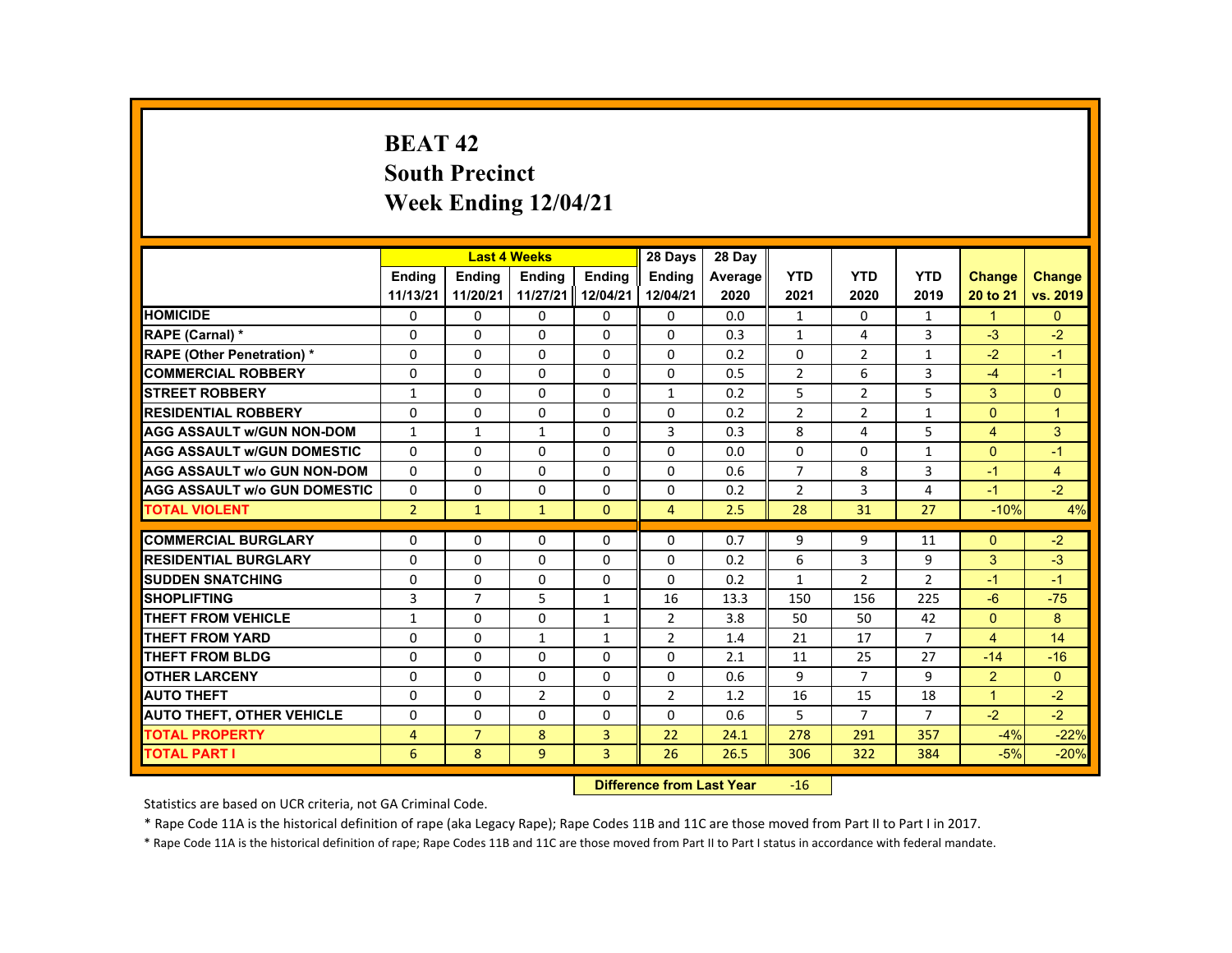# BEAT 42
# South Precinct
# Week Ending 12/04/21

| | Last 4 Weeks | | | | 28 Days | 28 Day | | | | | |
|---|---|---|---|---|---|---|---|---|---|---|---|
| | Ending 11/13/21 | Ending 11/20/21 | Ending 11/27/21 | Ending 12/04/21 | Ending 12/04/21 | Average 2020 | YTD 2021 | YTD 2020 | YTD 2019 | Change 20 to 21 | Change vs. 2019 |
| HOMICIDE | 0 | 0 | 0 | 0 | 0 | 0.0 | 1 | 0 | 1 | 1 | 0 |
| RAPE (Carnal) * | 0 | 0 | 0 | 0 | 0 | 0.3 | 1 | 4 | 3 | -3 | -2 |
| RAPE (Other Penetration) * | 0 | 0 | 0 | 0 | 0 | 0.2 | 0 | 2 | 1 | -2 | -1 |
| COMMERCIAL ROBBERY | 0 | 0 | 0 | 0 | 0 | 0.5 | 2 | 6 | 3 | -4 | -1 |
| STREET ROBBERY | 1 | 0 | 0 | 0 | 1 | 0.2 | 5 | 2 | 5 | 3 | 0 |
| RESIDENTIAL ROBBERY | 0 | 0 | 0 | 0 | 0 | 0.2 | 2 | 2 | 1 | 0 | 1 |
| AGG ASSAULT w/GUN NON-DOM | 1 | 1 | 1 | 0 | 3 | 0.3 | 8 | 4 | 5 | 4 | 3 |
| AGG ASSAULT w/GUN DOMESTIC | 0 | 0 | 0 | 0 | 0 | 0.0 | 0 | 0 | 1 | 0 | -1 |
| AGG ASSAULT w/o GUN NON-DOM | 0 | 0 | 0 | 0 | 0 | 0.6 | 7 | 8 | 3 | -1 | 4 |
| AGG ASSAULT w/o GUN DOMESTIC | 0 | 0 | 0 | 0 | 0 | 0.2 | 2 | 3 | 4 | -1 | -2 |
| TOTAL VIOLENT | 2 | 1 | 1 | 0 | 4 | 2.5 | 28 | 31 | 27 | -10% | 4% |
| COMMERCIAL BURGLARY | 0 | 0 | 0 | 0 | 0 | 0.7 | 9 | 9 | 11 | 0 | -2 |
| RESIDENTIAL BURGLARY | 0 | 0 | 0 | 0 | 0 | 0.2 | 6 | 3 | 9 | 3 | -3 |
| SUDDEN SNATCHING | 0 | 0 | 0 | 0 | 0 | 0.2 | 1 | 2 | 2 | -1 | -1 |
| SHOPLIFTING | 3 | 7 | 5 | 1 | 16 | 13.3 | 150 | 156 | 225 | -6 | -75 |
| THEFT FROM VEHICLE | 1 | 0 | 0 | 1 | 2 | 3.8 | 50 | 50 | 42 | 0 | 8 |
| THEFT FROM YARD | 0 | 0 | 1 | 1 | 2 | 1.4 | 21 | 17 | 7 | 4 | 14 |
| THEFT FROM BLDG | 0 | 0 | 0 | 0 | 0 | 2.1 | 11 | 25 | 27 | -14 | -16 |
| OTHER LARCENY | 0 | 0 | 0 | 0 | 0 | 0.6 | 9 | 7 | 9 | 2 | 0 |
| AUTO THEFT | 0 | 0 | 2 | 0 | 2 | 1.2 | 16 | 15 | 18 | 1 | -2 |
| AUTO THEFT, OTHER VEHICLE | 0 | 0 | 0 | 0 | 0 | 0.6 | 5 | 7 | 7 | -2 | -2 |
| TOTAL PROPERTY | 4 | 7 | 8 | 3 | 22 | 24.1 | 278 | 291 | 357 | -4% | -22% |
| TOTAL PART I | 6 | 8 | 9 | 3 | 26 | 26.5 | 306 | 322 | 384 | -5% | -20% |

**Difference from Last Year** -16

Statistics are based on UCR criteria, not GA Criminal Code.

* Rape Code 11A is the historical definition of rape (aka Legacy Rape); Rape Codes 11B and 11C are those moved from Part II to Part I in 2017.

* Rape Code 11A is the historical definition of rape; Rape Codes 11B and 11C are those moved from Part II to Part I status in accordance with federal mandate.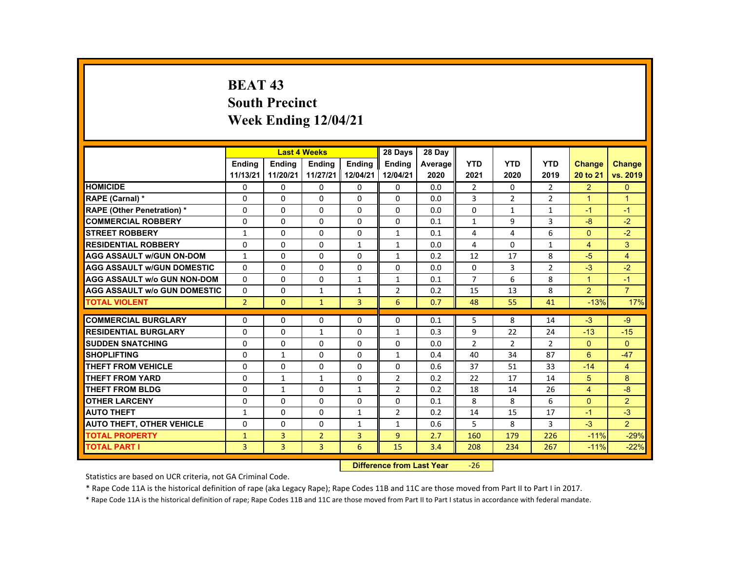# BEAT 43
# South Precinct
# Week Ending 12/04/21

| | Last 4 Weeks | | | | 28 Days | 28 Day | | | | | |
|---|---|---|---|---|---|---|---|---|---|---|---|
| | Ending 11/13/21 | Ending 11/20/21 | Ending 11/27/21 | Ending 12/04/21 | Ending 12/04/21 | Average 2020 | YTD 2021 | YTD 2020 | YTD 2019 | Change 20 to 21 | Change vs. 2019 |
| HOMICIDE | 0 | 0 | 0 | 0 | 0 | 0.0 | 2 | 0 | 2 | 2 | 0 |
| RAPE (Carnal) * | 0 | 0 | 0 | 0 | 0 | 0.0 | 3 | 2 | 2 | 1 | 1 |
| RAPE (Other Penetration) * | 0 | 0 | 0 | 0 | 0 | 0.0 | 0 | 1 | 1 | -1 | -1 |
| COMMERCIAL ROBBERY | 0 | 0 | 0 | 0 | 0 | 0.1 | 1 | 9 | 3 | -8 | -2 |
| STREET ROBBERY | 1 | 0 | 0 | 0 | 1 | 0.1 | 4 | 4 | 6 | 0 | -2 |
| RESIDENTIAL ROBBERY | 0 | 0 | 0 | 1 | 1 | 0.0 | 4 | 0 | 1 | 4 | 3 |
| AGG ASSAULT w/GUN ON-DOM | 1 | 0 | 0 | 0 | 1 | 0.2 | 12 | 17 | 8 | -5 | 4 |
| AGG ASSAULT w/GUN DOMESTIC | 0 | 0 | 0 | 0 | 0 | 0.0 | 0 | 3 | 2 | -3 | -2 |
| AGG ASSAULT w/o GUN NON-DOM | 0 | 0 | 0 | 1 | 1 | 0.1 | 7 | 6 | 8 | 1 | -1 |
| AGG ASSAULT w/o GUN DOMESTIC | 0 | 0 | 1 | 1 | 2 | 0.2 | 15 | 13 | 8 | 2 | 7 |
| TOTAL VIOLENT | 2 | 0 | 1 | 3 | 6 | 0.7 | 48 | 55 | 41 | -13% | 17% |
| COMMERCIAL BURGLARY | 0 | 0 | 0 | 0 | 0 | 0.1 | 5 | 8 | 14 | -3 | -9 |
| RESIDENTIAL BURGLARY | 0 | 0 | 1 | 0 | 1 | 0.3 | 9 | 22 | 24 | -13 | -15 |
| SUDDEN SNATCHING | 0 | 0 | 0 | 0 | 0 | 0.0 | 2 | 2 | 2 | 0 | 0 |
| SHOPLIFTING | 0 | 1 | 0 | 0 | 1 | 0.4 | 40 | 34 | 87 | 6 | -47 |
| THEFT FROM VEHICLE | 0 | 0 | 0 | 0 | 0 | 0.6 | 37 | 51 | 33 | -14 | 4 |
| THEFT FROM YARD | 0 | 1 | 1 | 0 | 2 | 0.2 | 22 | 17 | 14 | 5 | 8 |
| THEFT FROM BLDG | 0 | 1 | 0 | 1 | 2 | 0.2 | 18 | 14 | 26 | 4 | -8 |
| OTHER LARCENY | 0 | 0 | 0 | 0 | 0 | 0.1 | 8 | 8 | 6 | 0 | 2 |
| AUTO THEFT | 1 | 0 | 0 | 1 | 2 | 0.2 | 14 | 15 | 17 | -1 | -3 |
| AUTO THEFT, OTHER VEHICLE | 0 | 0 | 0 | 1 | 1 | 0.6 | 5 | 8 | 3 | -3 | 2 |
| TOTAL PROPERTY | 1 | 3 | 2 | 3 | 9 | 2.7 | 160 | 179 | 226 | -11% | -29% |
| TOTAL PART I | 3 | 3 | 3 | 6 | 15 | 3.4 | 208 | 234 | 267 | -11% | -22% |

**Difference from Last Year** -26

Statistics are based on UCR criteria, not GA Criminal Code.

* Rape Code 11A is the historical definition of rape (aka Legacy Rape); Rape Codes 11B and 11C are those moved from Part II to Part I in 2017.

* Rape Code 11A is the historical definition of rape; Rape Codes 11B and 11C are those moved from Part II to Part I status in accordance with federal mandate.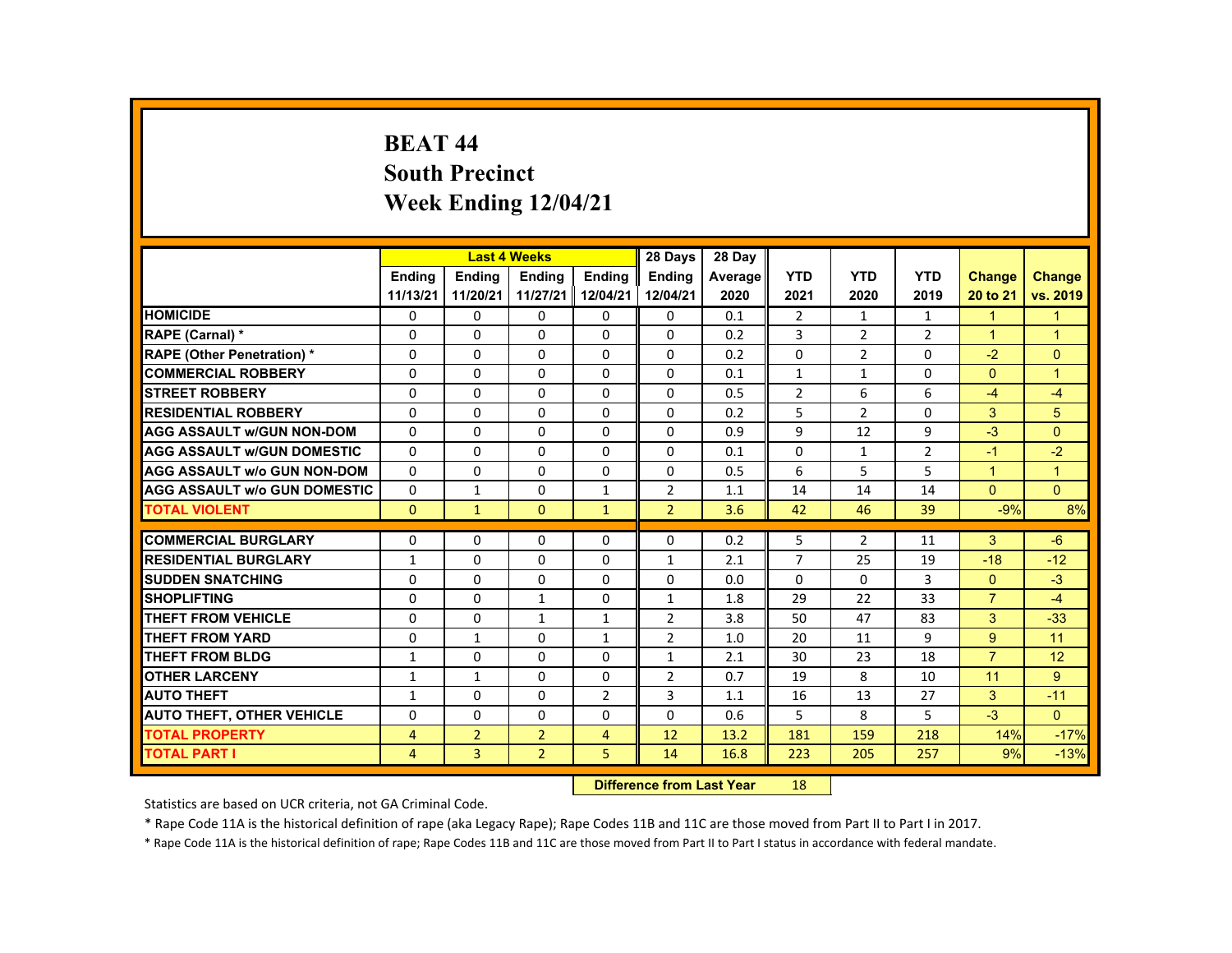# BEAT 44
# South Precinct
# Week Ending 12/04/21

| | Last 4 Weeks | | | | 28 Days | 28 Day | | | | | |
|---|---|---|---|---|---|---|---|---|---|---|---|
| | Ending 11/13/21 | Ending 11/20/21 | Ending 11/27/21 | Ending 12/04/21 | Ending 12/04/21 | Average 2020 | YTD 2021 | YTD 2020 | YTD 2019 | Change 20 to 21 | Change vs. 2019 |
| HOMICIDE | 0 | 0 | 0 | 0 | 0 | 0.1 | 2 | 1 | 1 | 1 | 1 |
| RAPE (Carnal) * | 0 | 0 | 0 | 0 | 0 | 0.2 | 3 | 2 | 2 | 1 | 1 |
| RAPE (Other Penetration) * | 0 | 0 | 0 | 0 | 0 | 0.2 | 0 | 2 | 0 | -2 | 0 |
| COMMERCIAL ROBBERY | 0 | 0 | 0 | 0 | 0 | 0.1 | 1 | 1 | 0 | 0 | 1 |
| STREET ROBBERY | 0 | 0 | 0 | 0 | 0 | 0.5 | 2 | 6 | 6 | -4 | -4 |
| RESIDENTIAL ROBBERY | 0 | 0 | 0 | 0 | 0 | 0.2 | 5 | 2 | 0 | 3 | 5 |
| AGG ASSAULT w/GUN NON-DOM | 0 | 0 | 0 | 0 | 0 | 0.9 | 9 | 12 | 9 | -3 | 0 |
| AGG ASSAULT w/GUN DOMESTIC | 0 | 0 | 0 | 0 | 0 | 0.1 | 0 | 1 | 2 | -1 | -2 |
| AGG ASSAULT w/o GUN NON-DOM | 0 | 0 | 0 | 0 | 0 | 0.5 | 6 | 5 | 5 | 1 | 1 |
| AGG ASSAULT w/o GUN DOMESTIC | 0 | 1 | 0 | 1 | 2 | 1.1 | 14 | 14 | 14 | 0 | 0 |
| TOTAL VIOLENT | 0 | 1 | 0 | 1 | 2 | 3.6 | 42 | 46 | 39 | -9% | 8% |
| COMMERCIAL BURGLARY | 0 | 0 | 0 | 0 | 0 | 0.2 | 5 | 2 | 11 | 3 | -6 |
| RESIDENTIAL BURGLARY | 1 | 0 | 0 | 0 | 1 | 2.1 | 7 | 25 | 19 | -18 | -12 |
| SUDDEN SNATCHING | 0 | 0 | 0 | 0 | 0 | 0.0 | 0 | 0 | 3 | 0 | -3 |
| SHOPLIFTING | 0 | 0 | 1 | 0 | 1 | 1.8 | 29 | 22 | 33 | 7 | -4 |
| THEFT FROM VEHICLE | 0 | 0 | 1 | 1 | 2 | 3.8 | 50 | 47 | 83 | 3 | -33 |
| THEFT FROM YARD | 0 | 1 | 0 | 1 | 2 | 1.0 | 20 | 11 | 9 | 9 | 11 |
| THEFT FROM BLDG | 1 | 0 | 0 | 0 | 1 | 2.1 | 30 | 23 | 18 | 7 | 12 |
| OTHER LARCENY | 1 | 1 | 0 | 0 | 2 | 0.7 | 19 | 8 | 10 | 11 | 9 |
| AUTO THEFT | 1 | 0 | 0 | 2 | 3 | 1.1 | 16 | 13 | 27 | 3 | -11 |
| AUTO THEFT, OTHER VEHICLE | 0 | 0 | 0 | 0 | 0 | 0.6 | 5 | 8 | 5 | -3 | 0 |
| TOTAL PROPERTY | 4 | 2 | 2 | 4 | 12 | 13.2 | 181 | 159 | 218 | 14% | -17% |
| TOTAL PART I | 4 | 3 | 2 | 5 | 14 | 16.8 | 223 | 205 | 257 | 9% | -13% |

**Difference from Last Year** 18

Statistics are based on UCR criteria, not GA Criminal Code.

* Rape Code 11A is the historical definition of rape (aka Legacy Rape); Rape Codes 11B and 11C are those moved from Part II to Part I in 2017.

* Rape Code 11A is the historical definition of rape; Rape Codes 11B and 11C are those moved from Part II to Part I status in accordance with federal mandate.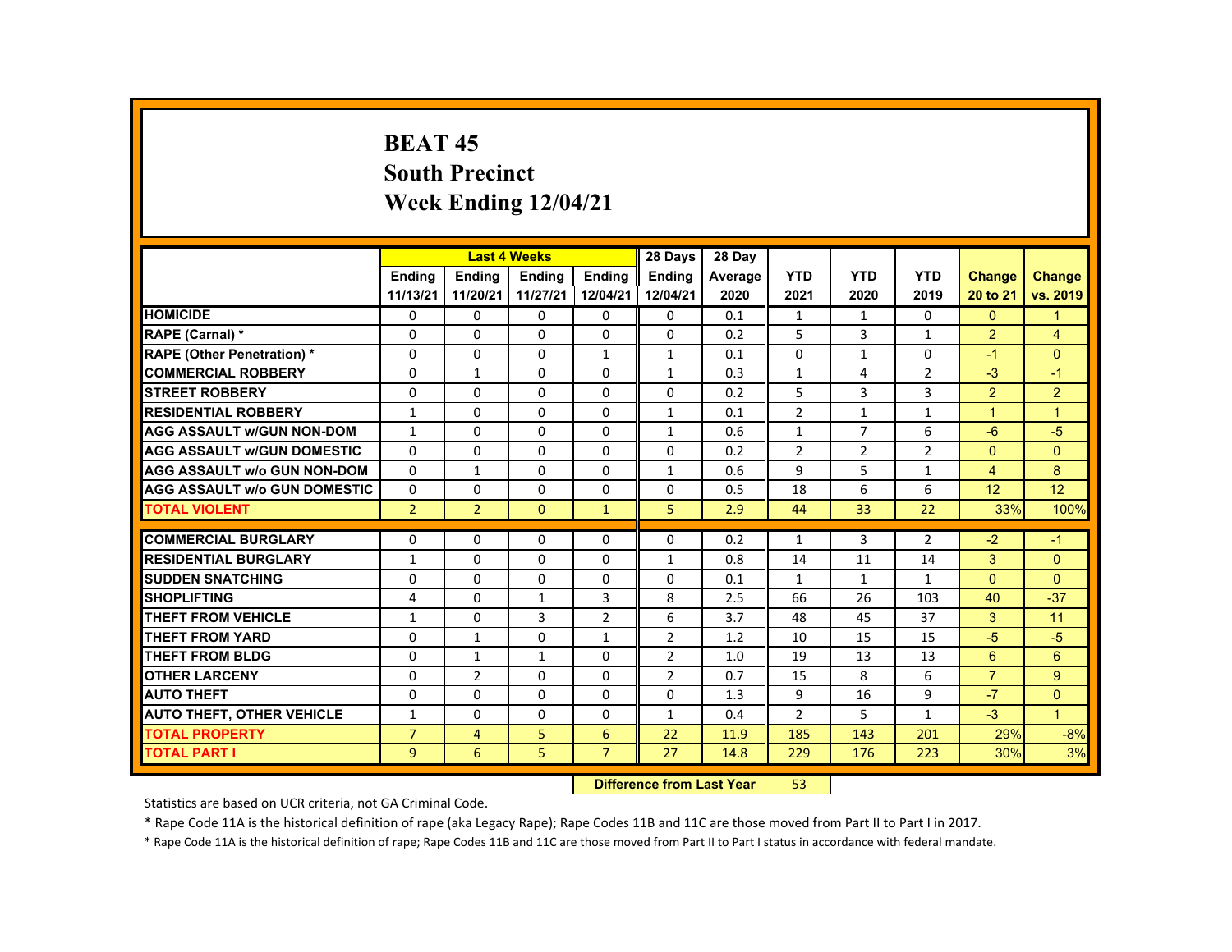# BEAT 45
## South Precinct
## Week Ending 12/04/21

| | Last 4 Weeks | | | | 28 Days | 28 Day | | | | | |
|---|---|---|---|---|---|---|---|---|---|---|---|
| | Ending 11/13/21 | Ending 11/20/21 | Ending 11/27/21 | Ending 12/04/21 | Ending 12/04/21 | Average 2020 | YTD 2021 | YTD 2020 | YTD 2019 | Change 20 to 21 | Change vs. 2019 |
| HOMICIDE | 0 | 0 | 0 | 0 | 0 | 0.1 | 1 | 1 | 0 | 0 | 1 |
| RAPE (Carnal) * | 0 | 0 | 0 | 0 | 0 | 0.2 | 5 | 3 | 1 | 2 | 4 |
| RAPE (Other Penetration) * | 0 | 0 | 0 | 1 | 1 | 0.1 | 0 | 1 | 0 | -1 | 0 |
| COMMERCIAL ROBBERY | 0 | 1 | 0 | 0 | 1 | 0.3 | 1 | 4 | 2 | -3 | -1 |
| STREET ROBBERY | 0 | 0 | 0 | 0 | 0 | 0.2 | 5 | 3 | 3 | 2 | 2 |
| RESIDENTIAL ROBBERY | 1 | 0 | 0 | 0 | 1 | 0.1 | 2 | 1 | 1 | 1 | 1 |
| AGG ASSAULT w/GUN NON-DOM | 1 | 0 | 0 | 0 | 1 | 0.6 | 1 | 7 | 6 | -6 | -5 |
| AGG ASSAULT w/GUN DOMESTIC | 0 | 0 | 0 | 0 | 0 | 0.2 | 2 | 2 | 2 | 0 | 0 |
| AGG ASSAULT w/o GUN NON-DOM | 0 | 1 | 0 | 0 | 1 | 0.6 | 9 | 5 | 1 | 4 | 8 |
| AGG ASSAULT w/o GUN DOMESTIC | 0 | 0 | 0 | 0 | 0 | 0.5 | 18 | 6 | 6 | 12 | 12 |
| TOTAL VIOLENT | 2 | 2 | 0 | 1 | 5 | 2.9 | 44 | 33 | 22 | 33% | 100% |
| COMMERCIAL BURGLARY | 0 | 0 | 0 | 0 | 0 | 0.2 | 1 | 3 | 2 | -2 | -1 |
| RESIDENTIAL BURGLARY | 1 | 0 | 0 | 0 | 1 | 0.8 | 14 | 11 | 14 | 3 | 0 |
| SUDDEN SNATCHING | 0 | 0 | 0 | 0 | 0 | 0.1 | 1 | 1 | 1 | 0 | 0 |
| SHOPLIFTING | 4 | 0 | 1 | 3 | 8 | 2.5 | 66 | 26 | 103 | 40 | -37 |
| THEFT FROM VEHICLE | 1 | 0 | 3 | 2 | 6 | 3.7 | 48 | 45 | 37 | 3 | 11 |
| THEFT FROM YARD | 0 | 1 | 0 | 1 | 2 | 1.2 | 10 | 15 | 15 | -5 | -5 |
| THEFT FROM BLDG | 0 | 1 | 1 | 0 | 2 | 1.0 | 19 | 13 | 13 | 6 | 6 |
| OTHER LARCENY | 0 | 2 | 0 | 0 | 2 | 0.7 | 15 | 8 | 6 | 7 | 9 |
| AUTO THEFT | 0 | 0 | 0 | 0 | 0 | 1.3 | 9 | 16 | 9 | -7 | 0 |
| AUTO THEFT, OTHER VEHICLE | 1 | 0 | 0 | 0 | 1 | 0.4 | 2 | 5 | 1 | -3 | 1 |
| TOTAL PROPERTY | 7 | 4 | 5 | 6 | 22 | 11.9 | 185 | 143 | 201 | 29% | -8% |
| TOTAL PART I | 9 | 6 | 5 | 7 | 27 | 14.8 | 229 | 176 | 223 | 30% | 3% |

**Difference from Last Year** 53

Statistics are based on UCR criteria, not GA Criminal Code.

* Rape Code 11A is the historical definition of rape (aka Legacy Rape); Rape Codes 11B and 11C are those moved from Part II to Part I in 2017.

* Rape Code 11A is the historical definition of rape; Rape Codes 11B and 11C are those moved from Part II to Part I status in accordance with federal mandate.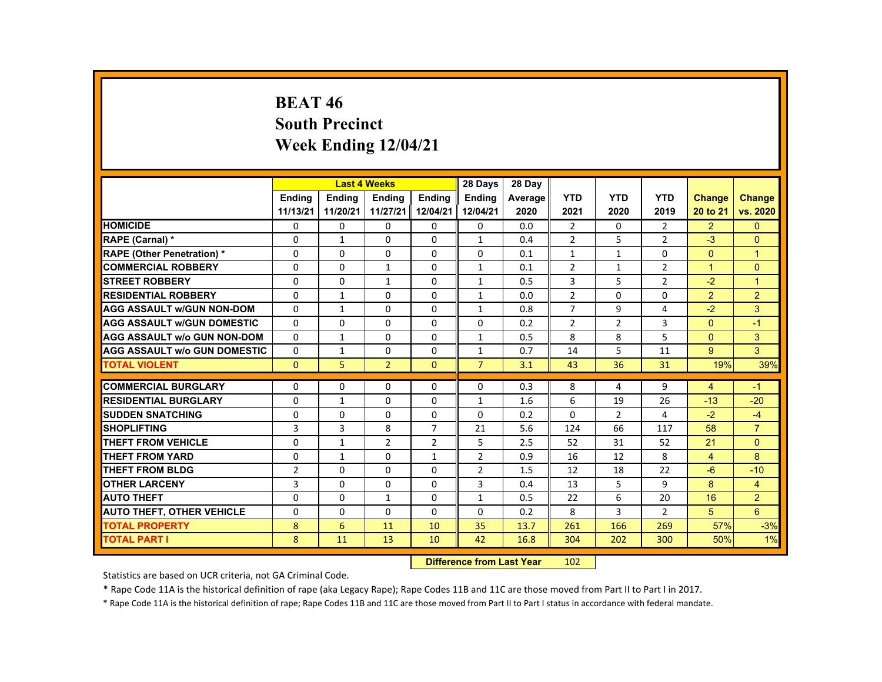# BEAT 46
## South Precinct
## Week Ending 12/04/21

| | Last 4 Weeks | | | | 28 Days | 28 Day | | | | | |
|---|---|---|---|---|---|---|---|---|---|---|---|
| | Ending 11/13/21 | Ending 11/20/21 | Ending 11/27/21 | Ending 12/04/21 | Ending 12/04/21 | Average 2020 | YTD 2021 | YTD 2020 | YTD 2019 | Change 20 to 21 | Change vs. 2020 |
| HOMICIDE | 0 | 0 | 0 | 0 | 0 | 0.0 | 2 | 0 | 2 | 2 | 0 |
| RAPE (Carnal) * | 0 | 1 | 0 | 0 | 1 | 0.4 | 2 | 5 | 2 | -3 | 0 |
| RAPE (Other Penetration) * | 0 | 0 | 0 | 0 | 0 | 0.1 | 1 | 1 | 0 | 0 | 1 |
| COMMERCIAL ROBBERY | 0 | 0 | 1 | 0 | 1 | 0.1 | 2 | 1 | 2 | 1 | 0 |
| STREET ROBBERY | 0 | 0 | 1 | 0 | 1 | 0.5 | 3 | 5 | 2 | -2 | 1 |
| RESIDENTIAL ROBBERY | 0 | 1 | 0 | 0 | 1 | 0.0 | 2 | 0 | 0 | 2 | 2 |
| AGG ASSAULT w/GUN NON-DOM | 0 | 1 | 0 | 0 | 1 | 0.8 | 7 | 9 | 4 | -2 | 3 |
| AGG ASSAULT w/GUN DOMESTIC | 0 | 0 | 0 | 0 | 0 | 0.2 | 2 | 2 | 3 | 0 | -1 |
| AGG ASSAULT w/o GUN NON-DOM | 0 | 1 | 0 | 0 | 1 | 0.5 | 8 | 8 | 5 | 0 | 3 |
| AGG ASSAULT w/o GUN DOMESTIC | 0 | 1 | 0 | 0 | 1 | 0.7 | 14 | 5 | 11 | 9 | 3 |
| TOTAL VIOLENT | 0 | 5 | 2 | 0 | 7 | 3.1 | 43 | 36 | 31 | 19% | 39% |
| COMMERCIAL BURGLARY | 0 | 0 | 0 | 0 | 0 | 0.3 | 8 | 4 | 9 | 4 | -1 |
| RESIDENTIAL BURGLARY | 0 | 1 | 0 | 0 | 1 | 1.6 | 6 | 19 | 26 | -13 | -20 |
| SUDDEN SNATCHING | 0 | 0 | 0 | 0 | 0 | 0.2 | 0 | 2 | 4 | -2 | -4 |
| SHOPLIFTING | 3 | 3 | 8 | 7 | 21 | 5.6 | 124 | 66 | 117 | 58 | 7 |
| THEFT FROM VEHICLE | 0 | 1 | 2 | 2 | 5 | 2.5 | 52 | 31 | 52 | 21 | 0 |
| THEFT FROM YARD | 0 | 1 | 0 | 1 | 2 | 0.9 | 16 | 12 | 8 | 4 | 8 |
| THEFT FROM BLDG | 2 | 0 | 0 | 0 | 2 | 1.5 | 12 | 18 | 22 | -6 | -10 |
| OTHER LARCENY | 3 | 0 | 0 | 0 | 3 | 0.4 | 13 | 5 | 9 | 8 | 4 |
| AUTO THEFT | 0 | 0 | 1 | 0 | 1 | 0.5 | 22 | 6 | 20 | 16 | 2 |
| AUTO THEFT, OTHER VEHICLE | 0 | 0 | 0 | 0 | 0 | 0.2 | 8 | 3 | 2 | 5 | 6 |
| TOTAL PROPERTY | 8 | 6 | 11 | 10 | 35 | 13.7 | 261 | 166 | 269 | 57% | -3% |
| TOTAL PART I | 8 | 11 | 13 | 10 | 42 | 16.8 | 304 | 202 | 300 | 50% | 1% |

**Difference from Last Year** 102

Statistics are based on UCR criteria, not GA Criminal Code.

* Rape Code 11A is the historical definition of rape (aka Legacy Rape); Rape Codes 11B and 11C are those moved from Part II to Part I in 2017.

* Rape Code 11A is the historical definition of rape; Rape Codes 11B and 11C are those moved from Part II to Part I status in accordance with federal mandate.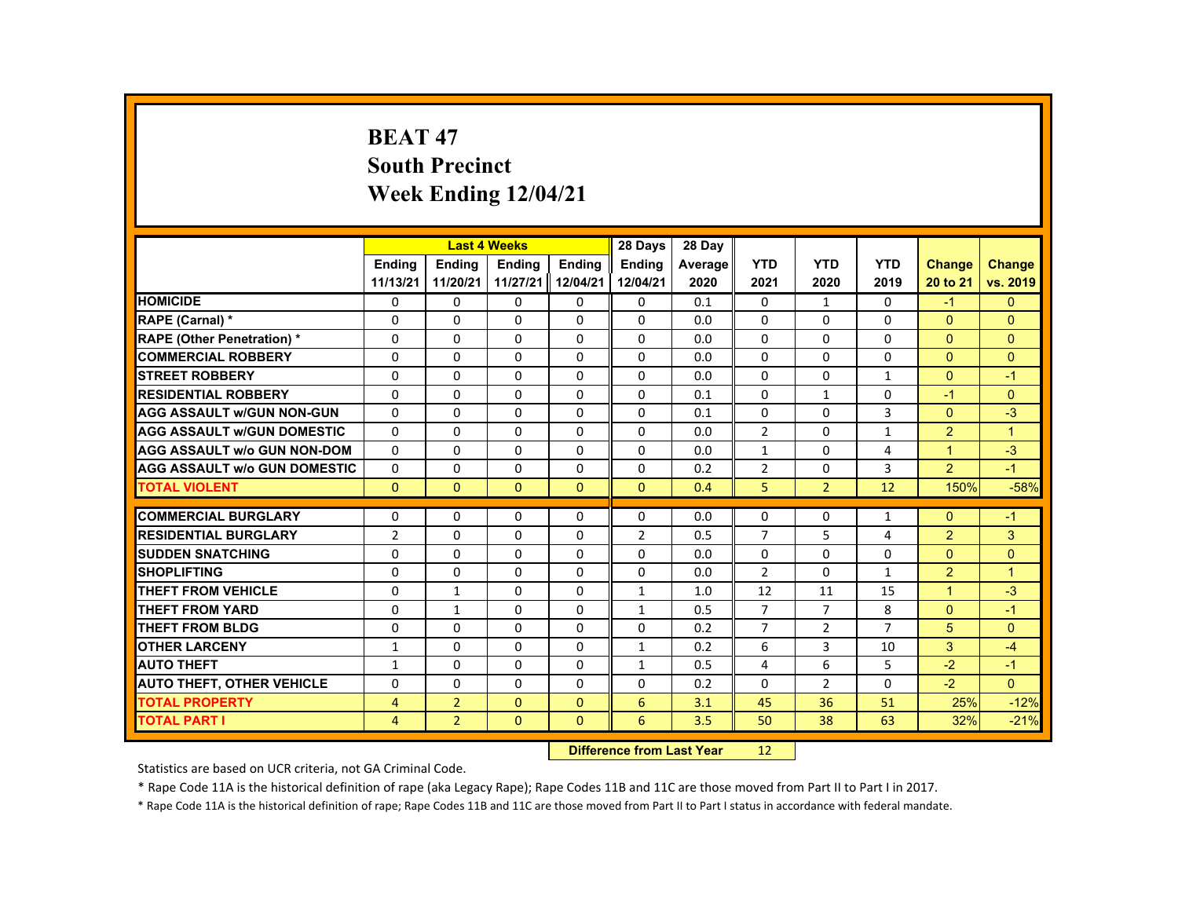# BEAT 47
## South Precinct
## Week Ending 12/04/21

| | Last 4 Weeks | | | | 28 Days | 28 Day | | | | | |
|---|---|---|---|---|---|---|---|---|---|---|---|
| | Ending 11/13/21 | Ending 11/20/21 | Ending 11/27/21 | Ending 12/04/21 | Ending 12/04/21 | Average 2020 | YTD 2021 | YTD 2020 | YTD 2019 | Change 20 to 21 | Change vs. 2019 |
| HOMICIDE | 0 | 0 | 0 | 0 | 0 | 0.1 | 0 | 1 | 0 | -1 | 0 |
| RAPE (Carnal) * | 0 | 0 | 0 | 0 | 0 | 0.0 | 0 | 0 | 0 | 0 | 0 |
| RAPE (Other Penetration) * | 0 | 0 | 0 | 0 | 0 | 0.0 | 0 | 0 | 0 | 0 | 0 |
| COMMERCIAL ROBBERY | 0 | 0 | 0 | 0 | 0 | 0.0 | 0 | 0 | 0 | 0 | 0 |
| STREET ROBBERY | 0 | 0 | 0 | 0 | 0 | 0.0 | 0 | 0 | 1 | 0 | -1 |
| RESIDENTIAL ROBBERY | 0 | 0 | 0 | 0 | 0 | 0.1 | 0 | 1 | 0 | -1 | 0 |
| AGG ASSAULT w/GUN NON-GUN | 0 | 0 | 0 | 0 | 0 | 0.1 | 0 | 0 | 3 | 0 | -3 |
| AGG ASSAULT w/GUN DOMESTIC | 0 | 0 | 0 | 0 | 0 | 0.0 | 2 | 0 | 1 | 2 | 1 |
| AGG ASSAULT w/o GUN NON-DOM | 0 | 0 | 0 | 0 | 0 | 0.0 | 1 | 0 | 4 | 1 | -3 |
| AGG ASSAULT w/o GUN DOMESTIC | 0 | 0 | 0 | 0 | 0 | 0.2 | 2 | 0 | 3 | 2 | -1 |
| TOTAL VIOLENT | 0 | 0 | 0 | 0 | 0 | 0.4 | 5 | 2 | 12 | 150% | -58% |
| COMMERCIAL BURGLARY | 0 | 0 | 0 | 0 | 0 | 0.0 | 0 | 0 | 1 | 0 | -1 |
| RESIDENTIAL BURGLARY | 2 | 0 | 0 | 0 | 2 | 0.5 | 7 | 5 | 4 | 2 | 3 |
| SUDDEN SNATCHING | 0 | 0 | 0 | 0 | 0 | 0.0 | 0 | 0 | 0 | 0 | 0 |
| SHOPLIFTING | 0 | 0 | 0 | 0 | 0 | 0.0 | 2 | 0 | 1 | 2 | 1 |
| THEFT FROM VEHICLE | 0 | 1 | 0 | 0 | 1 | 1.0 | 12 | 11 | 15 | 1 | -3 |
| THEFT FROM YARD | 0 | 1 | 0 | 0 | 1 | 0.5 | 7 | 7 | 8 | 0 | -1 |
| THEFT FROM BLDG | 0 | 0 | 0 | 0 | 0 | 0.2 | 7 | 2 | 7 | 5 | 0 |
| OTHER LARCENY | 1 | 0 | 0 | 0 | 1 | 0.2 | 6 | 3 | 10 | 3 | -4 |
| AUTO THEFT | 1 | 0 | 0 | 0 | 1 | 0.5 | 4 | 6 | 5 | -2 | -1 |
| AUTO THEFT, OTHER VEHICLE | 0 | 0 | 0 | 0 | 0 | 0.2 | 0 | 2 | 0 | -2 | 0 |
| TOTAL PROPERTY | 4 | 2 | 0 | 0 | 6 | 3.1 | 45 | 36 | 51 | 25% | -12% |
| TOTAL PART I | 4 | 2 | 0 | 0 | 6 | 3.5 | 50 | 38 | 63 | 32% | -21% |

**Difference from Last Year** 12

Statistics are based on UCR criteria, not GA Criminal Code.

* Rape Code 11A is the historical definition of rape (aka Legacy Rape); Rape Codes 11B and 11C are those moved from Part II to Part I in 2017.

* Rape Code 11A is the historical definition of rape; Rape Codes 11B and 11C are those moved from Part II to Part I status in accordance with federal mandate.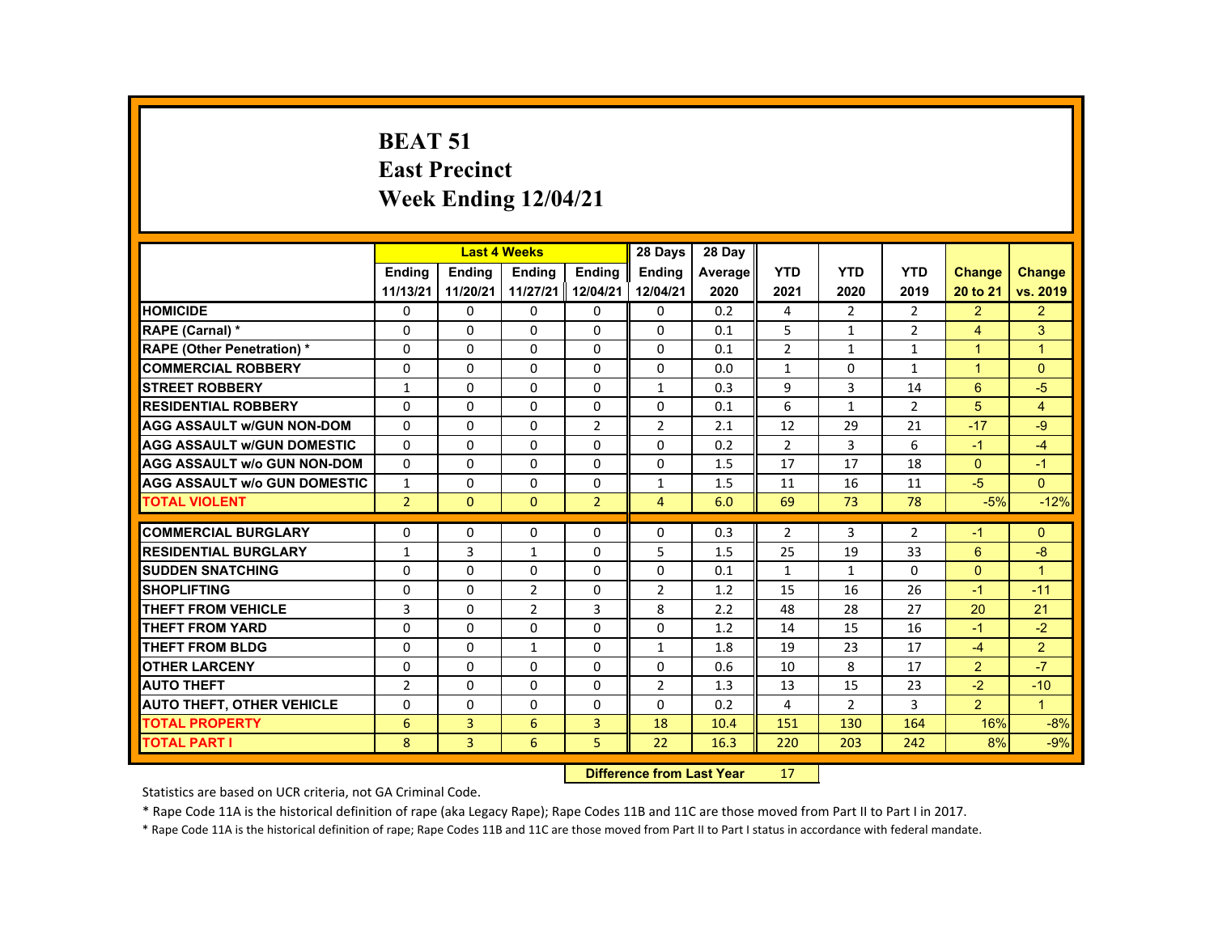# BEAT 51
## East Precinct
## Week Ending 12/04/21

| | Last 4 Weeks | | | | 28 Days | 28 Day | | | | | |
|---|---|---|---|---|---|---|---|---|---|---|---|
| | Ending 11/13/21 | Ending 11/20/21 | Ending 11/27/21 | Ending 12/04/21 | Ending 12/04/21 | Average 2020 | YTD 2021 | YTD 2020 | YTD 2019 | Change 20 to 21 | Change vs. 2019 |
| HOMICIDE | 0 | 0 | 0 | 0 | 0 | 0.2 | 4 | 2 | 2 | 2 | 2 |
| RAPE (Carnal) * | 0 | 0 | 0 | 0 | 0 | 0.1 | 5 | 1 | 2 | 4 | 3 |
| RAPE (Other Penetration) * | 0 | 0 | 0 | 0 | 0 | 0.1 | 2 | 1 | 1 | 1 | 1 |
| COMMERCIAL ROBBERY | 0 | 0 | 0 | 0 | 0 | 0.0 | 1 | 0 | 1 | 1 | 0 |
| STREET ROBBERY | 1 | 0 | 0 | 0 | 1 | 0.3 | 9 | 3 | 14 | 6 | -5 |
| RESIDENTIAL ROBBERY | 0 | 0 | 0 | 0 | 0 | 0.1 | 6 | 1 | 2 | 5 | 4 |
| AGG ASSAULT w/GUN NON-DOM | 0 | 0 | 0 | 2 | 2 | 2.1 | 12 | 29 | 21 | -17 | -9 |
| AGG ASSAULT w/GUN DOMESTIC | 0 | 0 | 0 | 0 | 0 | 0.2 | 2 | 3 | 6 | -1 | -4 |
| AGG ASSAULT w/o GUN NON-DOM | 0 | 0 | 0 | 0 | 0 | 1.5 | 17 | 17 | 18 | 0 | -1 |
| AGG ASSAULT w/o GUN DOMESTIC | 1 | 0 | 0 | 0 | 1 | 1.5 | 11 | 16 | 11 | -5 | 0 |
| TOTAL VIOLENT | 2 | 0 | 0 | 2 | 4 | 6.0 | 69 | 73 | 78 | -5% | -12% |
| COMMERCIAL BURGLARY | 0 | 0 | 0 | 0 | 0 | 0.3 | 2 | 3 | 2 | -1 | 0 |
| RESIDENTIAL BURGLARY | 1 | 3 | 1 | 0 | 5 | 1.5 | 25 | 19 | 33 | 6 | -8 |
| SUDDEN SNATCHING | 0 | 0 | 0 | 0 | 0 | 0.1 | 1 | 1 | 0 | 0 | 1 |
| SHOPLIFTING | 0 | 0 | 2 | 0 | 2 | 1.2 | 15 | 16 | 26 | -1 | -11 |
| THEFT FROM VEHICLE | 3 | 0 | 2 | 3 | 8 | 2.2 | 48 | 28 | 27 | 20 | 21 |
| THEFT FROM YARD | 0 | 0 | 0 | 0 | 0 | 1.2 | 14 | 15 | 16 | -1 | -2 |
| THEFT FROM BLDG | 0 | 0 | 1 | 0 | 1 | 1.8 | 19 | 23 | 17 | -4 | 2 |
| OTHER LARCENY | 0 | 0 | 0 | 0 | 0 | 0.6 | 10 | 8 | 17 | 2 | -7 |
| AUTO THEFT | 2 | 0 | 0 | 0 | 2 | 1.3 | 13 | 15 | 23 | -2 | -10 |
| AUTO THEFT, OTHER VEHICLE | 0 | 0 | 0 | 0 | 0 | 0.2 | 4 | 2 | 3 | 2 | 1 |
| TOTAL PROPERTY | 6 | 3 | 6 | 3 | 18 | 10.4 | 151 | 130 | 164 | 16% | -8% |
| TOTAL PART I | 8 | 3 | 6 | 5 | 22 | 16.3 | 220 | 203 | 242 | 8% | -9% |

**Difference from Last Year** 17

Statistics are based on UCR criteria, not GA Criminal Code.

* Rape Code 11A is the historical definition of rape (aka Legacy Rape); Rape Codes 11B and 11C are those moved from Part II to Part I in 2017.

* Rape Code 11A is the historical definition of rape; Rape Codes 11B and 11C are those moved from Part II to Part I status in accordance with federal mandate.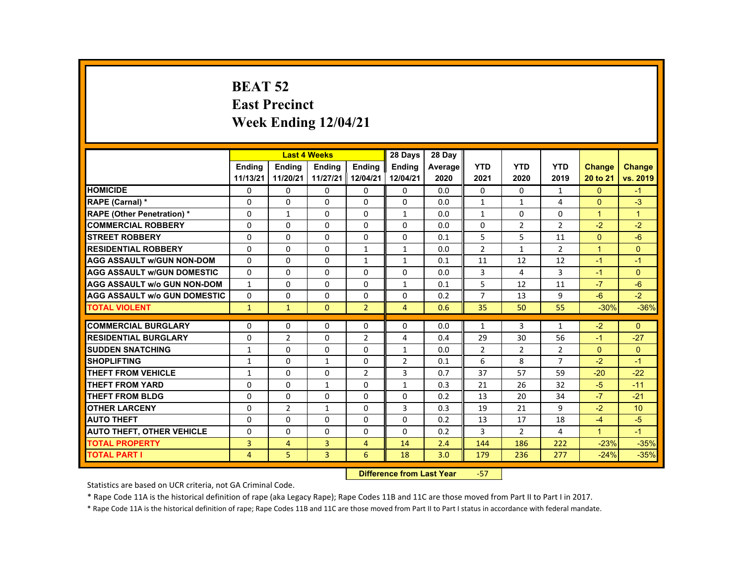# BEAT 52
## East Precinct
## Week Ending 12/04/21

| | Last 4 Weeks | | | | 28 Days | 28 Day | | | | | |
|---|---|---|---|---|---|---|---|---|---|---|---|
| | Ending 11/13/21 | Ending 11/20/21 | Ending 11/27/21 | Ending 12/04/21 | Ending 12/04/21 | Average 2020 | YTD 2021 | YTD 2020 | YTD 2019 | Change 20 to 21 | Change vs. 2019 |
| HOMICIDE | 0 | 0 | 0 | 0 | 0 | 0.0 | 0 | 0 | 1 | 0 | -1 |
| RAPE (Carnal) * | 0 | 0 | 0 | 0 | 0 | 0.0 | 1 | 1 | 4 | 0 | -3 |
| RAPE (Other Penetration) * | 0 | 1 | 0 | 0 | 1 | 0.0 | 1 | 0 | 0 | 1 | 1 |
| COMMERCIAL ROBBERY | 0 | 0 | 0 | 0 | 0 | 0.0 | 0 | 2 | 2 | -2 | -2 |
| STREET ROBBERY | 0 | 0 | 0 | 0 | 0 | 0.1 | 5 | 5 | 11 | 0 | -6 |
| RESIDENTIAL ROBBERY | 0 | 0 | 0 | 1 | 1 | 0.0 | 2 | 1 | 2 | 1 | 0 |
| AGG ASSAULT w/GUN NON-DOM | 0 | 0 | 0 | 1 | 1 | 0.1 | 11 | 12 | 12 | -1 | -1 |
| AGG ASSAULT w/GUN DOMESTIC | 0 | 0 | 0 | 0 | 0 | 0.0 | 3 | 4 | 3 | -1 | 0 |
| AGG ASSAULT w/o GUN NON-DOM | 1 | 0 | 0 | 0 | 1 | 0.1 | 5 | 12 | 11 | -7 | -6 |
| AGG ASSAULT w/o GUN DOMESTIC | 0 | 0 | 0 | 0 | 0 | 0.2 | 7 | 13 | 9 | -6 | -2 |
| TOTAL VIOLENT | 1 | 1 | 0 | 2 | 4 | 0.6 | 35 | 50 | 55 | -30% | -36% |
| COMMERCIAL BURGLARY | 0 | 0 | 0 | 0 | 0 | 0.0 | 1 | 3 | 1 | -2 | 0 |
| RESIDENTIAL BURGLARY | 0 | 2 | 0 | 2 | 4 | 0.4 | 29 | 30 | 56 | -1 | -27 |
| SUDDEN SNATCHING | 1 | 0 | 0 | 0 | 1 | 0.0 | 2 | 2 | 2 | 0 | 0 |
| SHOPLIFTING | 1 | 0 | 1 | 0 | 2 | 0.1 | 6 | 8 | 7 | -2 | -1 |
| THEFT FROM VEHICLE | 1 | 0 | 0 | 2 | 3 | 0.7 | 37 | 57 | 59 | -20 | -22 |
| THEFT FROM YARD | 0 | 0 | 1 | 0 | 1 | 0.3 | 21 | 26 | 32 | -5 | -11 |
| THEFT FROM BLDG | 0 | 0 | 0 | 0 | 0 | 0.2 | 13 | 20 | 34 | -7 | -21 |
| OTHER LARCENY | 0 | 2 | 1 | 0 | 3 | 0.3 | 19 | 21 | 9 | -2 | 10 |
| AUTO THEFT | 0 | 0 | 0 | 0 | 0 | 0.2 | 13 | 17 | 18 | -4 | -5 |
| AUTO THEFT, OTHER VEHICLE | 0 | 0 | 0 | 0 | 0 | 0.2 | 3 | 2 | 4 | 1 | -1 |
| TOTAL PROPERTY | 3 | 4 | 3 | 4 | 14 | 2.4 | 144 | 186 | 222 | -23% | -35% |
| TOTAL PART I | 4 | 5 | 3 | 6 | 18 | 3.0 | 179 | 236 | 277 | -24% | -35% |

**Difference from Last Year** -57

Statistics are based on UCR criteria, not GA Criminal Code.

* Rape Code 11A is the historical definition of rape (aka Legacy Rape); Rape Codes 11B and 11C are those moved from Part II to Part I in 2017.

* Rape Code 11A is the historical definition of rape; Rape Codes 11B and 11C are those moved from Part II to Part I status in accordance with federal mandate.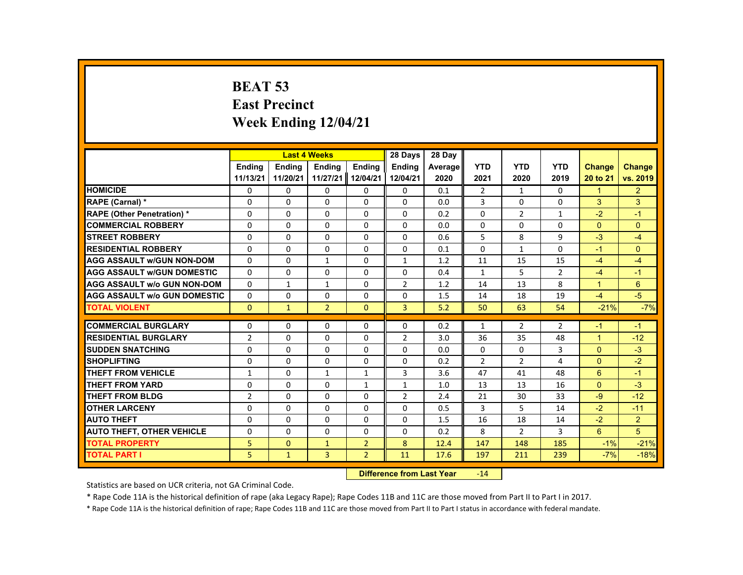# BEAT 53
## East Precinct
## Week Ending 12/04/21

| | Last 4 Weeks | | | | 28 Days | 28 Day | | | | | |
|---|---|---|---|---|---|---|---|---|---|---|---|
| | Ending 11/13/21 | Ending 11/20/21 | Ending 11/27/21 | Ending 12/04/21 | Ending 12/04/21 | Average 2020 | YTD 2021 | YTD 2020 | YTD 2019 | Change 20 to 21 | Change vs. 2019 |
| HOMICIDE | 0 | 0 | 0 | 0 | 0 | 0.1 | 2 | 1 | 0 | 1 | 2 |
| RAPE (Carnal) * | 0 | 0 | 0 | 0 | 0 | 0.0 | 3 | 0 | 0 | 3 | 3 |
| RAPE (Other Penetration) * | 0 | 0 | 0 | 0 | 0 | 0.2 | 0 | 2 | 1 | -2 | -1 |
| COMMERCIAL ROBBERY | 0 | 0 | 0 | 0 | 0 | 0.0 | 0 | 0 | 0 | 0 | 0 |
| STREET ROBBERY | 0 | 0 | 0 | 0 | 0 | 0.6 | 5 | 8 | 9 | -3 | -4 |
| RESIDENTIAL ROBBERY | 0 | 0 | 0 | 0 | 0 | 0.1 | 0 | 1 | 0 | -1 | 0 |
| AGG ASSAULT w/GUN NON-DOM | 0 | 0 | 1 | 0 | 1 | 1.2 | 11 | 15 | 15 | -4 | -4 |
| AGG ASSAULT w/GUN DOMESTIC | 0 | 0 | 0 | 0 | 0 | 0.4 | 1 | 5 | 2 | -4 | -1 |
| AGG ASSAULT w/o GUN NON-DOM | 0 | 1 | 1 | 0 | 2 | 1.2 | 14 | 13 | 8 | 1 | 6 |
| AGG ASSAULT w/o GUN DOMESTIC | 0 | 0 | 0 | 0 | 0 | 1.5 | 14 | 18 | 19 | -4 | -5 |
| TOTAL VIOLENT | 0 | 1 | 2 | 0 | 3 | 5.2 | 50 | 63 | 54 | -21% | -7% |
| COMMERCIAL BURGLARY | 0 | 0 | 0 | 0 | 0 | 0.2 | 1 | 2 | 2 | -1 | -1 |
| RESIDENTIAL BURGLARY | 2 | 0 | 0 | 0 | 2 | 3.0 | 36 | 35 | 48 | 1 | -12 |
| SUDDEN SNATCHING | 0 | 0 | 0 | 0 | 0 | 0.0 | 0 | 0 | 3 | 0 | -3 |
| SHOPLIFTING | 0 | 0 | 0 | 0 | 0 | 0.2 | 2 | 2 | 4 | 0 | -2 |
| THEFT FROM VEHICLE | 1 | 0 | 1 | 1 | 3 | 3.6 | 47 | 41 | 48 | 6 | -1 |
| THEFT FROM YARD | 0 | 0 | 0 | 1 | 1 | 1.0 | 13 | 13 | 16 | 0 | -3 |
| THEFT FROM BLDG | 2 | 0 | 0 | 0 | 2 | 2.4 | 21 | 30 | 33 | -9 | -12 |
| OTHER LARCENY | 0 | 0 | 0 | 0 | 0 | 0.5 | 3 | 5 | 14 | -2 | -11 |
| AUTO THEFT | 0 | 0 | 0 | 0 | 0 | 1.5 | 16 | 18 | 14 | -2 | 2 |
| AUTO THEFT, OTHER VEHICLE | 0 | 0 | 0 | 0 | 0 | 0.2 | 8 | 2 | 3 | 6 | 5 |
| TOTAL PROPERTY | 5 | 0 | 1 | 2 | 8 | 12.4 | 147 | 148 | 185 | -1% | -21% |
| TOTAL PART I | 5 | 1 | 3 | 2 | 11 | 17.6 | 197 | 211 | 239 | -7% | -18% |

**Difference from Last Year** -14

Statistics are based on UCR criteria, not GA Criminal Code.

* Rape Code 11A is the historical definition of rape (aka Legacy Rape); Rape Codes 11B and 11C are those moved from Part II to Part I in 2017.

* Rape Code 11A is the historical definition of rape; Rape Codes 11B and 11C are those moved from Part II to Part I status in accordance with federal mandate.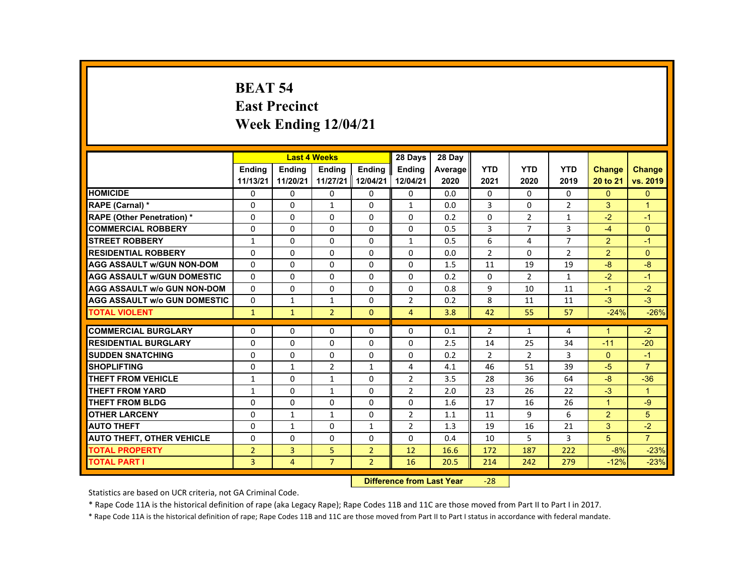# BEAT 54
## East Precinct
## Week Ending 12/04/21

| | Last 4 Weeks | | | | 28 Days | 28 Day | | | | | |
|---|---|---|---|---|---|---|---|---|---|---|---|
| | Ending 11/13/21 | Ending 11/20/21 | Ending 11/27/21 | Ending 12/04/21 | Ending 12/04/21 | Average 2020 | YTD 2021 | YTD 2020 | YTD 2019 | Change 20 to 21 | Change vs. 2019 |
| HOMICIDE | 0 | 0 | 0 | 0 | 0 | 0.0 | 0 | 0 | 0 | 0 | 0 |
| RAPE (Carnal) * | 0 | 0 | 1 | 0 | 1 | 0.0 | 3 | 0 | 2 | 3 | 1 |
| RAPE (Other Penetration) * | 0 | 0 | 0 | 0 | 0 | 0.2 | 0 | 2 | 1 | -2 | -1 |
| COMMERCIAL ROBBERY | 0 | 0 | 0 | 0 | 0 | 0.5 | 3 | 7 | 3 | -4 | 0 |
| STREET ROBBERY | 1 | 0 | 0 | 0 | 1 | 0.5 | 6 | 4 | 7 | 2 | -1 |
| RESIDENTIAL ROBBERY | 0 | 0 | 0 | 0 | 0 | 0.0 | 2 | 0 | 2 | 2 | 0 |
| AGG ASSAULT w/GUN NON-DOM | 0 | 0 | 0 | 0 | 0 | 1.5 | 11 | 19 | 19 | -8 | -8 |
| AGG ASSAULT w/GUN DOMESTIC | 0 | 0 | 0 | 0 | 0 | 0.2 | 0 | 2 | 1 | -2 | -1 |
| AGG ASSAULT w/o GUN NON-DOM | 0 | 0 | 0 | 0 | 0 | 0.8 | 9 | 10 | 11 | -1 | -2 |
| AGG ASSAULT w/o GUN DOMESTIC | 0 | 1 | 1 | 0 | 2 | 0.2 | 8 | 11 | 11 | -3 | -3 |
| TOTAL VIOLENT | 1 | 1 | 2 | 0 | 4 | 3.8 | 42 | 55 | 57 | -24% | -26% |
| COMMERCIAL BURGLARY | 0 | 0 | 0 | 0 | 0 | 0.1 | 2 | 1 | 4 | 1 | -2 |
| RESIDENTIAL BURGLARY | 0 | 0 | 0 | 0 | 0 | 2.5 | 14 | 25 | 34 | -11 | -20 |
| SUDDEN SNATCHING | 0 | 0 | 0 | 0 | 0 | 0.2 | 2 | 2 | 3 | 0 | -1 |
| SHOPLIFTING | 0 | 1 | 2 | 1 | 4 | 4.1 | 46 | 51 | 39 | -5 | 7 |
| THEFT FROM VEHICLE | 1 | 0 | 1 | 0 | 2 | 3.5 | 28 | 36 | 64 | -8 | -36 |
| THEFT FROM YARD | 1 | 0 | 1 | 0 | 2 | 2.0 | 23 | 26 | 22 | -3 | 1 |
| THEFT FROM BLDG | 0 | 0 | 0 | 0 | 0 | 1.6 | 17 | 16 | 26 | 1 | -9 |
| OTHER LARCENY | 0 | 1 | 1 | 0 | 2 | 1.1 | 11 | 9 | 6 | 2 | 5 |
| AUTO THEFT | 0 | 1 | 0 | 1 | 2 | 1.3 | 19 | 16 | 21 | 3 | -2 |
| AUTO THEFT, OTHER VEHICLE | 0 | 0 | 0 | 0 | 0 | 0.4 | 10 | 5 | 3 | 5 | 7 |
| TOTAL PROPERTY | 2 | 3 | 5 | 2 | 12 | 16.6 | 172 | 187 | 222 | -8% | -23% |
| TOTAL PART I | 3 | 4 | 7 | 2 | 16 | 20.5 | 214 | 242 | 279 | -12% | -23% |

**Difference from Last Year** -28

Statistics are based on UCR criteria, not GA Criminal Code.

* Rape Code 11A is the historical definition of rape (aka Legacy Rape); Rape Codes 11B and 11C are those moved from Part II to Part I in 2017.

* Rape Code 11A is the historical definition of rape; Rape Codes 11B and 11C are those moved from Part II to Part I status in accordance with federal mandate.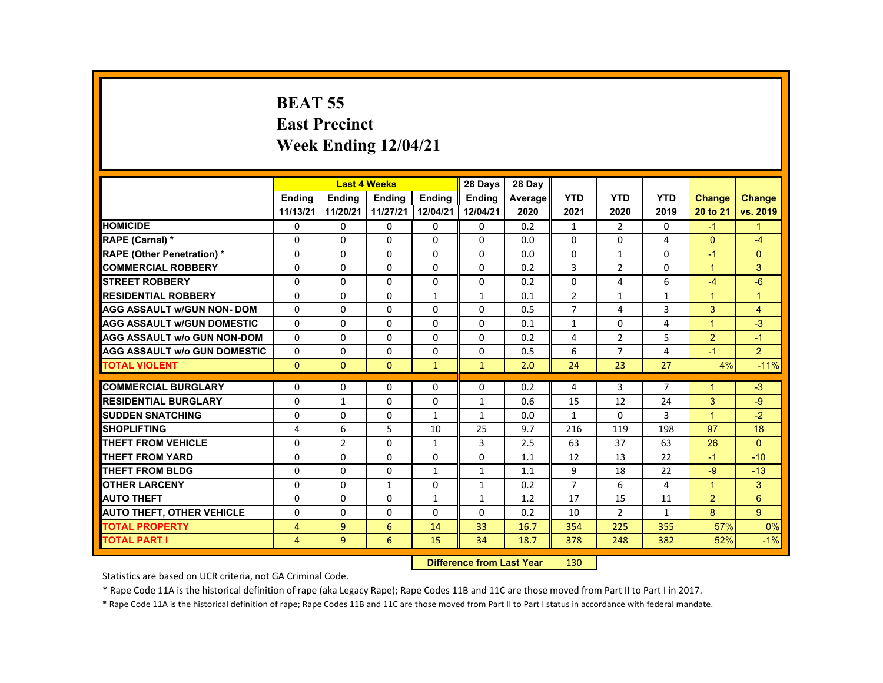# BEAT 55
## East Precinct
## Week Ending 12/04/21

| | Last 4 Weeks | | | | 28 Days | 28 Day | | | | | |
|---|---|---|---|---|---|---|---|---|---|---|---|
| | Ending 11/13/21 | Ending 11/20/21 | Ending 11/27/21 | Ending 12/04/21 | Ending 12/04/21 | Average 2020 | YTD 2021 | YTD 2020 | YTD 2019 | Change 20 to 21 | Change vs. 2019 |
| HOMICIDE | 0 | 0 | 0 | 0 | 0 | 0.2 | 1 | 2 | 0 | -1 | 1 |
| RAPE (Carnal) * | 0 | 0 | 0 | 0 | 0 | 0.0 | 0 | 0 | 4 | 0 | -4 |
| RAPE (Other Penetration) * | 0 | 0 | 0 | 0 | 0 | 0.0 | 0 | 1 | 0 | -1 | 0 |
| COMMERCIAL ROBBERY | 0 | 0 | 0 | 0 | 0 | 0.2 | 3 | 2 | 0 | 1 | 3 |
| STREET ROBBERY | 0 | 0 | 0 | 0 | 0 | 0.2 | 0 | 4 | 6 | -4 | -6 |
| RESIDENTIAL ROBBERY | 0 | 0 | 0 | 1 | 1 | 0.1 | 2 | 1 | 1 | 1 | 1 |
| AGG ASSAULT w/GUN NON- DOM | 0 | 0 | 0 | 0 | 0 | 0.5 | 7 | 4 | 3 | 3 | 4 |
| AGG ASSAULT w/GUN DOMESTIC | 0 | 0 | 0 | 0 | 0 | 0.1 | 1 | 0 | 4 | 1 | -3 |
| AGG ASSAULT w/o GUN NON-DOM | 0 | 0 | 0 | 0 | 0 | 0.2 | 4 | 2 | 5 | 2 | -1 |
| AGG ASSAULT w/o GUN DOMESTIC | 0 | 0 | 0 | 0 | 0 | 0.5 | 6 | 7 | 4 | -1 | 2 |
| TOTAL VIOLENT | 0 | 0 | 0 | 1 | 1 | 2.0 | 24 | 23 | 27 | 4% | -11% |
| COMMERCIAL BURGLARY | 0 | 0 | 0 | 0 | 0 | 0.2 | 4 | 3 | 7 | 1 | -3 |
| RESIDENTIAL BURGLARY | 0 | 1 | 0 | 0 | 1 | 0.6 | 15 | 12 | 24 | 3 | -9 |
| SUDDEN SNATCHING | 0 | 0 | 0 | 1 | 1 | 0.0 | 1 | 0 | 3 | 1 | -2 |
| SHOPLIFTING | 4 | 6 | 5 | 10 | 25 | 9.7 | 216 | 119 | 198 | 97 | 18 |
| THEFT FROM VEHICLE | 0 | 2 | 0 | 1 | 3 | 2.5 | 63 | 37 | 63 | 26 | 0 |
| THEFT FROM YARD | 0 | 0 | 0 | 0 | 0 | 1.1 | 12 | 13 | 22 | -1 | -10 |
| THEFT FROM BLDG | 0 | 0 | 0 | 1 | 1 | 1.1 | 9 | 18 | 22 | -9 | -13 |
| OTHER LARCENY | 0 | 0 | 1 | 0 | 1 | 0.2 | 7 | 6 | 4 | 1 | 3 |
| AUTO THEFT | 0 | 0 | 0 | 1 | 1 | 1.2 | 17 | 15 | 11 | 2 | 6 |
| AUTO THEFT, OTHER VEHICLE | 0 | 0 | 0 | 0 | 0 | 0.2 | 10 | 2 | 1 | 8 | 9 |
| TOTAL PROPERTY | 4 | 9 | 6 | 14 | 33 | 16.7 | 354 | 225 | 355 | 57% | 0% |
| TOTAL PART I | 4 | 9 | 6 | 15 | 34 | 18.7 | 378 | 248 | 382 | 52% | -1% |

**Difference from Last Year** 130

Statistics are based on UCR criteria, not GA Criminal Code.

* Rape Code 11A is the historical definition of rape (aka Legacy Rape); Rape Codes 11B and 11C are those moved from Part II to Part I in 2017.

* Rape Code 11A is the historical definition of rape; Rape Codes 11B and 11C are those moved from Part II to Part I status in accordance with federal mandate.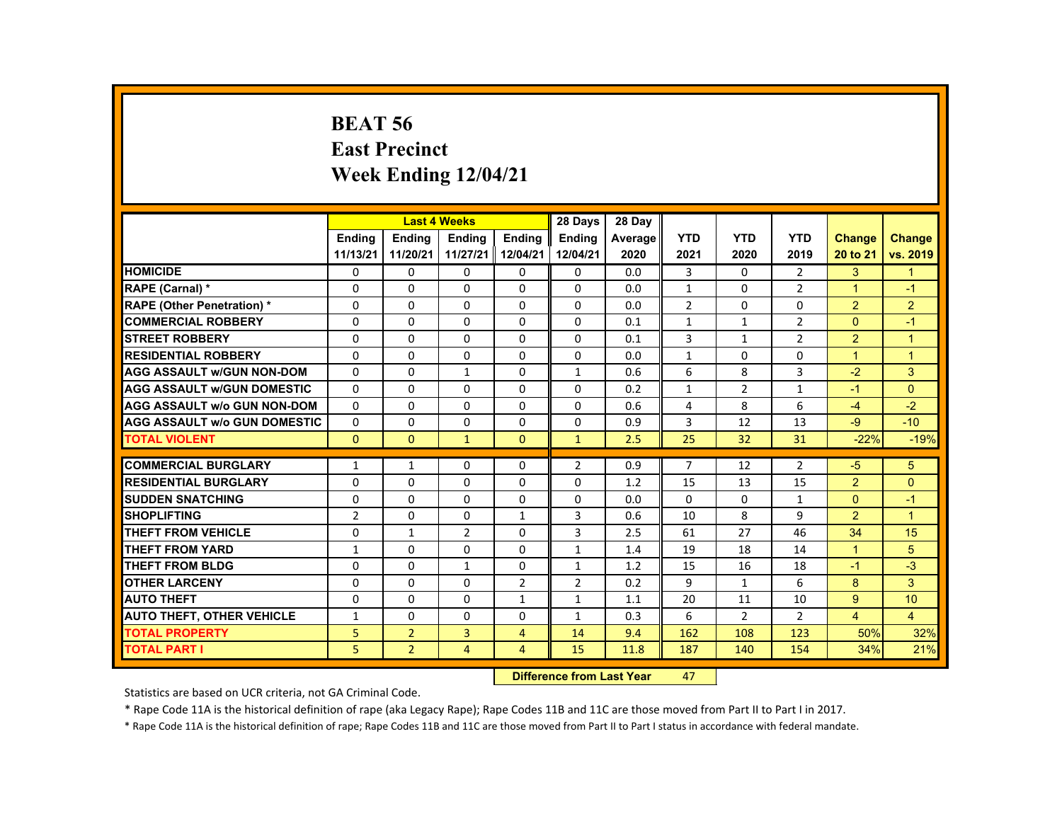# BEAT 56
## East Precinct
## Week Ending 12/04/21

| | Last 4 Weeks | | | | 28 Days | 28 Day | | | | | |
|---|---|---|---|---|---|---|---|---|---|---|---|
| | Ending 11/13/21 | Ending 11/20/21 | Ending 11/27/21 | Ending 12/04/21 | Ending 12/04/21 | Average 2020 | YTD 2021 | YTD 2020 | YTD 2019 | Change 20 to 21 | Change vs. 2019 |
| HOMICIDE | 0 | 0 | 0 | 0 | 0 | 0.0 | 3 | 0 | 2 | 3 | 1 |
| RAPE (Carnal) * | 0 | 0 | 0 | 0 | 0 | 0.0 | 1 | 0 | 2 | 1 | -1 |
| RAPE (Other Penetration) * | 0 | 0 | 0 | 0 | 0 | 0.0 | 2 | 0 | 0 | 2 | 2 |
| COMMERCIAL ROBBERY | 0 | 0 | 0 | 0 | 0 | 0.1 | 1 | 1 | 2 | 0 | -1 |
| STREET ROBBERY | 0 | 0 | 0 | 0 | 0 | 0.1 | 3 | 1 | 2 | 2 | 1 |
| RESIDENTIAL ROBBERY | 0 | 0 | 0 | 0 | 0 | 0.0 | 1 | 0 | 0 | 1 | 1 |
| AGG ASSAULT w/GUN NON-DOM | 0 | 0 | 1 | 0 | 1 | 0.6 | 6 | 8 | 3 | -2 | 3 |
| AGG ASSAULT w/GUN DOMESTIC | 0 | 0 | 0 | 0 | 0 | 0.2 | 1 | 2 | 1 | -1 | 0 |
| AGG ASSAULT w/o GUN NON-DOM | 0 | 0 | 0 | 0 | 0 | 0.6 | 4 | 8 | 6 | -4 | -2 |
| AGG ASSAULT w/o GUN DOMESTIC | 0 | 0 | 0 | 0 | 0 | 0.9 | 3 | 12 | 13 | -9 | -10 |
| TOTAL VIOLENT | 0 | 0 | 1 | 0 | 1 | 2.5 | 25 | 32 | 31 | -22% | -19% |
| COMMERCIAL BURGLARY | 1 | 1 | 0 | 0 | 2 | 0.9 | 7 | 12 | 2 | -5 | 5 |
| RESIDENTIAL BURGLARY | 0 | 0 | 0 | 0 | 0 | 1.2 | 15 | 13 | 15 | 2 | 0 |
| SUDDEN SNATCHING | 0 | 0 | 0 | 0 | 0 | 0.0 | 0 | 0 | 1 | 0 | -1 |
| SHOPLIFTING | 2 | 0 | 0 | 1 | 3 | 0.6 | 10 | 8 | 9 | 2 | 1 |
| THEFT FROM VEHICLE | 0 | 1 | 2 | 0 | 3 | 2.5 | 61 | 27 | 46 | 34 | 15 |
| THEFT FROM YARD | 1 | 0 | 0 | 0 | 1 | 1.4 | 19 | 18 | 14 | 1 | 5 |
| THEFT FROM BLDG | 0 | 0 | 1 | 0 | 1 | 1.2 | 15 | 16 | 18 | -1 | -3 |
| OTHER LARCENY | 0 | 0 | 0 | 2 | 2 | 0.2 | 9 | 1 | 6 | 8 | 3 |
| AUTO THEFT | 0 | 0 | 0 | 1 | 1 | 1.1 | 20 | 11 | 10 | 9 | 10 |
| AUTO THEFT, OTHER VEHICLE | 1 | 0 | 0 | 0 | 1 | 0.3 | 6 | 2 | 2 | 4 | 4 |
| TOTAL PROPERTY | 5 | 2 | 3 | 4 | 14 | 9.4 | 162 | 108 | 123 | 50% | 32% |
| TOTAL PART I | 5 | 2 | 4 | 4 | 15 | 11.8 | 187 | 140 | 154 | 34% | 21% |

Difference from Last Year: 47

Statistics are based on UCR criteria, not GA Criminal Code.

* Rape Code 11A is the historical definition of rape (aka Legacy Rape); Rape Codes 11B and 11C are those moved from Part II to Part I in 2017.

* Rape Code 11A is the historical definition of rape; Rape Codes 11B and 11C are those moved from Part II to Part I status in accordance with federal mandate.